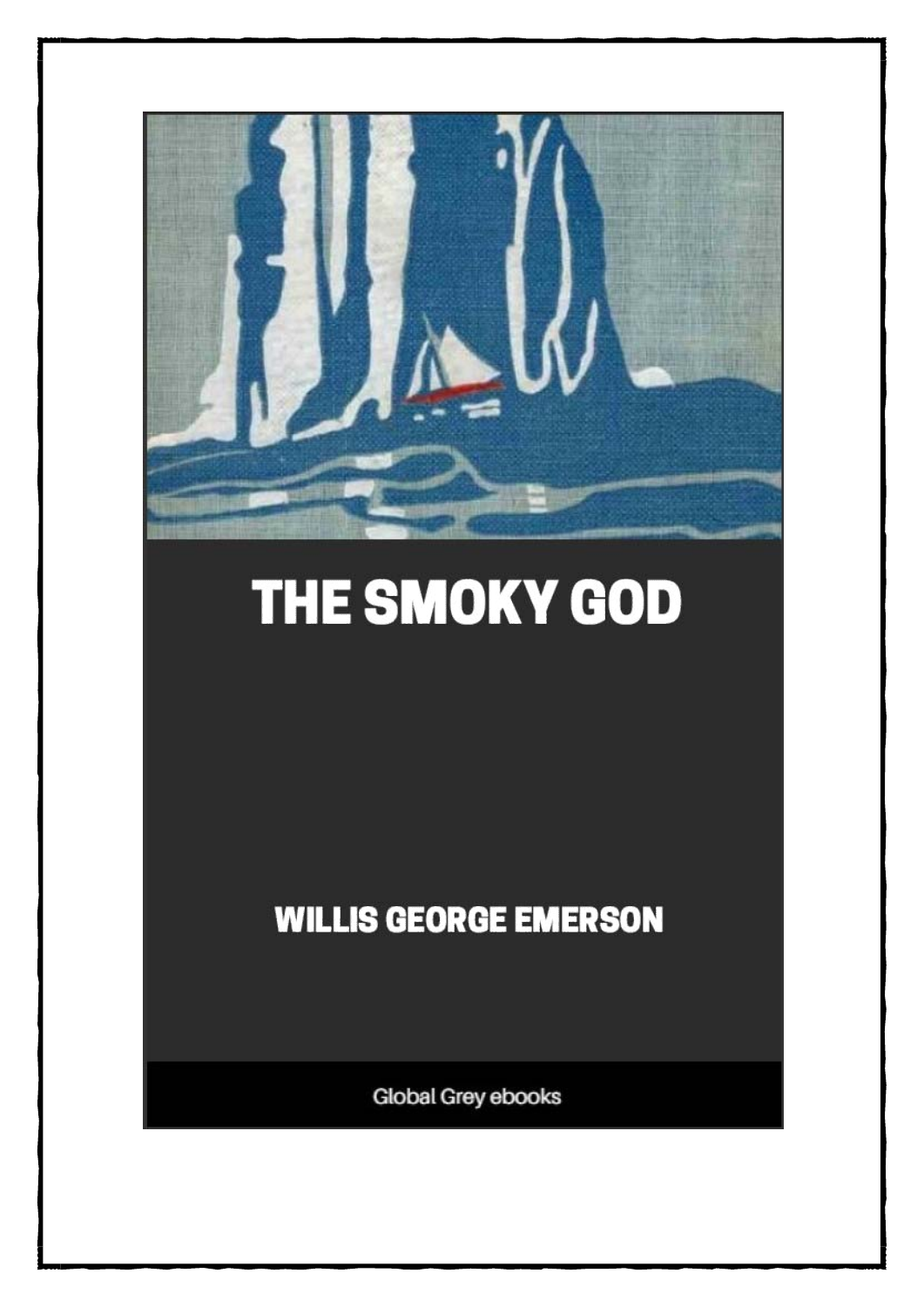# THE SMOKY GOD

WILLIS GEORGE EMERSON

Global Grey ebooks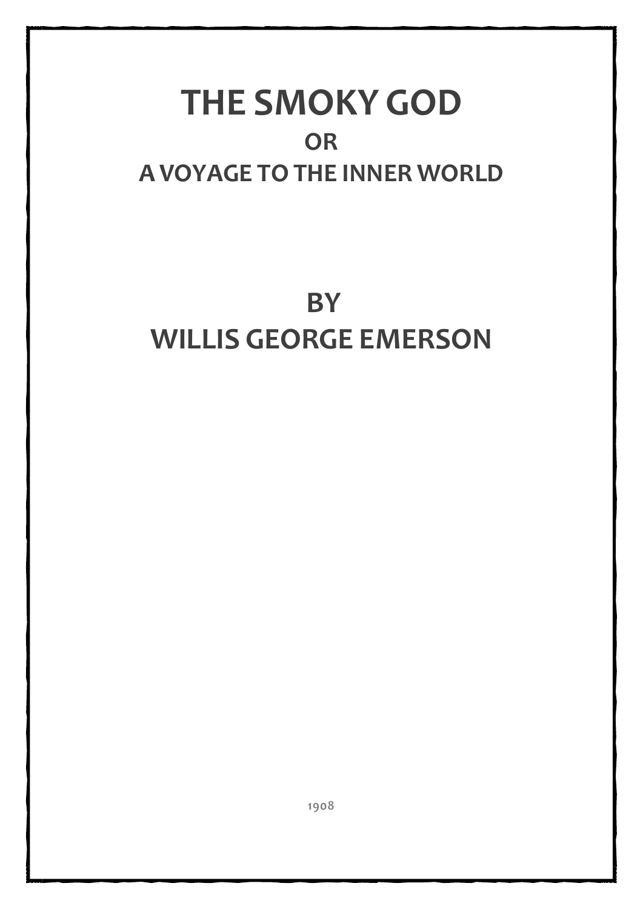# THE SMOKY GOD

## OR

## A VOYAGE TO THE INNER WORLD

## BY

## WILLIS GEORGE EMERSON

1908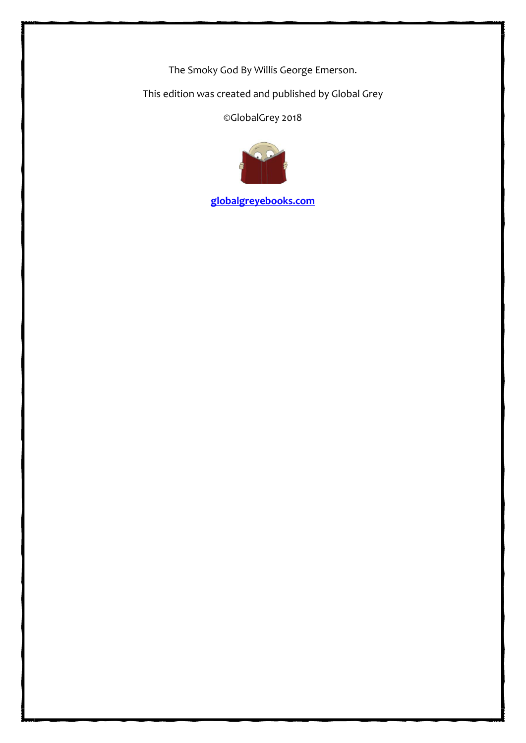The Smoky God By Willis George Emerson.

This edition was created and published by Global Grey

©GlobalGrey 2018

[globalgreyebooks.com](globalgreyebooks.com)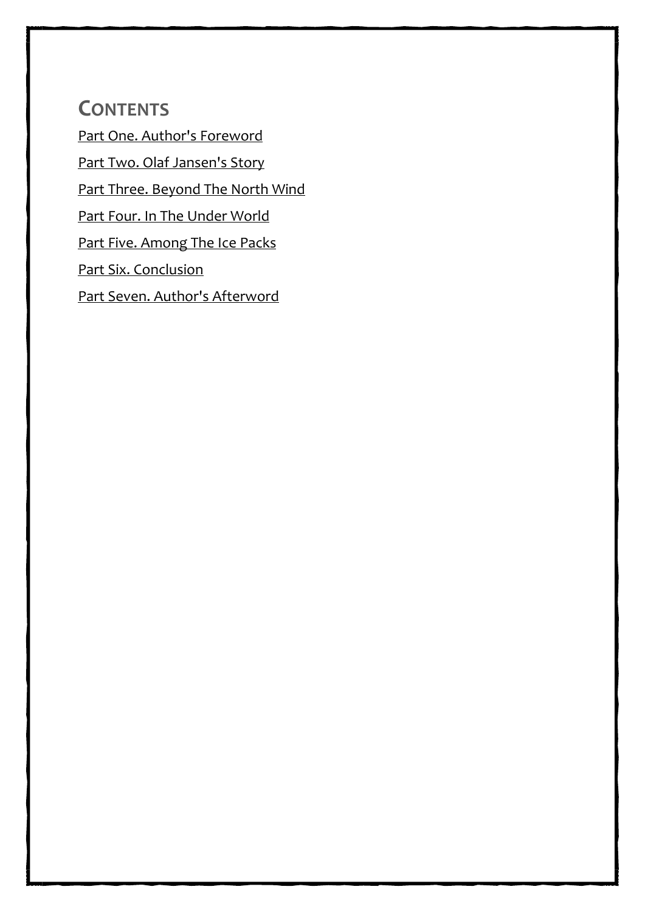## Contents

Part One. Author's Foreword

Part Two. Olaf Jansen's Story

Part Three. Beyond The North Wind

Part Four. In The Under World

Part Five. Among The Ice Packs

Part Six. Conclusion

Part Seven. Author's Afterword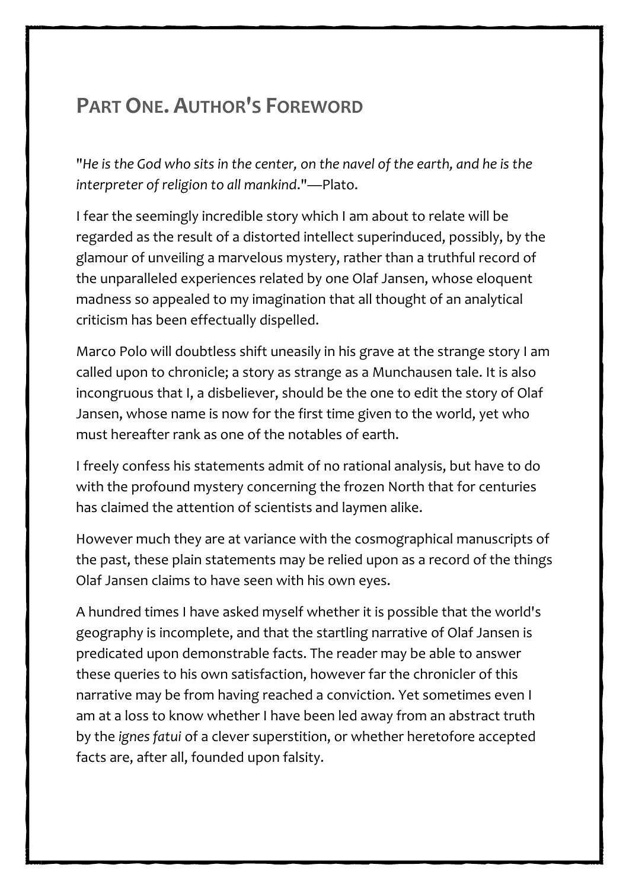## Part One. Author's Foreword

"*He is the God who sits in the center, on the navel of the earth, and he is the interpreter of religion to all mankind.*"—Plato.

I fear the seemingly incredible story which I am about to relate will be regarded as the result of a distorted intellect superinduced, possibly, by the glamour of unveiling a marvelous mystery, rather than a truthful record of the unparalleled experiences related by one Olaf Jansen, whose eloquent madness so appealed to my imagination that all thought of an analytical criticism has been effectually dispelled.

Marco Polo will doubtless shift uneasily in his grave at the strange story I am called upon to chronicle; a story as strange as a Munchausen tale. It is also incongruous that I, a disbeliever, should be the one to edit the story of Olaf Jansen, whose name is now for the first time given to the world, yet who must hereafter rank as one of the notables of earth.

I freely confess his statements admit of no rational analysis, but have to do with the profound mystery concerning the frozen North that for centuries has claimed the attention of scientists and laymen alike.

However much they are at variance with the cosmographical manuscripts of the past, these plain statements may be relied upon as a record of the things Olaf Jansen claims to have seen with his own eyes.

A hundred times I have asked myself whether it is possible that the world's geography is incomplete, and that the startling narrative of Olaf Jansen is predicated upon demonstrable facts. The reader may be able to answer these queries to his own satisfaction, however far the chronicler of this narrative may be from having reached a conviction. Yet sometimes even I am at a loss to know whether I have been led away from an abstract truth by the *ignes fatui* of a clever superstition, or whether heretofore accepted facts are, after all, founded upon falsity.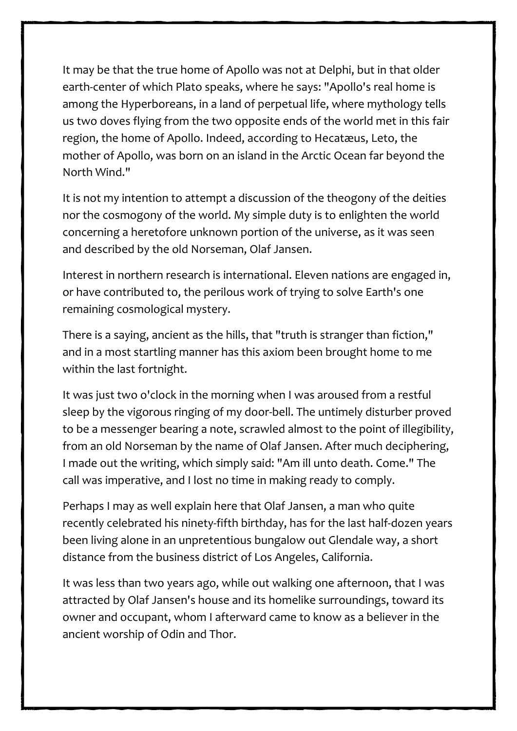It may be that the true home of Apollo was not at Delphi, but in that older earth-center of which Plato speaks, where he says: "Apollo's real home is among the Hyperboreans, in a land of perpetual life, where mythology tells us two doves flying from the two opposite ends of the world met in this fair region, the home of Apollo. Indeed, according to Hecatæus, Leto, the mother of Apollo, was born on an island in the Arctic Ocean far beyond the North Wind."

It is not my intention to attempt a discussion of the theogony of the deities nor the cosmogony of the world. My simple duty is to enlighten the world concerning a heretofore unknown portion of the universe, as it was seen and described by the old Norseman, Olaf Jansen.

Interest in northern research is international. Eleven nations are engaged in, or have contributed to, the perilous work of trying to solve Earth's one remaining cosmological mystery.

There is a saying, ancient as the hills, that "truth is stranger than fiction," and in a most startling manner has this axiom been brought home to me within the last fortnight.

It was just two o'clock in the morning when I was aroused from a restful sleep by the vigorous ringing of my door-bell. The untimely disturber proved to be a messenger bearing a note, scrawled almost to the point of illegibility, from an old Norseman by the name of Olaf Jansen. After much deciphering, I made out the writing, which simply said: "Am ill unto death. Come." The call was imperative, and I lost no time in making ready to comply.

Perhaps I may as well explain here that Olaf Jansen, a man who quite recently celebrated his ninety-fifth birthday, has for the last half-dozen years been living alone in an unpretentious bungalow out Glendale way, a short distance from the business district of Los Angeles, California.

It was less than two years ago, while out walking one afternoon, that I was attracted by Olaf Jansen's house and its homelike surroundings, toward its owner and occupant, whom I afterward came to know as a believer in the ancient worship of Odin and Thor.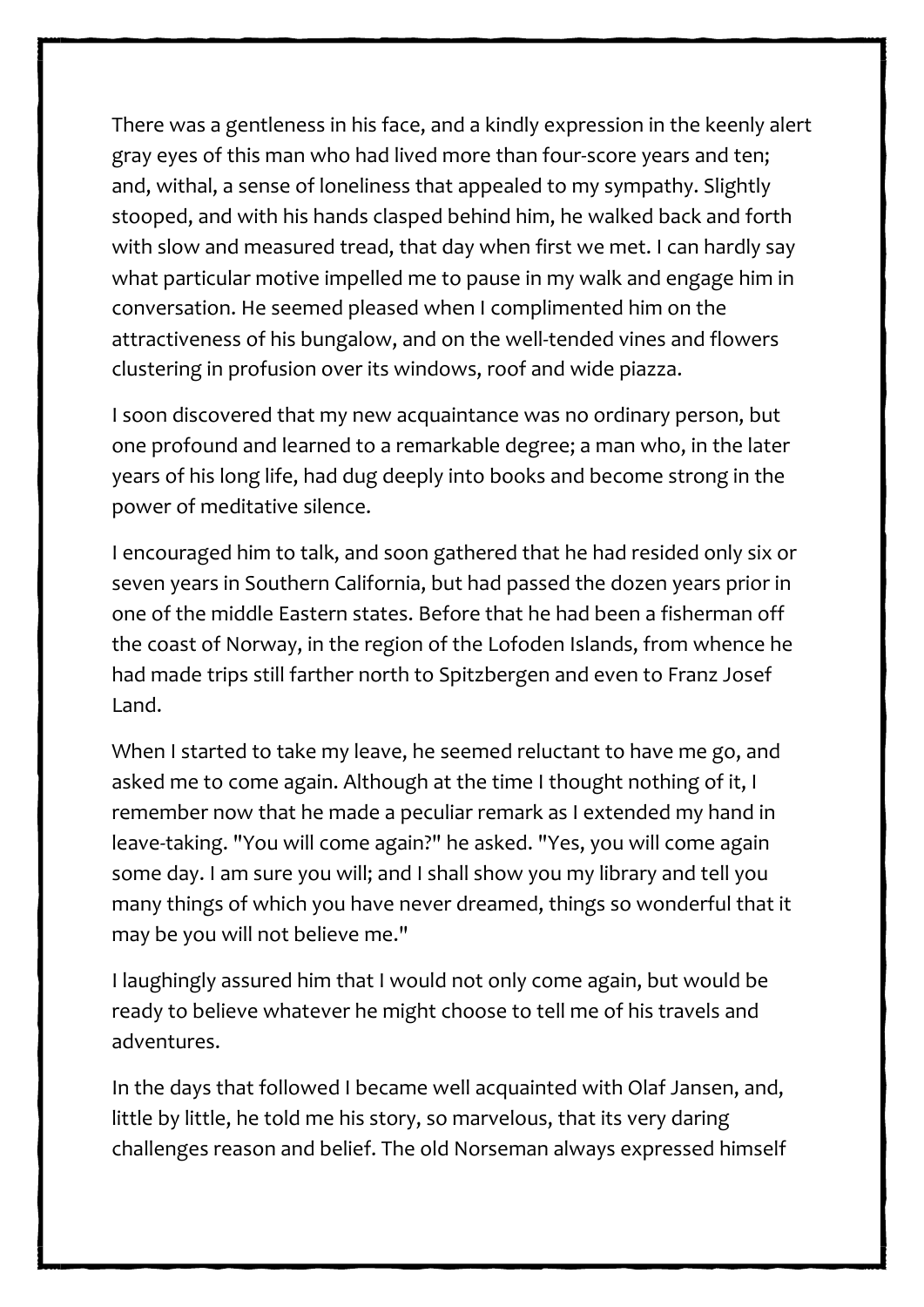There was a gentleness in his face, and a kindly expression in the keenly alert gray eyes of this man who had lived more than four-score years and ten; and, withal, a sense of loneliness that appealed to my sympathy. Slightly stooped, and with his hands clasped behind him, he walked back and forth with slow and measured tread, that day when first we met. I can hardly say what particular motive impelled me to pause in my walk and engage him in conversation. He seemed pleased when I complimented him on the attractiveness of his bungalow, and on the well-tended vines and flowers clustering in profusion over its windows, roof and wide piazza.

I soon discovered that my new acquaintance was no ordinary person, but one profound and learned to a remarkable degree; a man who, in the later years of his long life, had dug deeply into books and become strong in the power of meditative silence.

I encouraged him to talk, and soon gathered that he had resided only six or seven years in Southern California, but had passed the dozen years prior in one of the middle Eastern states. Before that he had been a fisherman off the coast of Norway, in the region of the Lofoden Islands, from whence he had made trips still farther north to Spitzbergen and even to Franz Josef Land.

When I started to take my leave, he seemed reluctant to have me go, and asked me to come again. Although at the time I thought nothing of it, I remember now that he made a peculiar remark as I extended my hand in leave-taking. "You will come again?" he asked. "Yes, you will come again some day. I am sure you will; and I shall show you my library and tell you many things of which you have never dreamed, things so wonderful that it may be you will not believe me."

I laughingly assured him that I would not only come again, but would be ready to believe whatever he might choose to tell me of his travels and adventures.

In the days that followed I became well acquainted with Olaf Jansen, and, little by little, he told me his story, so marvelous, that its very daring challenges reason and belief. The old Norseman always expressed himself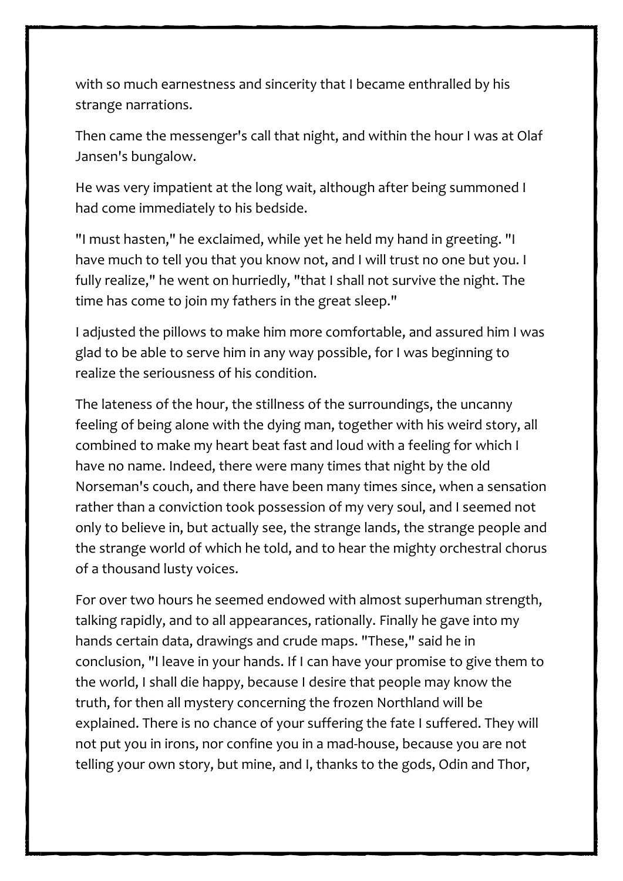with so much earnestness and sincerity that I became enthralled by his strange narrations.

Then came the messenger's call that night, and within the hour I was at Olaf Jansen's bungalow.

He was very impatient at the long wait, although after being summoned I had come immediately to his bedside.

"I must hasten," he exclaimed, while yet he held my hand in greeting. "I have much to tell you that you know not, and I will trust no one but you. I fully realize," he went on hurriedly, "that I shall not survive the night. The time has come to join my fathers in the great sleep."

I adjusted the pillows to make him more comfortable, and assured him I was glad to be able to serve him in any way possible, for I was beginning to realize the seriousness of his condition.

The lateness of the hour, the stillness of the surroundings, the uncanny feeling of being alone with the dying man, together with his weird story, all combined to make my heart beat fast and loud with a feeling for which I have no name. Indeed, there were many times that night by the old Norseman's couch, and there have been many times since, when a sensation rather than a conviction took possession of my very soul, and I seemed not only to believe in, but actually see, the strange lands, the strange people and the strange world of which he told, and to hear the mighty orchestral chorus of a thousand lusty voices.

For over two hours he seemed endowed with almost superhuman strength, talking rapidly, and to all appearances, rationally. Finally he gave into my hands certain data, drawings and crude maps. "These," said he in conclusion, "I leave in your hands. If I can have your promise to give them to the world, I shall die happy, because I desire that people may know the truth, for then all mystery concerning the frozen Northland will be explained. There is no chance of your suffering the fate I suffered. They will not put you in irons, nor confine you in a mad-house, because you are not telling your own story, but mine, and I, thanks to the gods, Odin and Thor,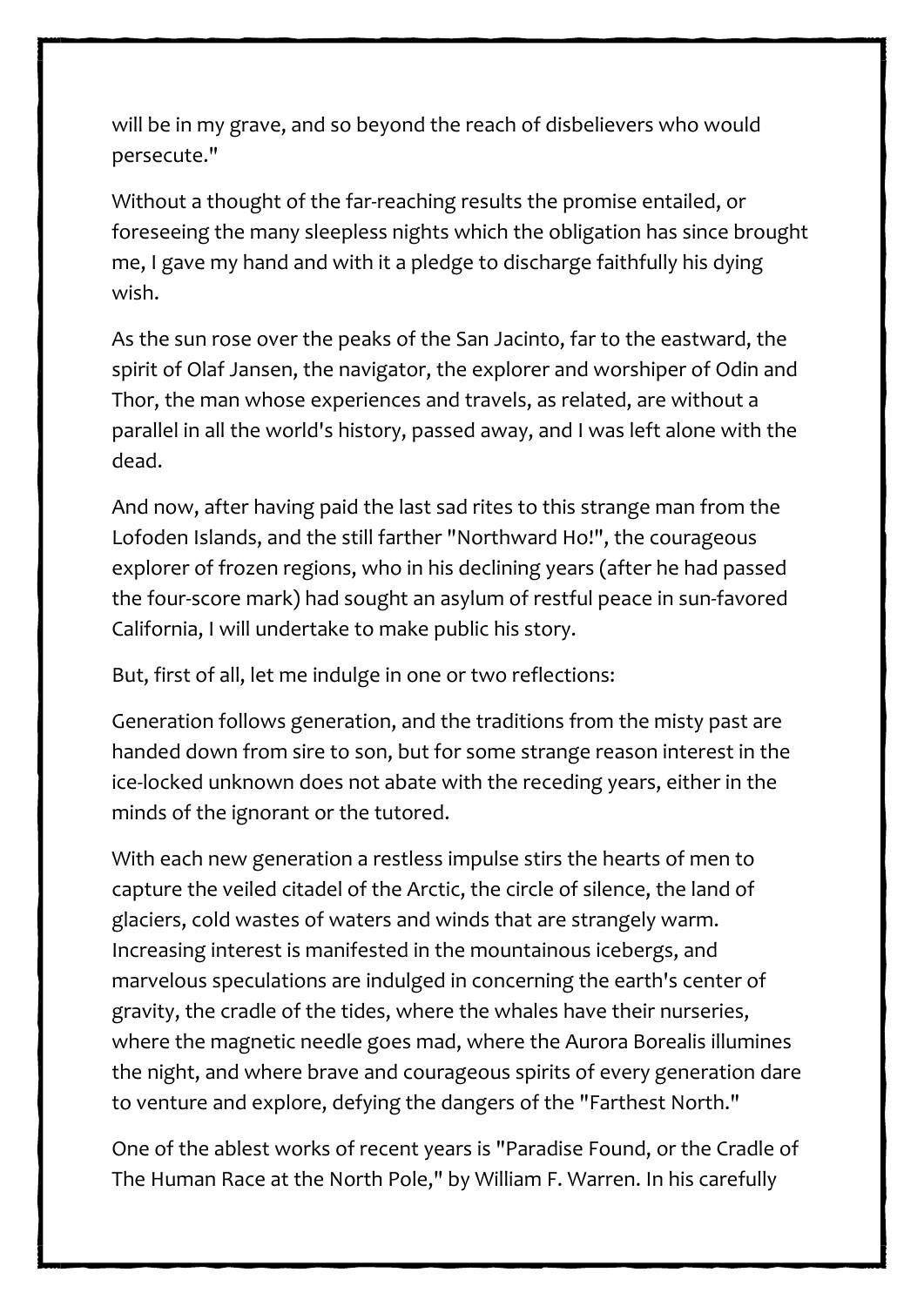will be in my grave, and so beyond the reach of disbelievers who would persecute."

Without a thought of the far-reaching results the promise entailed, or foreseeing the many sleepless nights which the obligation has since brought me, I gave my hand and with it a pledge to discharge faithfully his dying wish.

As the sun rose over the peaks of the San Jacinto, far to the eastward, the spirit of Olaf Jansen, the navigator, the explorer and worshiper of Odin and Thor, the man whose experiences and travels, as related, are without a parallel in all the world's history, passed away, and I was left alone with the dead.

And now, after having paid the last sad rites to this strange man from the Lofoden Islands, and the still farther "Northward Ho!", the courageous explorer of frozen regions, who in his declining years (after he had passed the four-score mark) had sought an asylum of restful peace in sun-favored California, I will undertake to make public his story.

But, first of all, let me indulge in one or two reflections:

Generation follows generation, and the traditions from the misty past are handed down from sire to son, but for some strange reason interest in the ice-locked unknown does not abate with the receding years, either in the minds of the ignorant or the tutored.

With each new generation a restless impulse stirs the hearts of men to capture the veiled citadel of the Arctic, the circle of silence, the land of glaciers, cold wastes of waters and winds that are strangely warm. Increasing interest is manifested in the mountainous icebergs, and marvelous speculations are indulged in concerning the earth's center of gravity, the cradle of the tides, where the whales have their nurseries, where the magnetic needle goes mad, where the Aurora Borealis illumines the night, and where brave and courageous spirits of every generation dare to venture and explore, defying the dangers of the "Farthest North."

One of the ablest works of recent years is "Paradise Found, or the Cradle of The Human Race at the North Pole," by William F. Warren. In his carefully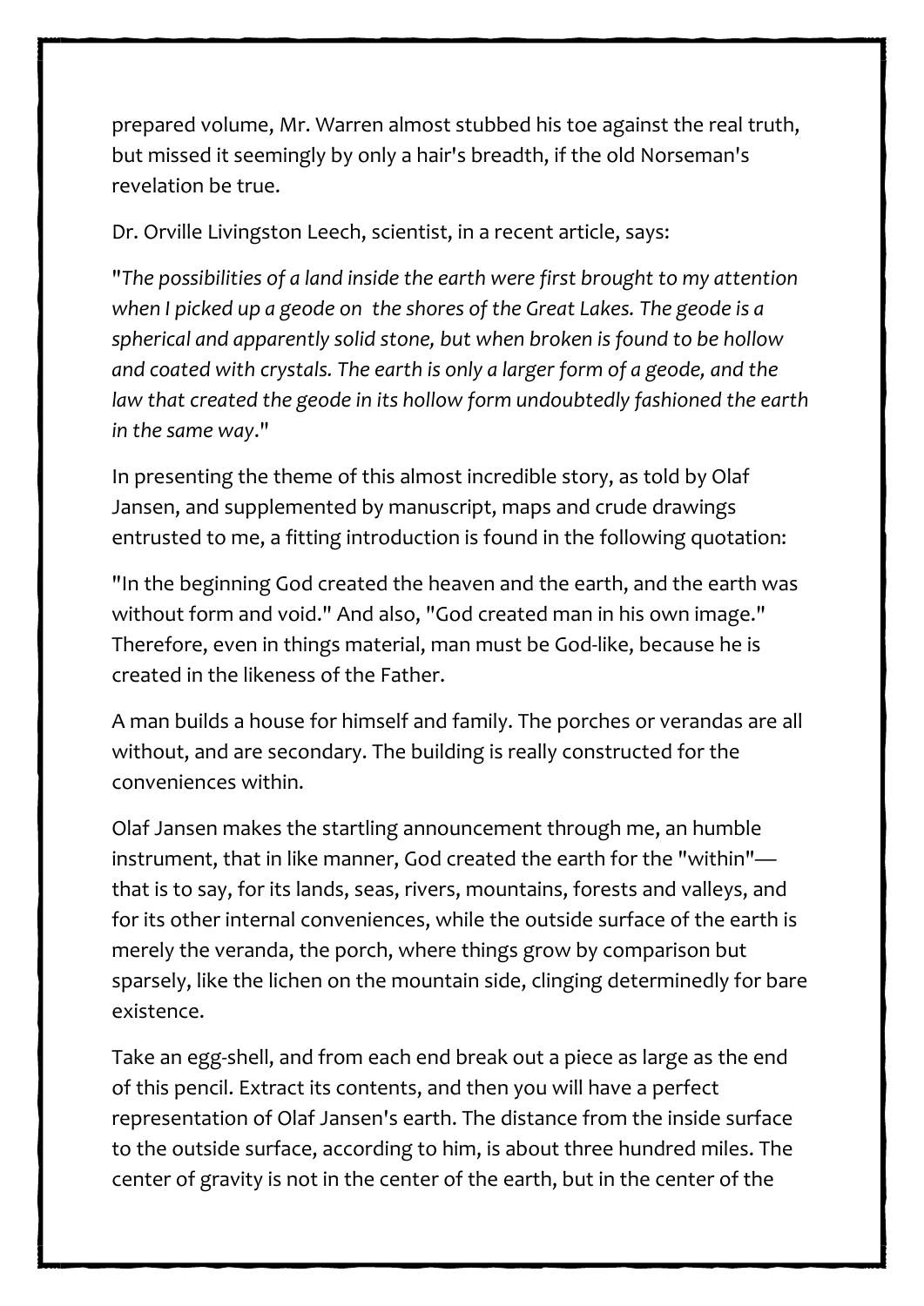prepared volume, Mr. Warren almost stubbed his toe against the real truth, but missed it seemingly by only a hair's breadth, if the old Norseman's revelation be true.

Dr. Orville Livingston Leech, scientist, in a recent article, says:

"*The possibilities of a land inside the earth were first brought to my attention when I picked up a geode on the shores of the Great Lakes. The geode is a spherical and apparently solid stone, but when broken is found to be hollow and coated with crystals. The earth is only a larger form of a geode, and the law that created the geode in its hollow form undoubtedly fashioned the earth in the same way*."

In presenting the theme of this almost incredible story, as told by Olaf Jansen, and supplemented by manuscript, maps and crude drawings entrusted to me, a fitting introduction is found in the following quotation:

"In the beginning God created the heaven and the earth, and the earth was without form and void." And also, "God created man in his own image." Therefore, even in things material, man must be God-like, because he is created in the likeness of the Father.

A man builds a house for himself and family. The porches or verandas are all without, and are secondary. The building is really constructed for the conveniences within.

Olaf Jansen makes the startling announcement through me, an humble instrument, that in like manner, God created the earth for the "within"—that is to say, for its lands, seas, rivers, mountains, forests and valleys, and for its other internal conveniences, while the outside surface of the earth is merely the veranda, the porch, where things grow by comparison but sparsely, like the lichen on the mountain side, clinging determinedly for bare existence.

Take an egg-shell, and from each end break out a piece as large as the end of this pencil. Extract its contents, and then you will have a perfect representation of Olaf Jansen's earth. The distance from the inside surface to the outside surface, according to him, is about three hundred miles. The center of gravity is not in the center of the earth, but in the center of the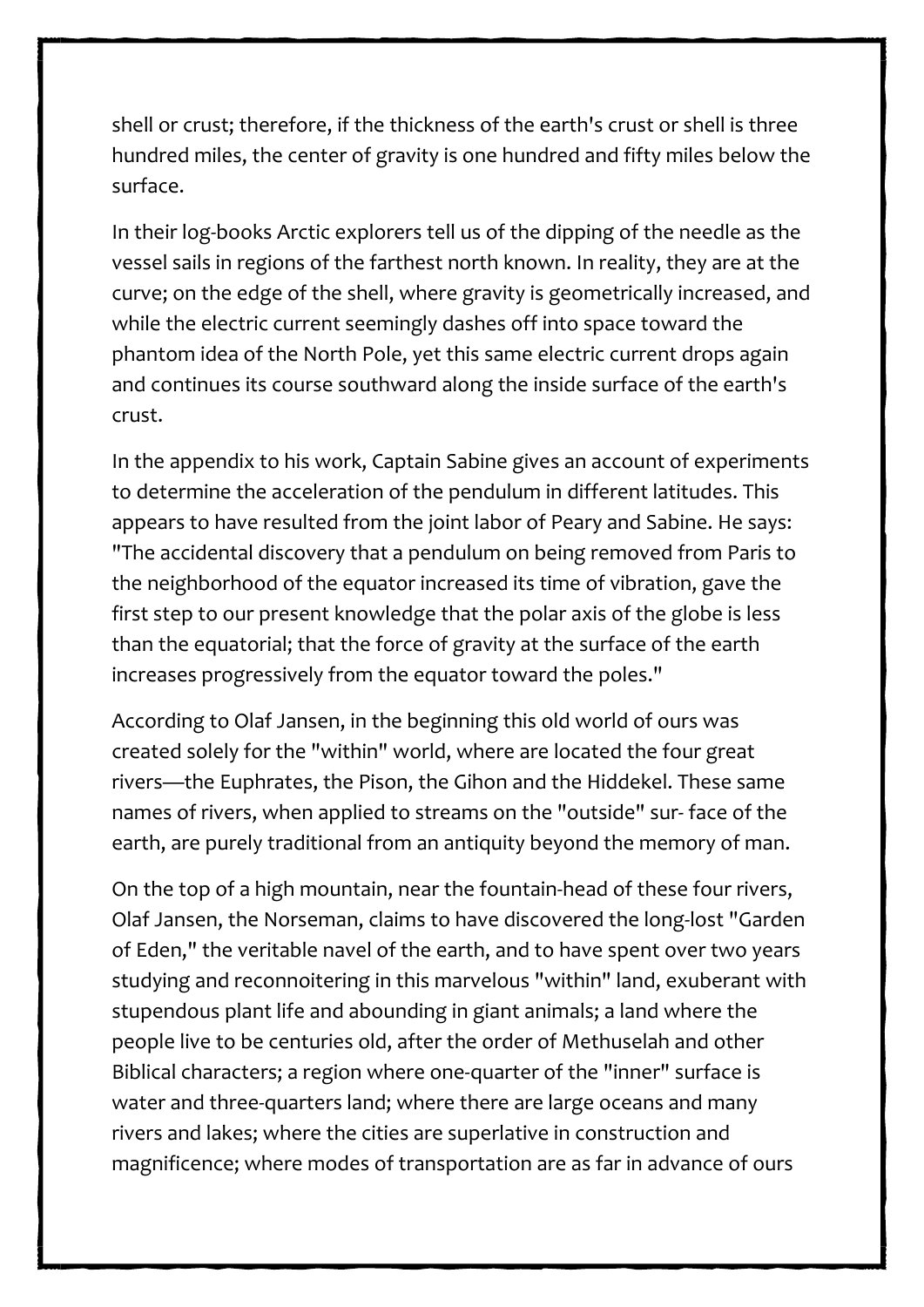shell or crust; therefore, if the thickness of the earth's crust or shell is three hundred miles, the center of gravity is one hundred and fifty miles below the surface.

In their log-books Arctic explorers tell us of the dipping of the needle as the vessel sails in regions of the farthest north known. In reality, they are at the curve; on the edge of the shell, where gravity is geometrically increased, and while the electric current seemingly dashes off into space toward the phantom idea of the North Pole, yet this same electric current drops again and continues its course southward along the inside surface of the earth's crust.

In the appendix to his work, Captain Sabine gives an account of experiments to determine the acceleration of the pendulum in different latitudes. This appears to have resulted from the joint labor of Peary and Sabine. He says: "The accidental discovery that a pendulum on being removed from Paris to the neighborhood of the equator increased its time of vibration, gave the first step to our present knowledge that the polar axis of the globe is less than the equatorial; that the force of gravity at the surface of the earth increases progressively from the equator toward the poles."

According to Olaf Jansen, in the beginning this old world of ours was created solely for the "within" world, where are located the four great rivers—the Euphrates, the Pison, the Gihon and the Hiddekel. These same names of rivers, when applied to streams on the "outside" sur- face of the earth, are purely traditional from an antiquity beyond the memory of man.

On the top of a high mountain, near the fountain-head of these four rivers, Olaf Jansen, the Norseman, claims to have discovered the long-lost "Garden of Eden," the veritable navel of the earth, and to have spent over two years studying and reconnoitering in this marvelous "within" land, exuberant with stupendous plant life and abounding in giant animals; a land where the people live to be centuries old, after the order of Methuselah and other Biblical characters; a region where one-quarter of the "inner" surface is water and three-quarters land; where there are large oceans and many rivers and lakes; where the cities are superlative in construction and magnificence; where modes of transportation are as far in advance of ours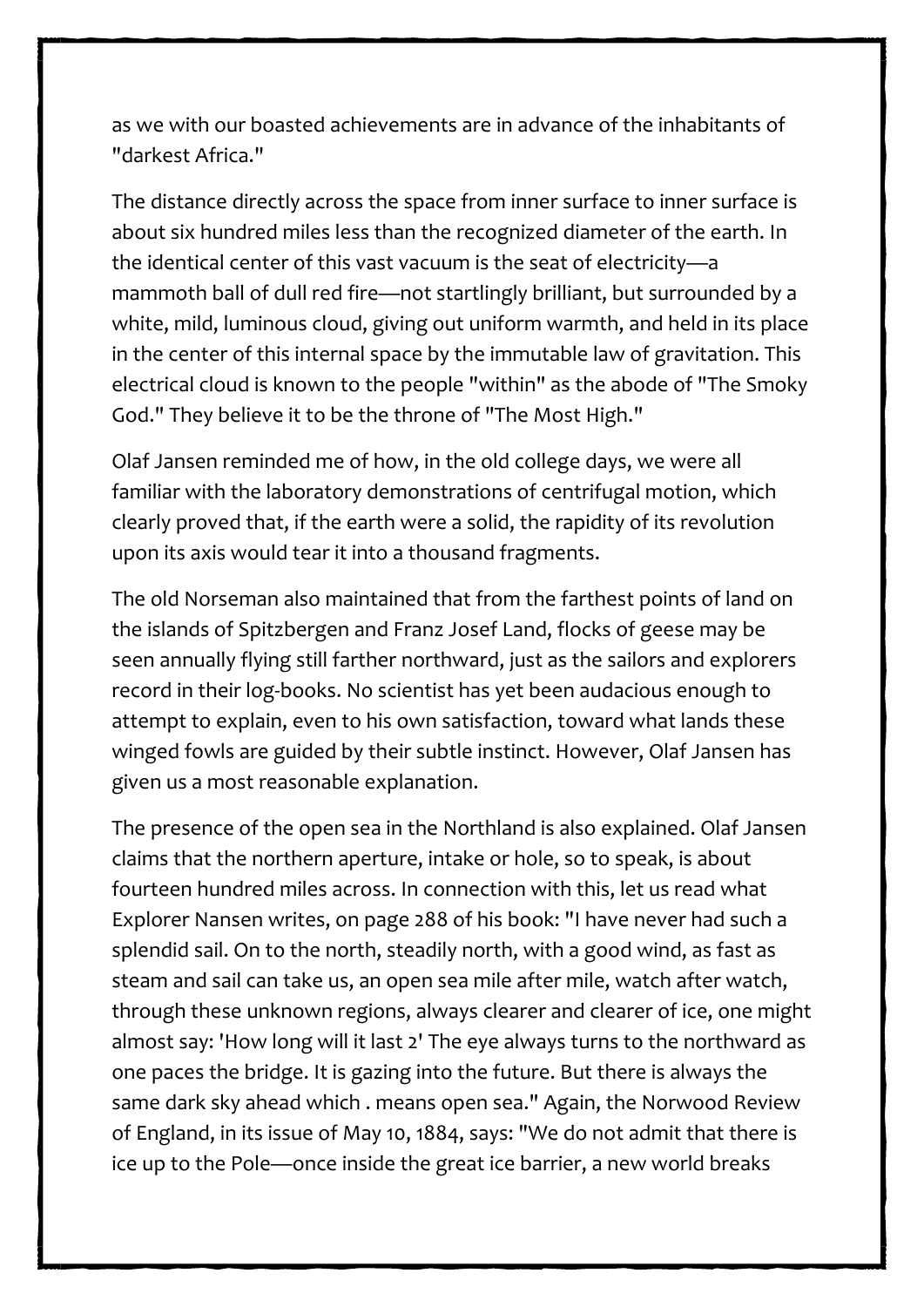as we with our boasted achievements are in advance of the inhabitants of "darkest Africa."

The distance directly across the space from inner surface to inner surface is about six hundred miles less than the recognized diameter of the earth. In the identical center of this vast vacuum is the seat of electricity—a mammoth ball of dull red fire—not startlingly brilliant, but surrounded by a white, mild, luminous cloud, giving out uniform warmth, and held in its place in the center of this internal space by the immutable law of gravitation. This electrical cloud is known to the people "within" as the abode of "The Smoky God." They believe it to be the throne of "The Most High."

Olaf Jansen reminded me of how, in the old college days, we were all familiar with the laboratory demonstrations of centrifugal motion, which clearly proved that, if the earth were a solid, the rapidity of its revolution upon its axis would tear it into a thousand fragments.

The old Norseman also maintained that from the farthest points of land on the islands of Spitzbergen and Franz Josef Land, flocks of geese may be seen annually flying still farther northward, just as the sailors and explorers record in their log-books. No scientist has yet been audacious enough to attempt to explain, even to his own satisfaction, toward what lands these winged fowls are guided by their subtle instinct. However, Olaf Jansen has given us a most reasonable explanation.

The presence of the open sea in the Northland is also explained. Olaf Jansen claims that the northern aperture, intake or hole, so to speak, is about fourteen hundred miles across. In connection with this, let us read what Explorer Nansen writes, on page 288 of his book: "I have never had such a splendid sail. On to the north, steadily north, with a good wind, as fast as steam and sail can take us, an open sea mile after mile, watch after watch, through these unknown regions, always clearer and clearer of ice, one might almost say: 'How long will it last 2' The eye always turns to the northward as one paces the bridge. It is gazing into the future. But there is always the same dark sky ahead which . means open sea." Again, the Norwood Review of England, in its issue of May 10, 1884, says: "We do not admit that there is ice up to the Pole—once inside the great ice barrier, a new world breaks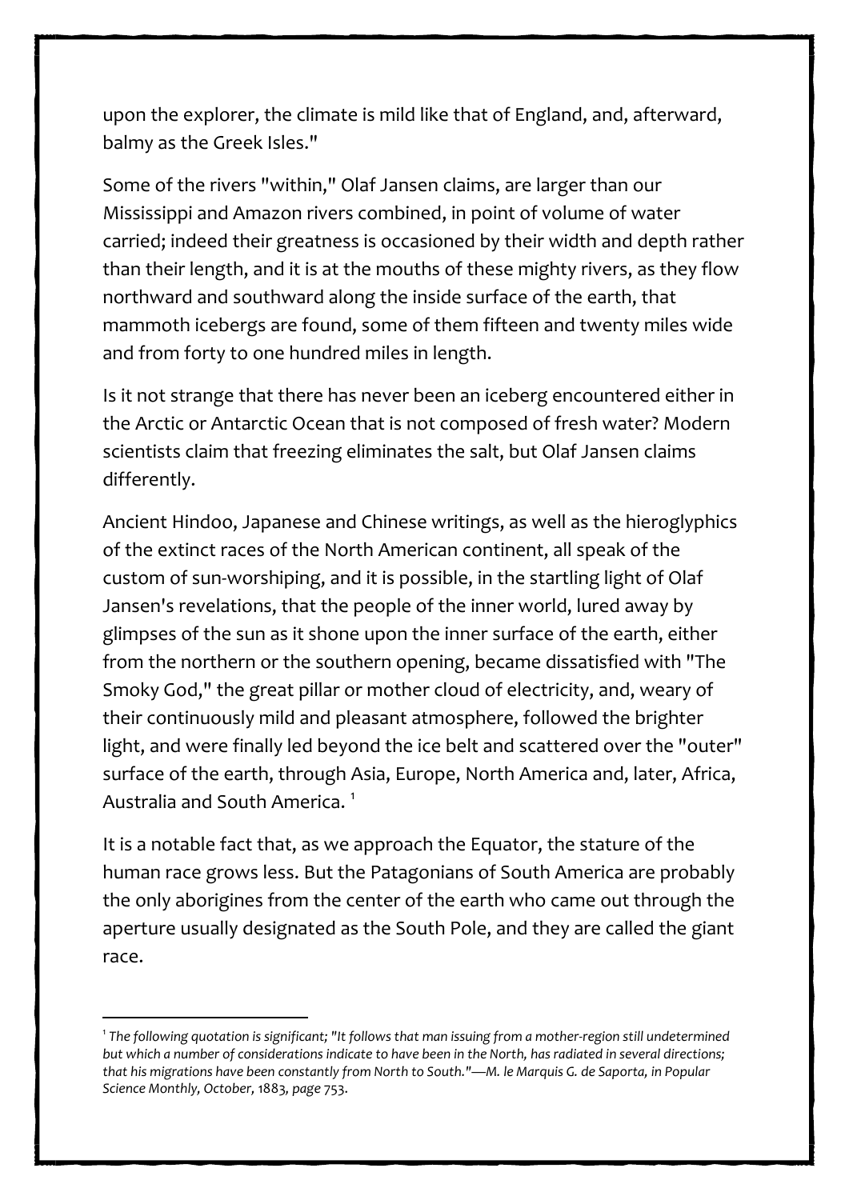upon the explorer, the climate is mild like that of England, and, afterward, balmy as the Greek Isles."

Some of the rivers "within," Olaf Jansen claims, are larger than our Mississippi and Amazon rivers combined, in point of volume of water carried; indeed their greatness is occasioned by their width and depth rather than their length, and it is at the mouths of these mighty rivers, as they flow northward and southward along the inside surface of the earth, that mammoth icebergs are found, some of them fifteen and twenty miles wide and from forty to one hundred miles in length.

Is it not strange that there has never been an iceberg encountered either in the Arctic or Antarctic Ocean that is not composed of fresh water? Modern scientists claim that freezing eliminates the salt, but Olaf Jansen claims differently.

Ancient Hindoo, Japanese and Chinese writings, as well as the hieroglyphics of the extinct races of the North American continent, all speak of the custom of sun-worshiping, and it is possible, in the startling light of Olaf Jansen's revelations, that the people of the inner world, lured away by glimpses of the sun as it shone upon the inner surface of the earth, either from the northern or the southern opening, became dissatisfied with "The Smoky God," the great pillar or mother cloud of electricity, and, weary of their continuously mild and pleasant atmosphere, followed the brighter light, and were finally led beyond the ice belt and scattered over the "outer" surface of the earth, through Asia, Europe, North America and, later, Africa, Australia and South America. [1]

It is a notable fact that, as we approach the Equator, the stature of the human race grows less. But the Patagonians of South America are probably the only aborigines from the center of the earth who came out through the aperture usually designated as the South Pole, and they are called the giant race.

---

[1] *The following quotation is significant; "It follows that man issuing from a mother-region still undetermined but which a number of considerations indicate to have been in the North, has radiated in several directions; that his migrations have been constantly from North to South."—M. le Marquis G. de Saporta, in Popular Science Monthly, October, 1883, page 753.*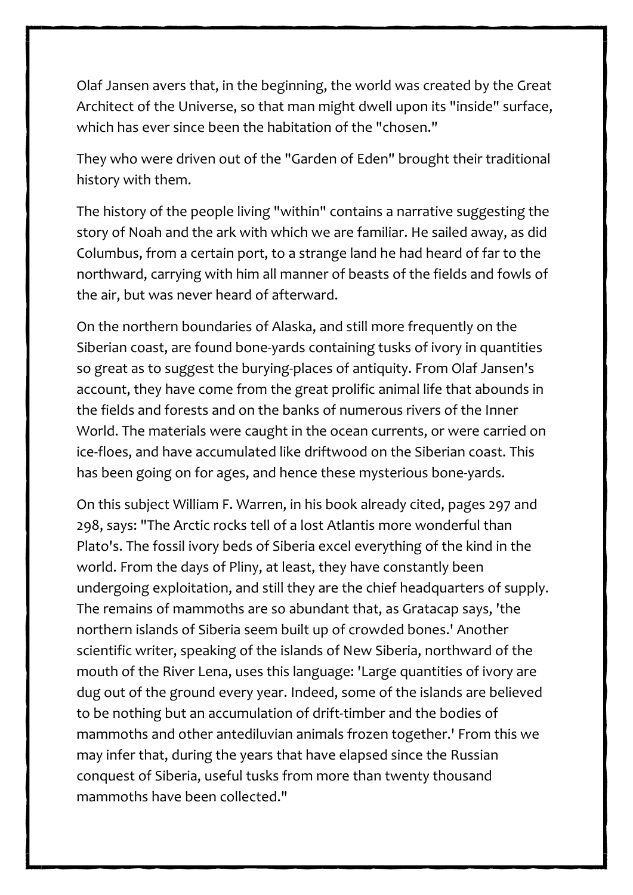Olaf Jansen avers that, in the beginning, the world was created by the Great Architect of the Universe, so that man might dwell upon its "inside" surface, which has ever since been the habitation of the "chosen."

They who were driven out of the "Garden of Eden" brought their traditional history with them.

The history of the people living "within" contains a narrative suggesting the story of Noah and the ark with which we are familiar. He sailed away, as did Columbus, from a certain port, to a strange land he had heard of far to the northward, carrying with him all manner of beasts of the fields and fowls of the air, but was never heard of afterward.

On the northern boundaries of Alaska, and still more frequently on the Siberian coast, are found bone-yards containing tusks of ivory in quantities so great as to suggest the burying-places of antiquity. From Olaf Jansen's account, they have come from the great prolific animal life that abounds in the fields and forests and on the banks of numerous rivers of the Inner World. The materials were caught in the ocean currents, or were carried on ice-floes, and have accumulated like driftwood on the Siberian coast. This has been going on for ages, and hence these mysterious bone-yards.

On this subject William F. Warren, in his book already cited, pages 297 and 298, says: "The Arctic rocks tell of a lost Atlantis more wonderful than Plato's. The fossil ivory beds of Siberia excel everything of the kind in the world. From the days of Pliny, at least, they have constantly been undergoing exploitation, and still they are the chief headquarters of supply. The remains of mammoths are so abundant that, as Gratacap says, 'the northern islands of Siberia seem built up of crowded bones.' Another scientific writer, speaking of the islands of New Siberia, northward of the mouth of the River Lena, uses this language: 'Large quantities of ivory are dug out of the ground every year. Indeed, some of the islands are believed to be nothing but an accumulation of drift-timber and the bodies of mammoths and other antediluvian animals frozen together.' From this we may infer that, during the years that have elapsed since the Russian conquest of Siberia, useful tusks from more than twenty thousand mammoths have been collected."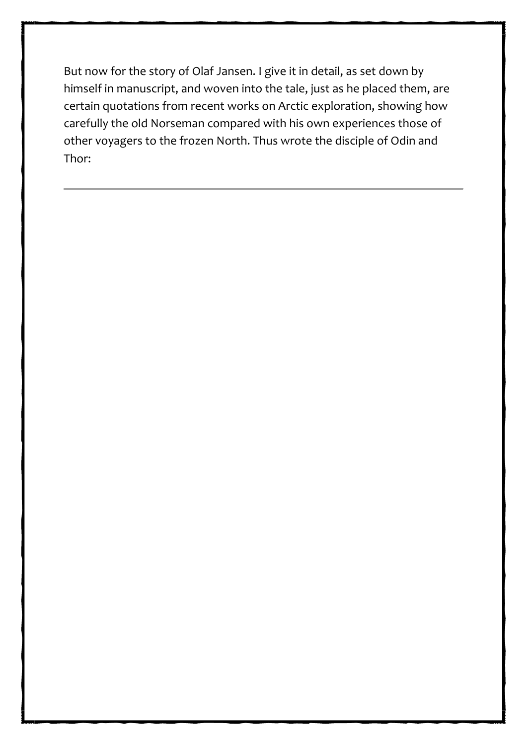But now for the story of Olaf Jansen. I give it in detail, as set down by himself in manuscript, and woven into the tale, just as he placed them, are certain quotations from recent works on Arctic exploration, showing how carefully the old Norseman compared with his own experiences those of other voyagers to the frozen North. Thus wrote the disciple of Odin and Thor:

---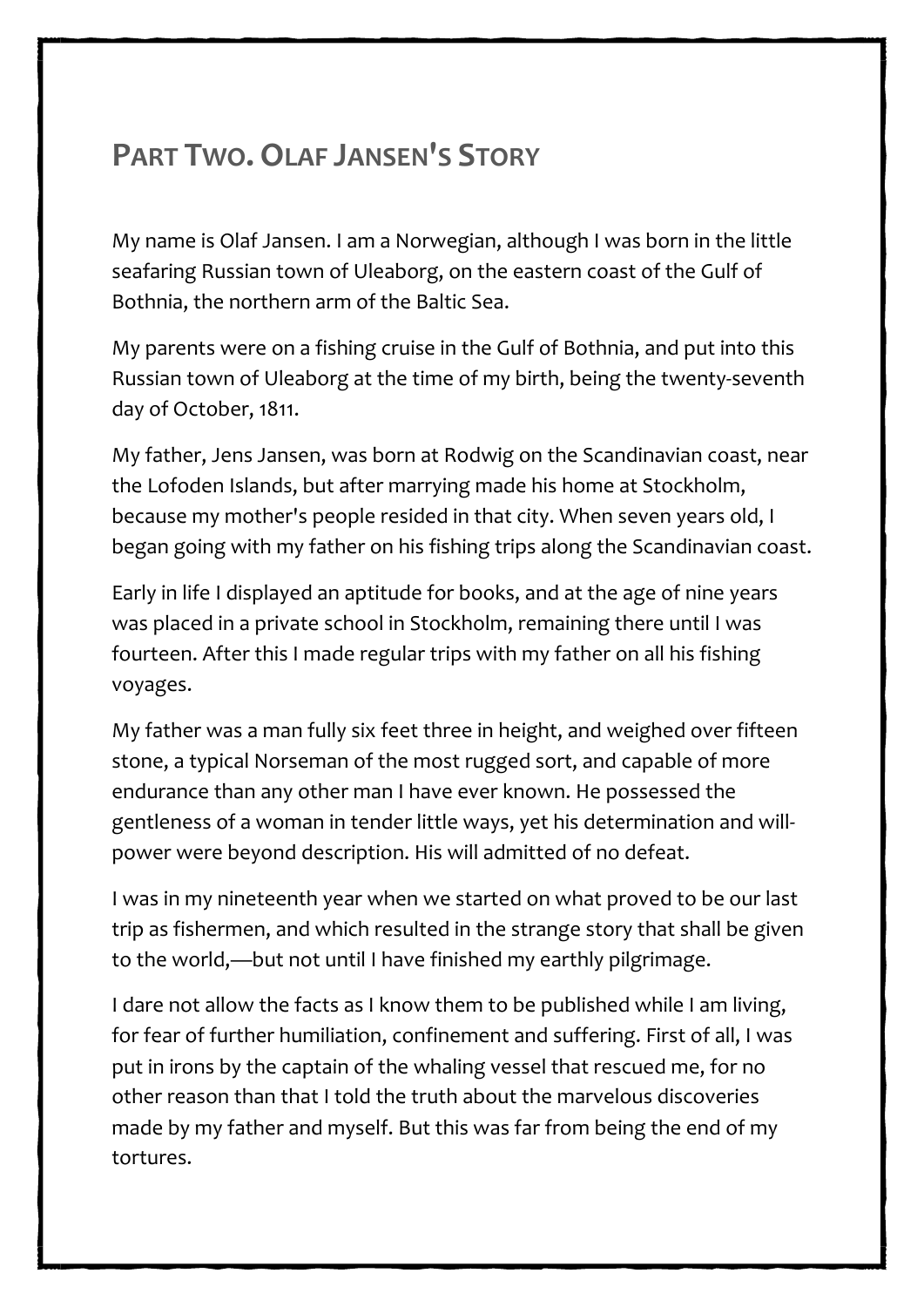## Part Two. Olaf Jansen's Story

My name is Olaf Jansen. I am a Norwegian, although I was born in the little seafaring Russian town of Uleaborg, on the eastern coast of the Gulf of Bothnia, the northern arm of the Baltic Sea.

My parents were on a fishing cruise in the Gulf of Bothnia, and put into this Russian town of Uleaborg at the time of my birth, being the twenty-seventh day of October, 1811.

My father, Jens Jansen, was born at Rodwig on the Scandinavian coast, near the Lofoden Islands, but after marrying made his home at Stockholm, because my mother's people resided in that city. When seven years old, I began going with my father on his fishing trips along the Scandinavian coast.

Early in life I displayed an aptitude for books, and at the age of nine years was placed in a private school in Stockholm, remaining there until I was fourteen. After this I made regular trips with my father on all his fishing voyages.

My father was a man fully six feet three in height, and weighed over fifteen stone, a typical Norseman of the most rugged sort, and capable of more endurance than any other man I have ever known. He possessed the gentleness of a woman in tender little ways, yet his determination and will-power were beyond description. His will admitted of no defeat.

I was in my nineteenth year when we started on what proved to be our last trip as fishermen, and which resulted in the strange story that shall be given to the world,—but not until I have finished my earthly pilgrimage.

I dare not allow the facts as I know them to be published while I am living, for fear of further humiliation, confinement and suffering. First of all, I was put in irons by the captain of the whaling vessel that rescued me, for no other reason than that I told the truth about the marvelous discoveries made by my father and myself. But this was far from being the end of my tortures.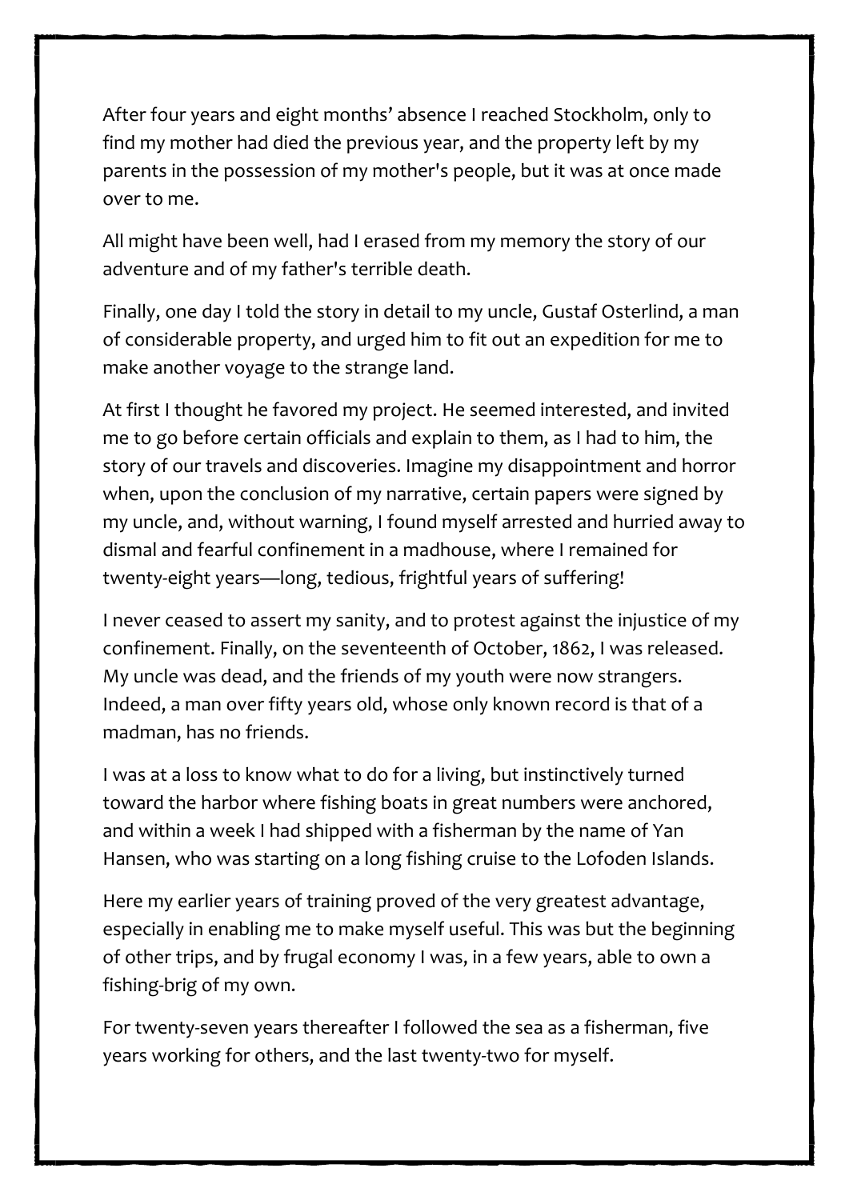After four years and eight months' absence I reached Stockholm, only to find my mother had died the previous year, and the property left by my parents in the possession of my mother's people, but it was at once made over to me.

All might have been well, had I erased from my memory the story of our adventure and of my father's terrible death.

Finally, one day I told the story in detail to my uncle, Gustaf Osterlind, a man of considerable property, and urged him to fit out an expedition for me to make another voyage to the strange land.

At first I thought he favored my project. He seemed interested, and invited me to go before certain officials and explain to them, as I had to him, the story of our travels and discoveries. Imagine my disappointment and horror when, upon the conclusion of my narrative, certain papers were signed by my uncle, and, without warning, I found myself arrested and hurried away to dismal and fearful confinement in a madhouse, where I remained for twenty-eight years—long, tedious, frightful years of suffering!

I never ceased to assert my sanity, and to protest against the injustice of my confinement. Finally, on the seventeenth of October, 1862, I was released. My uncle was dead, and the friends of my youth were now strangers. Indeed, a man over fifty years old, whose only known record is that of a madman, has no friends.

I was at a loss to know what to do for a living, but instinctively turned toward the harbor where fishing boats in great numbers were anchored, and within a week I had shipped with a fisherman by the name of Yan Hansen, who was starting on a long fishing cruise to the Lofoden Islands.

Here my earlier years of training proved of the very greatest advantage, especially in enabling me to make myself useful. This was but the beginning of other trips, and by frugal economy I was, in a few years, able to own a fishing-brig of my own.

For twenty-seven years thereafter I followed the sea as a fisherman, five years working for others, and the last twenty-two for myself.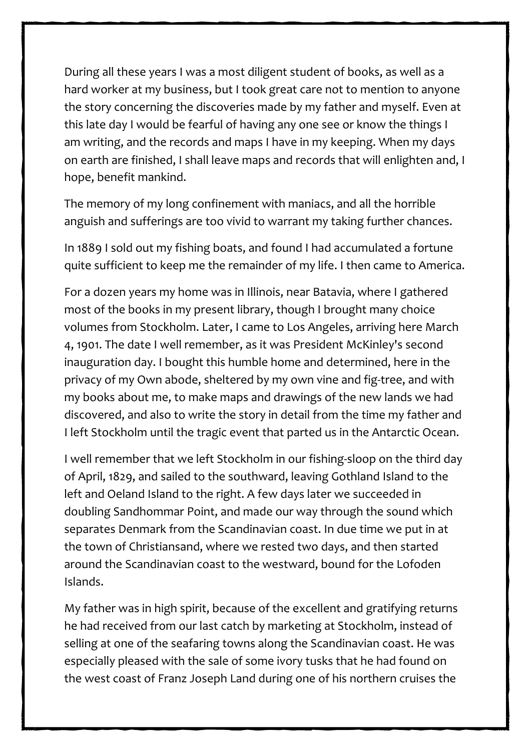During all these years I was a most diligent student of books, as well as a hard worker at my business, but I took great care not to mention to anyone the story concerning the discoveries made by my father and myself. Even at this late day I would be fearful of having any one see or know the things I am writing, and the records and maps I have in my keeping. When my days on earth are finished, I shall leave maps and records that will enlighten and, I hope, benefit mankind.

The memory of my long confinement with maniacs, and all the horrible anguish and sufferings are too vivid to warrant my taking further chances.

In 1889 I sold out my fishing boats, and found I had accumulated a fortune quite sufficient to keep me the remainder of my life. I then came to America.

For a dozen years my home was in Illinois, near Batavia, where I gathered most of the books in my present library, though I brought many choice volumes from Stockholm. Later, I came to Los Angeles, arriving here March 4, 1901. The date I well remember, as it was President McKinley's second inauguration day. I bought this humble home and determined, here in the privacy of my Own abode, sheltered by my own vine and fig-tree, and with my books about me, to make maps and drawings of the new lands we had discovered, and also to write the story in detail from the time my father and I left Stockholm until the tragic event that parted us in the Antarctic Ocean.

I well remember that we left Stockholm in our fishing-sloop on the third day of April, 1829, and sailed to the southward, leaving Gothland Island to the left and Oeland Island to the right. A few days later we succeeded in doubling Sandhommar Point, and made our way through the sound which separates Denmark from the Scandinavian coast. In due time we put in at the town of Christiansand, where we rested two days, and then started around the Scandinavian coast to the westward, bound for the Lofoden Islands.

My father was in high spirit, because of the excellent and gratifying returns he had received from our last catch by marketing at Stockholm, instead of selling at one of the seafaring towns along the Scandinavian coast. He was especially pleased with the sale of some ivory tusks that he had found on the west coast of Franz Joseph Land during one of his northern cruises the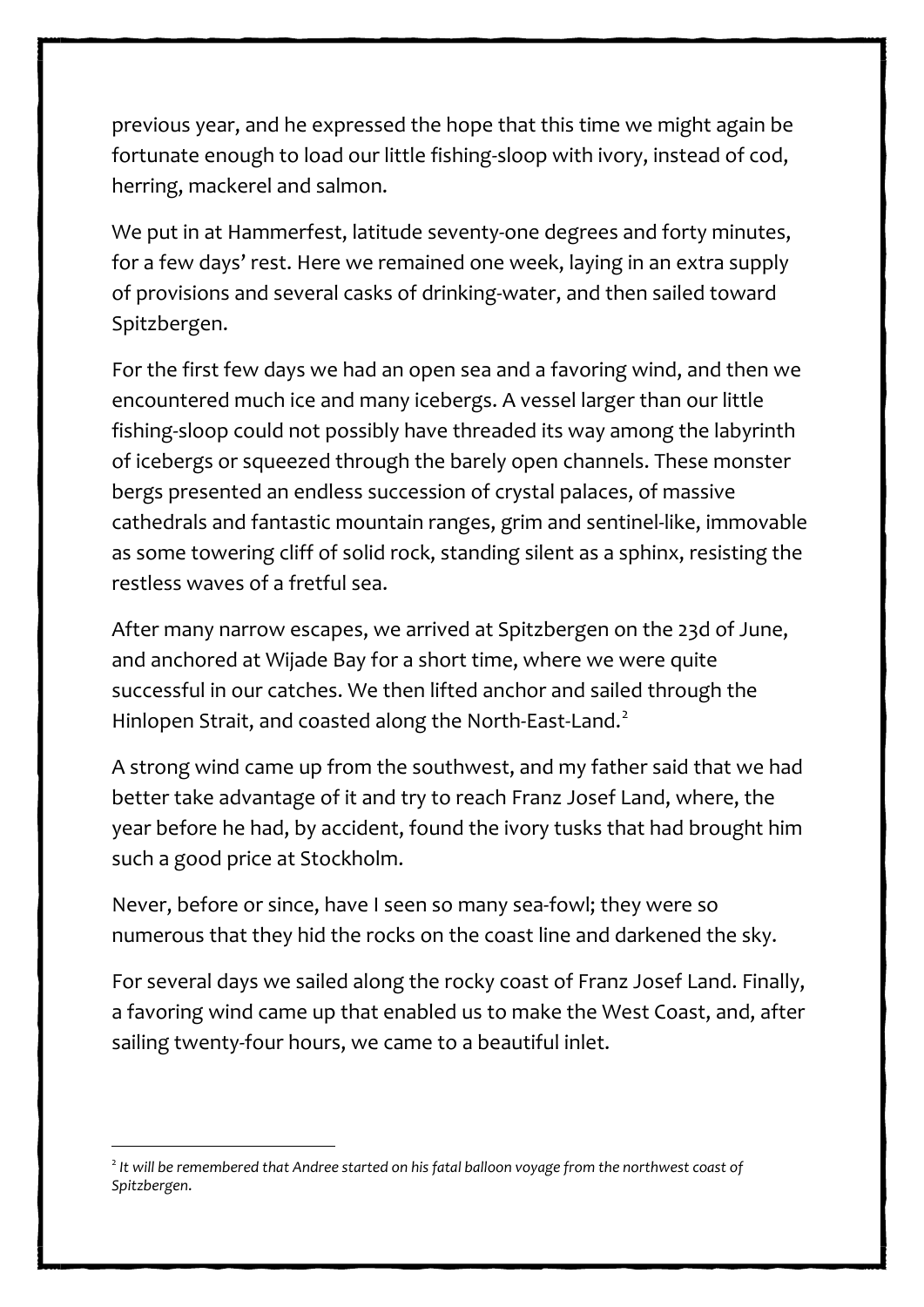previous year, and he expressed the hope that this time we might again be fortunate enough to load our little fishing-sloop with ivory, instead of cod, herring, mackerel and salmon.

We put in at Hammerfest, latitude seventy-one degrees and forty minutes, for a few days' rest. Here we remained one week, laying in an extra supply of provisions and several casks of drinking-water, and then sailed toward Spitzbergen.

For the first few days we had an open sea and a favoring wind, and then we encountered much ice and many icebergs. A vessel larger than our little fishing-sloop could not possibly have threaded its way among the labyrinth of icebergs or squeezed through the barely open channels. These monster bergs presented an endless succession of crystal palaces, of massive cathedrals and fantastic mountain ranges, grim and sentinel-like, immovable as some towering cliff of solid rock, standing silent as a sphinx, resisting the restless waves of a fretful sea.

After many narrow escapes, we arrived at Spitzbergen on the 23d of June, and anchored at Wijade Bay for a short time, where we were quite successful in our catches. We then lifted anchor and sailed through the Hinlopen Strait, and coasted along the North-East-Land.[2]

A strong wind came up from the southwest, and my father said that we had better take advantage of it and try to reach Franz Josef Land, where, the year before he had, by accident, found the ivory tusks that had brought him such a good price at Stockholm.

Never, before or since, have I seen so many sea-fowl; they were so numerous that they hid the rocks on the coast line and darkened the sky.

For several days we sailed along the rocky coast of Franz Josef Land. Finally, a favoring wind came up that enabled us to make the West Coast, and, after sailing twenty-four hours, we came to a beautiful inlet.

---

[2] *It will be remembered that Andree started on his fatal balloon voyage from the northwest coast of Spitzbergen.*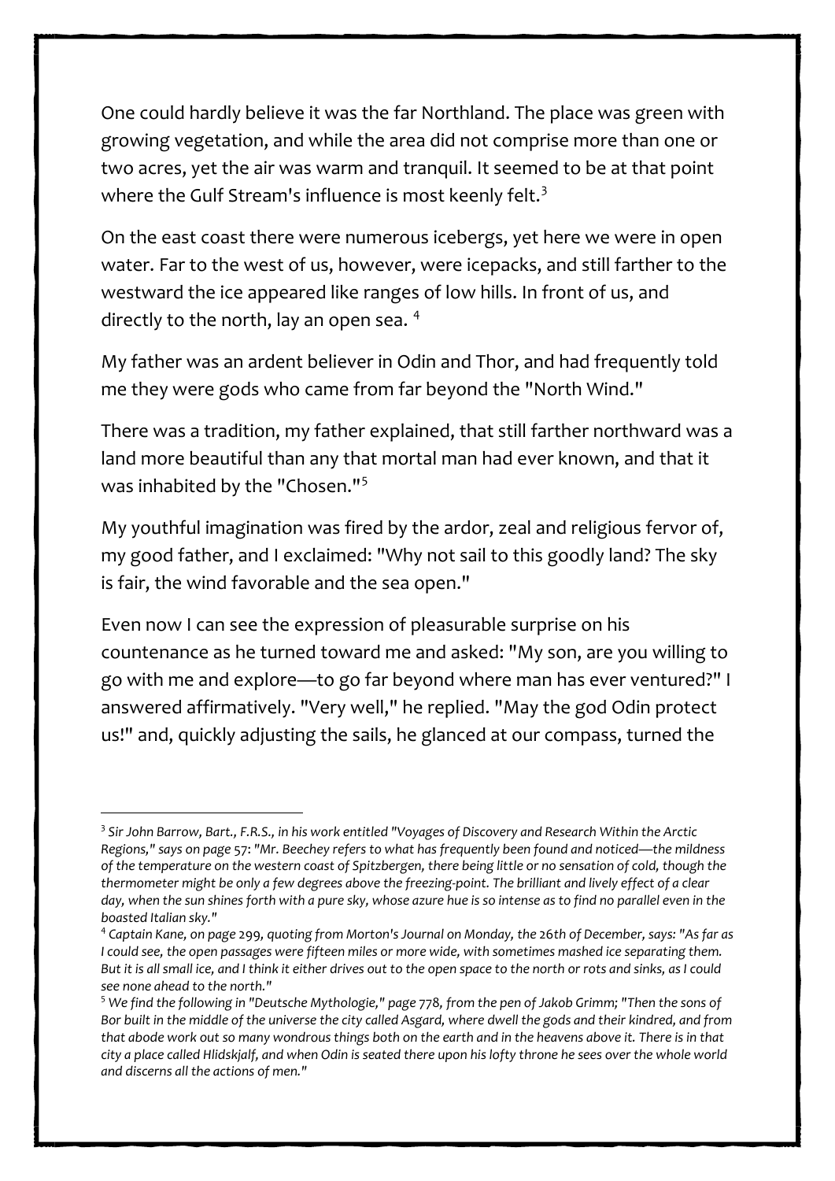One could hardly believe it was the far Northland. The place was green with growing vegetation, and while the area did not comprise more than one or two acres, yet the air was warm and tranquil. It seemed to be at that point where the Gulf Stream's influence is most keenly felt.[3]

On the east coast there were numerous icebergs, yet here we were in open water. Far to the west of us, however, were icepacks, and still farther to the westward the ice appeared like ranges of low hills. In front of us, and directly to the north, lay an open sea. [4]

My father was an ardent believer in Odin and Thor, and had frequently told me they were gods who came from far beyond the "North Wind."

There was a tradition, my father explained, that still farther northward was a land more beautiful than any that mortal man had ever known, and that it was inhabited by the "Chosen."[5]

My youthful imagination was fired by the ardor, zeal and religious fervor of, my good father, and I exclaimed: "Why not sail to this goodly land? The sky is fair, the wind favorable and the sea open."

Even now I can see the expression of pleasurable surprise on his countenance as he turned toward me and asked: "My son, are you willing to go with me and explore—to go far beyond where man has ever ventured?" I answered affirmatively. "Very well," he replied. "May the god Odin protect us!" and, quickly adjusting the sails, he glanced at our compass, turned the

---

[3] *Sir John Barrow, Bart., F.R.S., in his work entitled "Voyages of Discovery and Research Within the Arctic Regions," says on page 57: "Mr. Beechey refers to what has frequently been found and noticed—the mildness of the temperature on the western coast of Spitzbergen, there being little or no sensation of cold, though the thermometer might be only a few degrees above the freezing-point. The brilliant and lively effect of a clear day, when the sun shines forth with a pure sky, whose azure hue is so intense as to find no parallel even in the boasted Italian sky."*

[4] *Captain Kane, on page 299, quoting from Morton's Journal on Monday, the 26th of December, says: "As far as I could see, the open passages were fifteen miles or more wide, with sometimes mashed ice separating them. But it is all small ice, and I think it either drives out to the open space to the north or rots and sinks, as I could see none ahead to the north."*

[5] *We find the following in "Deutsche Mythologie," page 778, from the pen of Jakob Grimm; "Then the sons of Bor built in the middle of the universe the city called Asgard, where dwell the gods and their kindred, and from that abode work out so many wondrous things both on the earth and in the heavens above it. There is in that city a place called Hlidskjalf, and when Odin is seated there upon his lofty throne he sees over the whole world and discerns all the actions of men."*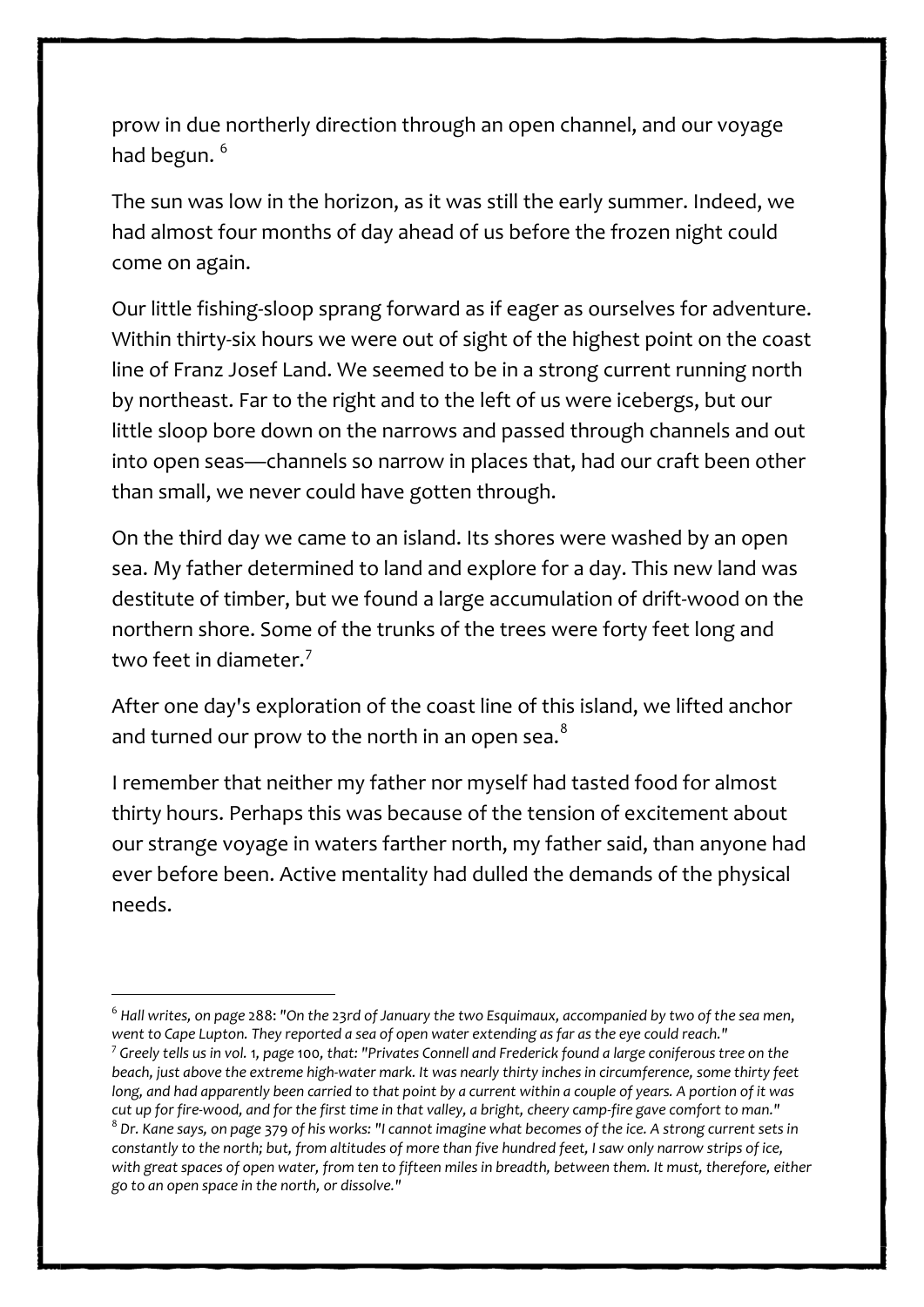prow in due northerly direction through an open channel, and our voyage had begun. [6]

The sun was low in the horizon, as it was still the early summer. Indeed, we had almost four months of day ahead of us before the frozen night could come on again.

Our little fishing-sloop sprang forward as if eager as ourselves for adventure. Within thirty-six hours we were out of sight of the highest point on the coast line of Franz Josef Land. We seemed to be in a strong current running north by northeast. Far to the right and to the left of us were icebergs, but our little sloop bore down on the narrows and passed through channels and out into open seas—channels so narrow in places that, had our craft been other than small, we never could have gotten through.

On the third day we came to an island. Its shores were washed by an open sea. My father determined to land and explore for a day. This new land was destitute of timber, but we found a large accumulation of drift-wood on the northern shore. Some of the trunks of the trees were forty feet long and two feet in diameter.[7]

After one day's exploration of the coast line of this island, we lifted anchor and turned our prow to the north in an open sea.[8]

I remember that neither my father nor myself had tasted food for almost thirty hours. Perhaps this was because of the tension of excitement about our strange voyage in waters farther north, my father said, than anyone had ever before been. Active mentality had dulled the demands of the physical needs.

---

[6] *Hall writes, on page 288: "On the 23rd of January the two Esquimaux, accompanied by two of the sea men, went to Cape Lupton. They reported a sea of open water extending as far as the eye could reach."*

[7] *Greely tells us in vol. 1, page 100, that: "Privates Connell and Frederick found a large coniferous tree on the beach, just above the extreme high-water mark. It was nearly thirty inches in circumference, some thirty feet long, and had apparently been carried to that point by a current within a couple of years. A portion of it was cut up for fire-wood, and for the first time in that valley, a bright, cheery camp-fire gave comfort to man."*

[8] *Dr. Kane says, on page 379 of his works: "I cannot imagine what becomes of the ice. A strong current sets in constantly to the north; but, from altitudes of more than five hundred feet, I saw only narrow strips of ice, with great spaces of open water, from ten to fifteen miles in breadth, between them. It must, therefore, either go to an open space in the north, or dissolve."*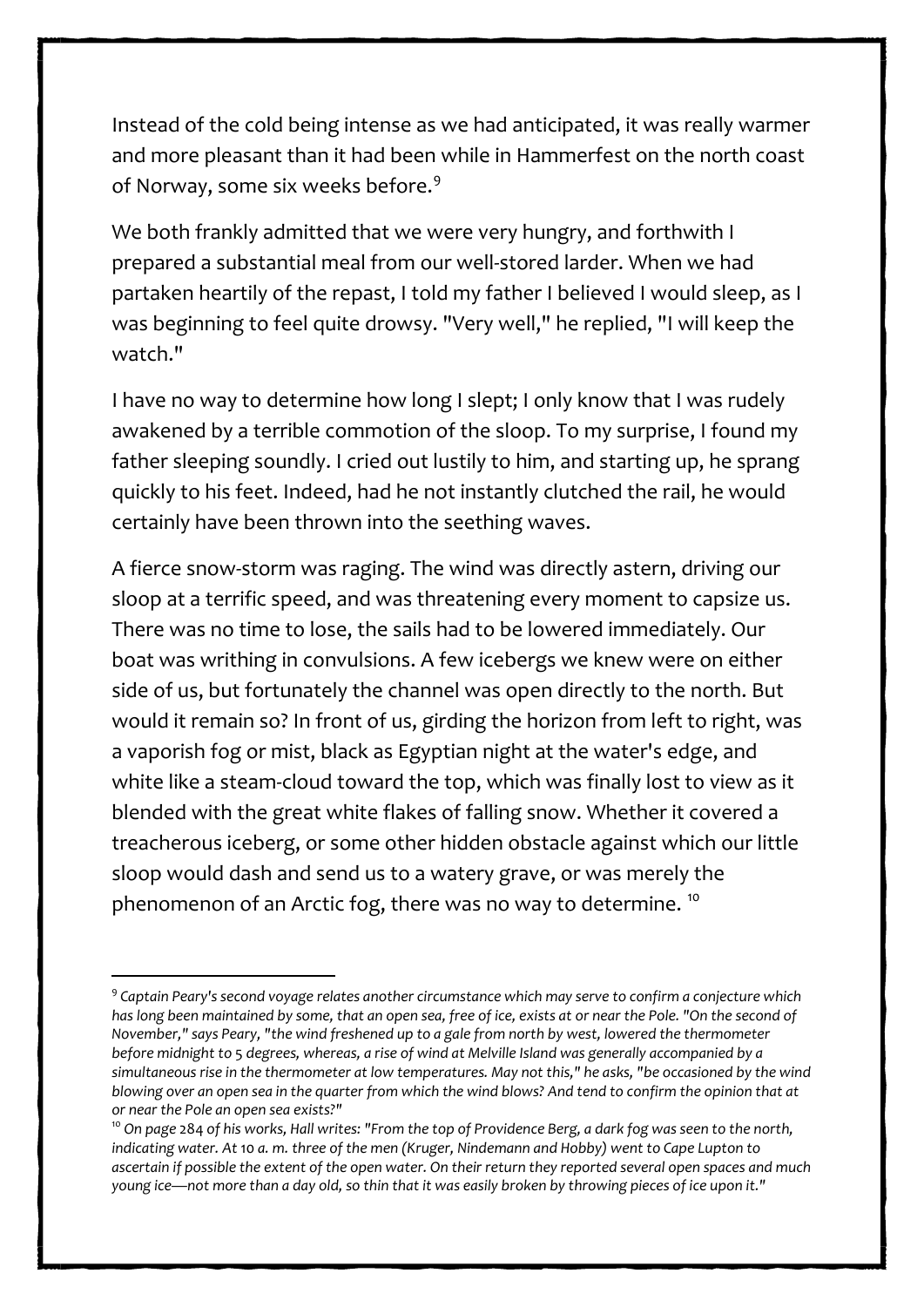Instead of the cold being intense as we had anticipated, it was really warmer and more pleasant than it had been while in Hammerfest on the north coast of Norway, some six weeks before.[9]

We both frankly admitted that we were very hungry, and forthwith I prepared a substantial meal from our well-stored larder. When we had partaken heartily of the repast, I told my father I believed I would sleep, as I was beginning to feel quite drowsy. "Very well," he replied, "I will keep the watch."

I have no way to determine how long I slept; I only know that I was rudely awakened by a terrible commotion of the sloop. To my surprise, I found my father sleeping soundly. I cried out lustily to him, and starting up, he sprang quickly to his feet. Indeed, had he not instantly clutched the rail, he would certainly have been thrown into the seething waves.

A fierce snow-storm was raging. The wind was directly astern, driving our sloop at a terrific speed, and was threatening every moment to capsize us. There was no time to lose, the sails had to be lowered immediately. Our boat was writhing in convulsions. A few icebergs we knew were on either side of us, but fortunately the channel was open directly to the north. But would it remain so? In front of us, girding the horizon from left to right, was a vaporish fog or mist, black as Egyptian night at the water's edge, and white like a steam-cloud toward the top, which was finally lost to view as it blended with the great white flakes of falling snow. Whether it covered a treacherous iceberg, or some other hidden obstacle against which our little sloop would dash and send us to a watery grave, or was merely the phenomenon of an Arctic fog, there was no way to determine. [10]

---

[9] *Captain Peary's second voyage relates another circumstance which may serve to confirm a conjecture which has long been maintained by some, that an open sea, free of ice, exists at or near the Pole. "On the second of November," says Peary, "the wind freshened up to a gale from north by west, lowered the thermometer before midnight to 5 degrees, whereas, a rise of wind at Melville Island was generally accompanied by a simultaneous rise in the thermometer at low temperatures. May not this," he asks, "be occasioned by the wind blowing over an open sea in the quarter from which the wind blows? And tend to confirm the opinion that at or near the Pole an open sea exists?"*

[10] *On page 284 of his works, Hall writes: "From the top of Providence Berg, a dark fog was seen to the north, indicating water. At 10 a. m. three of the men (Kruger, Nindemann and Hobby) went to Cape Lupton to ascertain if possible the extent of the open water. On their return they reported several open spaces and much young ice—not more than a day old, so thin that it was easily broken by throwing pieces of ice upon it."*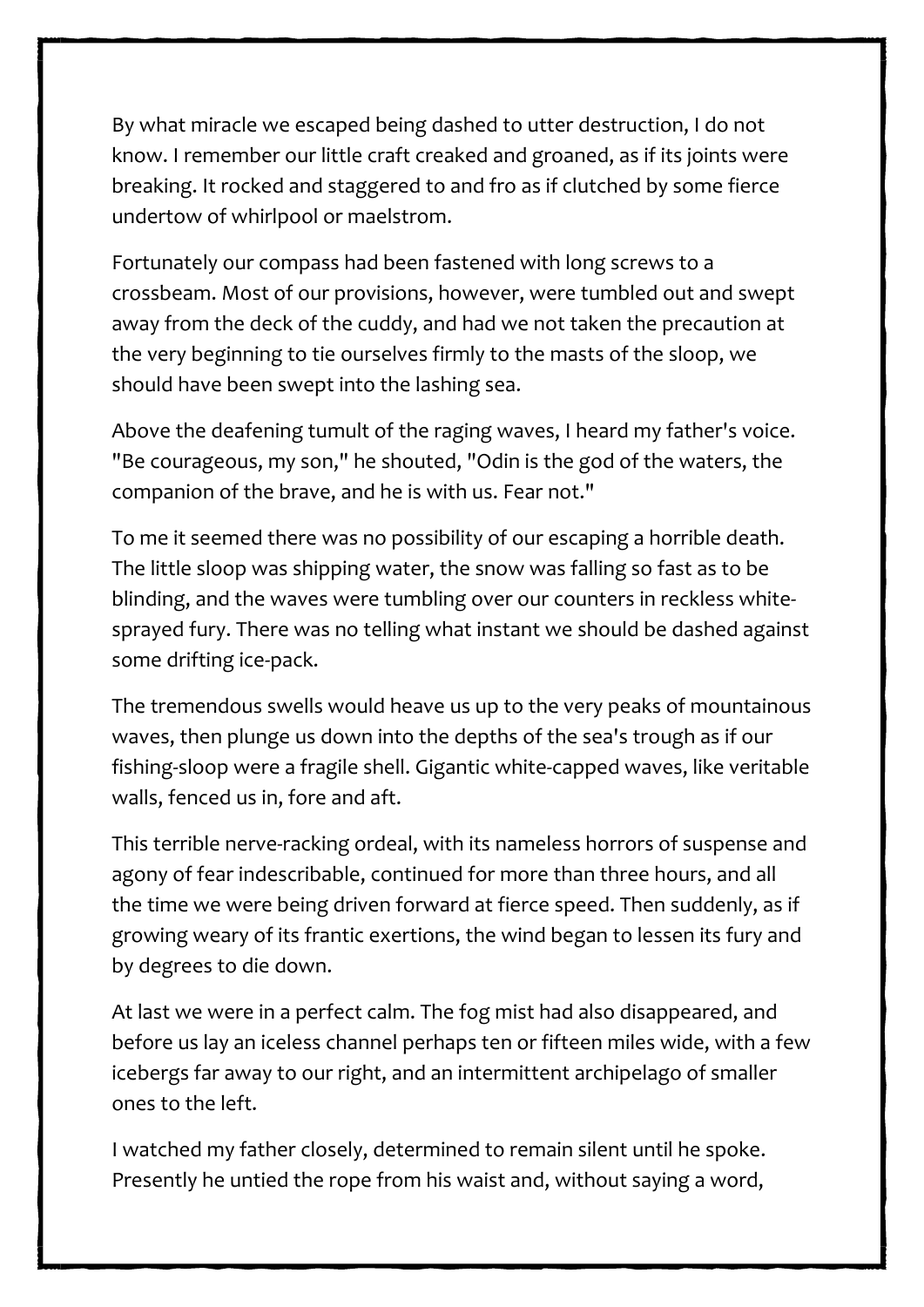By what miracle we escaped being dashed to utter destruction, I do not know. I remember our little craft creaked and groaned, as if its joints were breaking. It rocked and staggered to and fro as if clutched by some fierce undertow of whirlpool or maelstrom.

Fortunately our compass had been fastened with long screws to a crossbeam. Most of our provisions, however, were tumbled out and swept away from the deck of the cuddy, and had we not taken the precaution at the very beginning to tie ourselves firmly to the masts of the sloop, we should have been swept into the lashing sea.

Above the deafening tumult of the raging waves, I heard my father's voice. "Be courageous, my son," he shouted, "Odin is the god of the waters, the companion of the brave, and he is with us. Fear not."

To me it seemed there was no possibility of our escaping a horrible death. The little sloop was shipping water, the snow was falling so fast as to be blinding, and the waves were tumbling over our counters in reckless white-sprayed fury. There was no telling what instant we should be dashed against some drifting ice-pack.

The tremendous swells would heave us up to the very peaks of mountainous waves, then plunge us down into the depths of the sea's trough as if our fishing-sloop were a fragile shell. Gigantic white-capped waves, like veritable walls, fenced us in, fore and aft.

This terrible nerve-racking ordeal, with its nameless horrors of suspense and agony of fear indescribable, continued for more than three hours, and all the time we were being driven forward at fierce speed. Then suddenly, as if growing weary of its frantic exertions, the wind began to lessen its fury and by degrees to die down.

At last we were in a perfect calm. The fog mist had also disappeared, and before us lay an iceless channel perhaps ten or fifteen miles wide, with a few icebergs far away to our right, and an intermittent archipelago of smaller ones to the left.

I watched my father closely, determined to remain silent until he spoke. Presently he untied the rope from his waist and, without saying a word,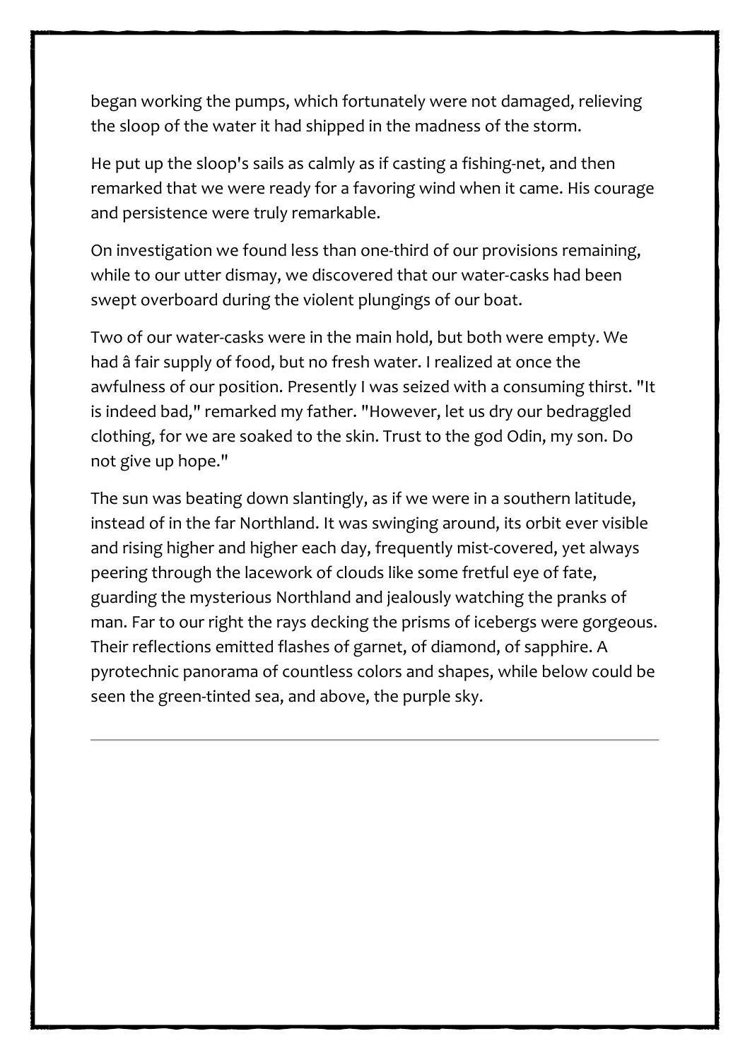began working the pumps, which fortunately were not damaged, relieving the sloop of the water it had shipped in the madness of the storm.

He put up the sloop's sails as calmly as if casting a fishing-net, and then remarked that we were ready for a favoring wind when it came. His courage and persistence were truly remarkable.

On investigation we found less than one-third of our provisions remaining, while to our utter dismay, we discovered that our water-casks had been swept overboard during the violent plungings of our boat.

Two of our water-casks were in the main hold, but both were empty. We had â fair supply of food, but no fresh water. I realized at once the awfulness of our position. Presently I was seized with a consuming thirst. "It is indeed bad," remarked my father. "However, let us dry our bedraggled clothing, for we are soaked to the skin. Trust to the god Odin, my son. Do not give up hope."

The sun was beating down slantingly, as if we were in a southern latitude, instead of in the far Northland. It was swinging around, its orbit ever visible and rising higher and higher each day, frequently mist-covered, yet always peering through the lacework of clouds like some fretful eye of fate, guarding the mysterious Northland and jealously watching the pranks of man. Far to our right the rays decking the prisms of icebergs were gorgeous. Their reflections emitted flashes of garnet, of diamond, of sapphire. A pyrotechnic panorama of countless colors and shapes, while below could be seen the green-tinted sea, and above, the purple sky.

---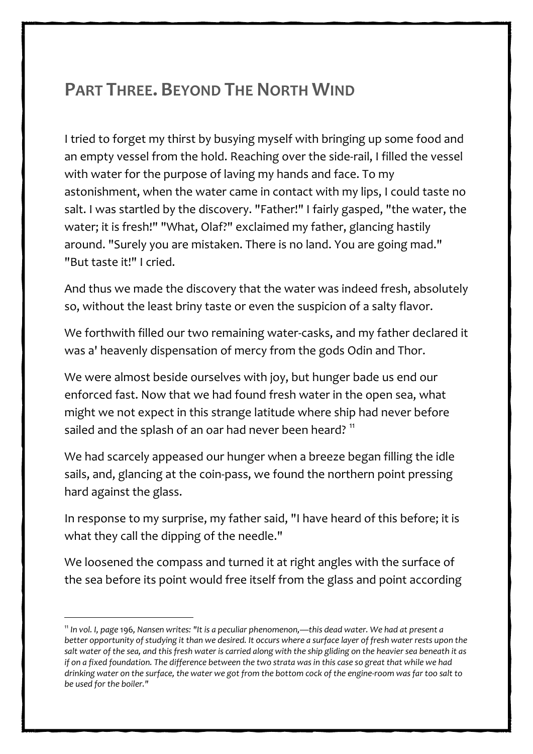# Part Three. Beyond The North Wind

I tried to forget my thirst by busying myself with bringing up some food and an empty vessel from the hold. Reaching over the side-rail, I filled the vessel with water for the purpose of laving my hands and face. To my astonishment, when the water came in contact with my lips, I could taste no salt. I was startled by the discovery. "Father!" I fairly gasped, "the water, the water; it is fresh!" "What, Olaf?" exclaimed my father, glancing hastily around. "Surely you are mistaken. There is no land. You are going mad." "But taste it!" I cried.

And thus we made the discovery that the water was indeed fresh, absolutely so, without the least briny taste or even the suspicion of a salty flavor.

We forthwith filled our two remaining water-casks, and my father declared it was a' heavenly dispensation of mercy from the gods Odin and Thor.

We were almost beside ourselves with joy, but hunger bade us end our enforced fast. Now that we had found fresh water in the open sea, what might we not expect in this strange latitude where ship had never before sailed and the splash of an oar had never been heard? [11]

We had scarcely appeased our hunger when a breeze began filling the idle sails, and, glancing at the coin-pass, we found the northern point pressing hard against the glass.

In response to my surprise, my father said, "I have heard of this before; it is what they call the dipping of the needle."

We loosened the compass and turned it at right angles with the surface of the sea before its point would free itself from the glass and point according

---

[11] *In vol. I, page 196, Nansen writes: "It is a peculiar phenomenon,—this dead water. We had at present a better opportunity of studying it than we desired. It occurs where a surface layer of fresh water rests upon the salt water of the sea, and this fresh water is carried along with the ship gliding on the heavier sea beneath it as if on a fixed foundation. The difference between the two strata was in this case so great that while we had drinking water on the surface, the water we got from the bottom cock of the engine-room was far too salt to be used for the boiler."*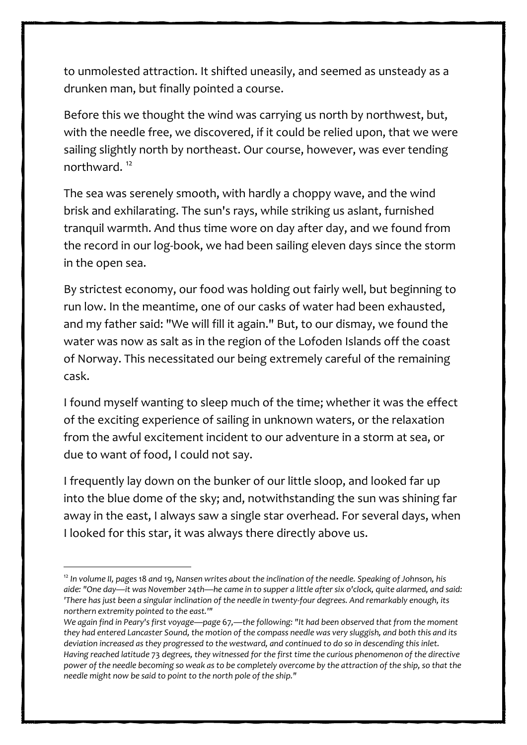to unmolested attraction. It shifted uneasily, and seemed as unsteady as a drunken man, but finally pointed a course.

Before this we thought the wind was carrying us north by northwest, but, with the needle free, we discovered, if it could be relied upon, that we were sailing slightly north by northeast. Our course, however, was ever tending northward. [12]

The sea was serenely smooth, with hardly a choppy wave, and the wind brisk and exhilarating. The sun's rays, while striking us aslant, furnished tranquil warmth. And thus time wore on day after day, and we found from the record in our log-book, we had been sailing eleven days since the storm in the open sea.

By strictest economy, our food was holding out fairly well, but beginning to run low. In the meantime, one of our casks of water had been exhausted, and my father said: "We will fill it again." But, to our dismay, we found the water was now as salt as in the region of the Lofoden Islands off the coast of Norway. This necessitated our being extremely careful of the remaining cask.

I found myself wanting to sleep much of the time; whether it was the effect of the exciting experience of sailing in unknown waters, or the relaxation from the awful excitement incident to our adventure in a storm at sea, or due to want of food, I could not say.

I frequently lay down on the bunker of our little sloop, and looked far up into the blue dome of the sky; and, notwithstanding the sun was shining far away in the east, I always saw a single star overhead. For several days, when I looked for this star, it was always there directly above us.

---

[12] *In volume II, pages 18 and 19, Nansen writes about the inclination of the needle. Speaking of Johnson, his aide: "One day—it was November 24th—he came in to supper a little after six o'clock, quite alarmed, and said: 'There has just been a singular inclination of the needle in twenty-four degrees. And remarkably enough, its northern extremity pointed to the east.'"*

*We again find in Peary's first voyage—page 67,—the following: "It had been observed that from the moment they had entered Lancaster Sound, the motion of the compass needle was very sluggish, and both this and its deviation increased as they progressed to the westward, and continued to do so in descending this inlet. Having reached latitude 73 degrees, they witnessed for the first time the curious phenomenon of the directive power of the needle becoming so weak as to be completely overcome by the attraction of the ship, so that the needle might now be said to point to the north pole of the ship."*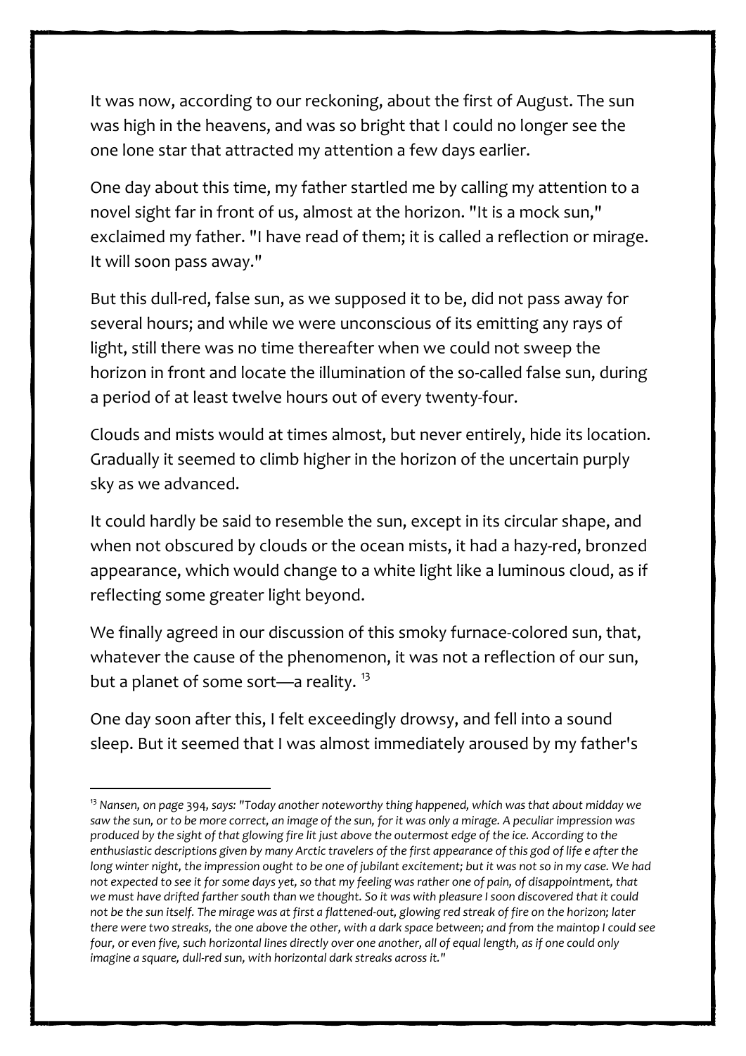It was now, according to our reckoning, about the first of August. The sun was high in the heavens, and was so bright that I could no longer see the one lone star that attracted my attention a few days earlier.

One day about this time, my father startled me by calling my attention to a novel sight far in front of us, almost at the horizon. "It is a mock sun," exclaimed my father. "I have read of them; it is called a reflection or mirage. It will soon pass away."

But this dull-red, false sun, as we supposed it to be, did not pass away for several hours; and while we were unconscious of its emitting any rays of light, still there was no time thereafter when we could not sweep the horizon in front and locate the illumination of the so-called false sun, during a period of at least twelve hours out of every twenty-four.

Clouds and mists would at times almost, but never entirely, hide its location. Gradually it seemed to climb higher in the horizon of the uncertain purply sky as we advanced.

It could hardly be said to resemble the sun, except in its circular shape, and when not obscured by clouds or the ocean mists, it had a hazy-red, bronzed appearance, which would change to a white light like a luminous cloud, as if reflecting some greater light beyond.

We finally agreed in our discussion of this smoky furnace-colored sun, that, whatever the cause of the phenomenon, it was not a reflection of our sun, but a planet of some sort—a reality. [13]

One day soon after this, I felt exceedingly drowsy, and fell into a sound sleep. But it seemed that I was almost immediately aroused by my father's

---

[13] *Nansen, on page 394, says: "Today another noteworthy thing happened, which was that about midday we saw the sun, or to be more correct, an image of the sun, for it was only a mirage. A peculiar impression was produced by the sight of that glowing fire lit just above the outermost edge of the ice. According to the enthusiastic descriptions given by many Arctic travelers of the first appearance of this god of life e after the long winter night, the impression ought to be one of jubilant excitement; but it was not so in my case. We had not expected to see it for some days yet, so that my feeling was rather one of pain, of disappointment, that we must have drifted farther south than we thought. So it was with pleasure I soon discovered that it could not be the sun itself. The mirage was at first a flattened-out, glowing red streak of fire on the horizon; later there were two streaks, the one above the other, with a dark space between; and from the maintop I could see four, or even five, such horizontal lines directly over one another, all of equal length, as if one could only imagine a square, dull-red sun, with horizontal dark streaks across it."*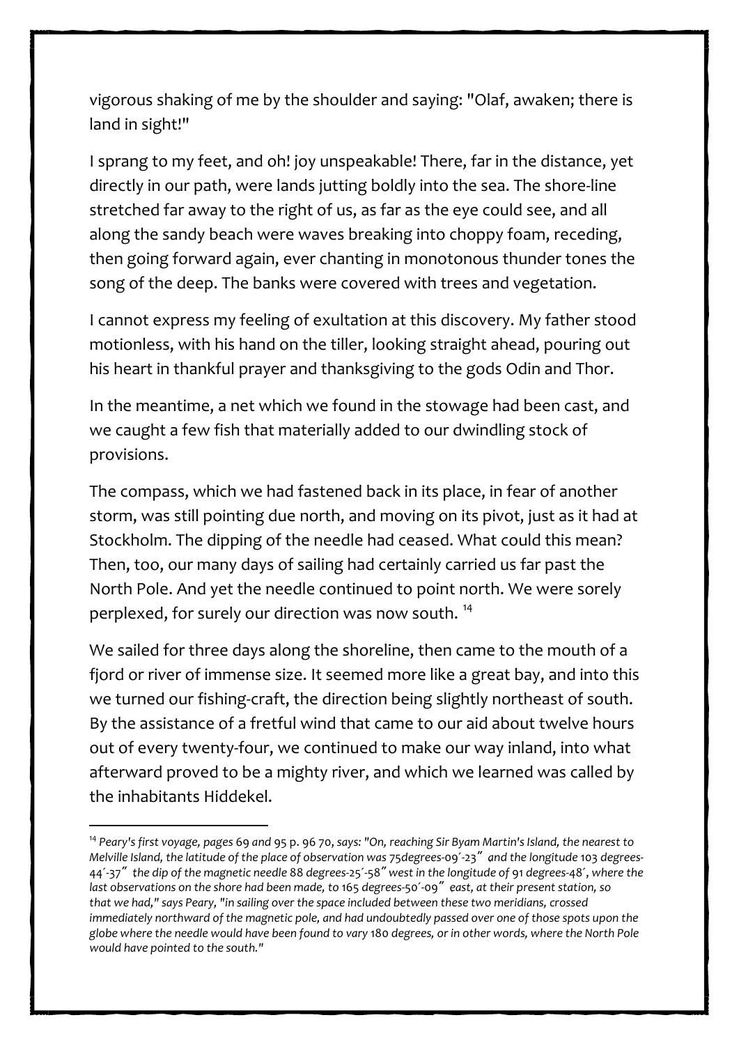vigorous shaking of me by the shoulder and saying: "Olaf, awaken; there is land in sight!"

I sprang to my feet, and oh! joy unspeakable! There, far in the distance, yet directly in our path, were lands jutting boldly into the sea. The shore-line stretched far away to the right of us, as far as the eye could see, and all along the sandy beach were waves breaking into choppy foam, receding, then going forward again, ever chanting in monotonous thunder tones the song of the deep. The banks were covered with trees and vegetation.

I cannot express my feeling of exultation at this discovery. My father stood motionless, with his hand on the tiller, looking straight ahead, pouring out his heart in thankful prayer and thanksgiving to the gods Odin and Thor.

In the meantime, a net which we found in the stowage had been cast, and we caught a few fish that materially added to our dwindling stock of provisions.

The compass, which we had fastened back in its place, in fear of another storm, was still pointing due north, and moving on its pivot, just as it had at Stockholm. The dipping of the needle had ceased. What could this mean? Then, too, our many days of sailing had certainly carried us far past the North Pole. And yet the needle continued to point north. We were sorely perplexed, for surely our direction was now south. [14]

We sailed for three days along the shoreline, then came to the mouth of a fjord or river of immense size. It seemed more like a great bay, and into this we turned our fishing-craft, the direction being slightly northeast of south. By the assistance of a fretful wind that came to our aid about twelve hours out of every twenty-four, we continued to make our way inland, into what afterward proved to be a mighty river, and which we learned was called by the inhabitants Hiddekel.

---

[14] *Peary's first voyage, pages 69 and 95 p. 96 70, says: "On, reaching Sir Byam Martin's Island, the nearest to Melville Island, the latitude of the place of observation was 75degrees-09´-23″ and the longitude 103 degrees-44´-37″ the dip of the magnetic needle 88 degrees-25´-58″ west in the longitude of 91 degrees-48´, where the last observations on the shore had been made, to 165 degrees-50´-09″ east, at their present station, so that we had," says Peary, "in sailing over the space included between these two meridians, crossed immediately northward of the magnetic pole, and had undoubtedly passed over one of those spots upon the globe where the needle would have been found to vary 180 degrees, or in other words, where the North Pole would have pointed to the south."*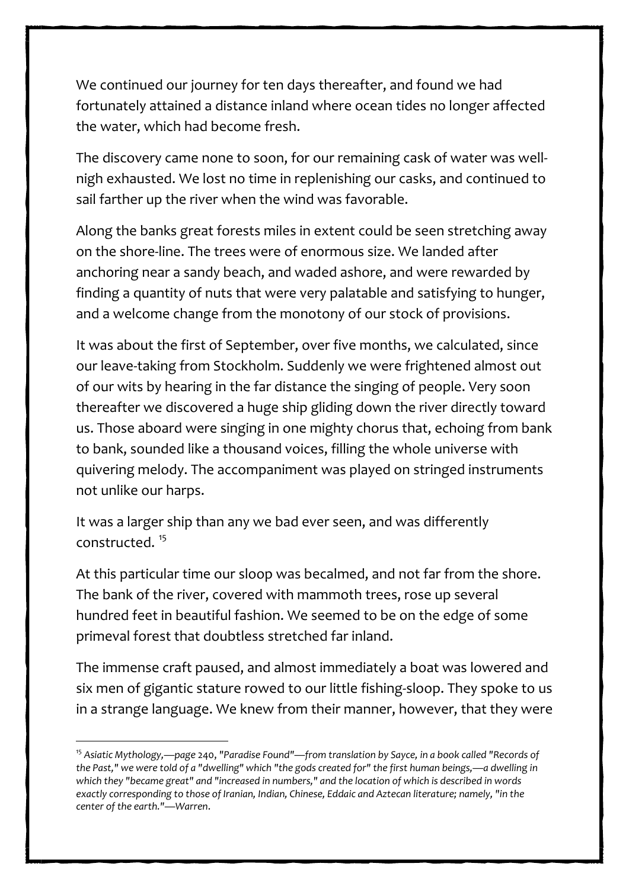We continued our journey for ten days thereafter, and found we had fortunately attained a distance inland where ocean tides no longer affected the water, which had become fresh.

The discovery came none to soon, for our remaining cask of water was well-nigh exhausted. We lost no time in replenishing our casks, and continued to sail farther up the river when the wind was favorable.

Along the banks great forests miles in extent could be seen stretching away on the shore-line. The trees were of enormous size. We landed after anchoring near a sandy beach, and waded ashore, and were rewarded by finding a quantity of nuts that were very palatable and satisfying to hunger, and a welcome change from the monotony of our stock of provisions.

It was about the first of September, over five months, we calculated, since our leave-taking from Stockholm. Suddenly we were frightened almost out of our wits by hearing in the far distance the singing of people. Very soon thereafter we discovered a huge ship gliding down the river directly toward us. Those aboard were singing in one mighty chorus that, echoing from bank to bank, sounded like a thousand voices, filling the whole universe with quivering melody. The accompaniment was played on stringed instruments not unlike our harps.

It was a larger ship than any we bad ever seen, and was differently constructed. [15]

At this particular time our sloop was becalmed, and not far from the shore. The bank of the river, covered with mammoth trees, rose up several hundred feet in beautiful fashion. We seemed to be on the edge of some primeval forest that doubtless stretched far inland.

The immense craft paused, and almost immediately a boat was lowered and six men of gigantic stature rowed to our little fishing-sloop. They spoke to us in a strange language. We knew from their manner, however, that they were

---

[15] *Asiatic Mythology,—page 240, "Paradise Found"—from translation by Sayce, in a book called "Records of the Past," we were told of a "dwelling" which "the gods created for" the first human beings,—a dwelling in which they "became great" and "increased in numbers," and the location of which is described in words exactly corresponding to those of Iranian, Indian, Chinese, Eddaic and Aztecan literature; namely, "in the center of the earth."—Warren.*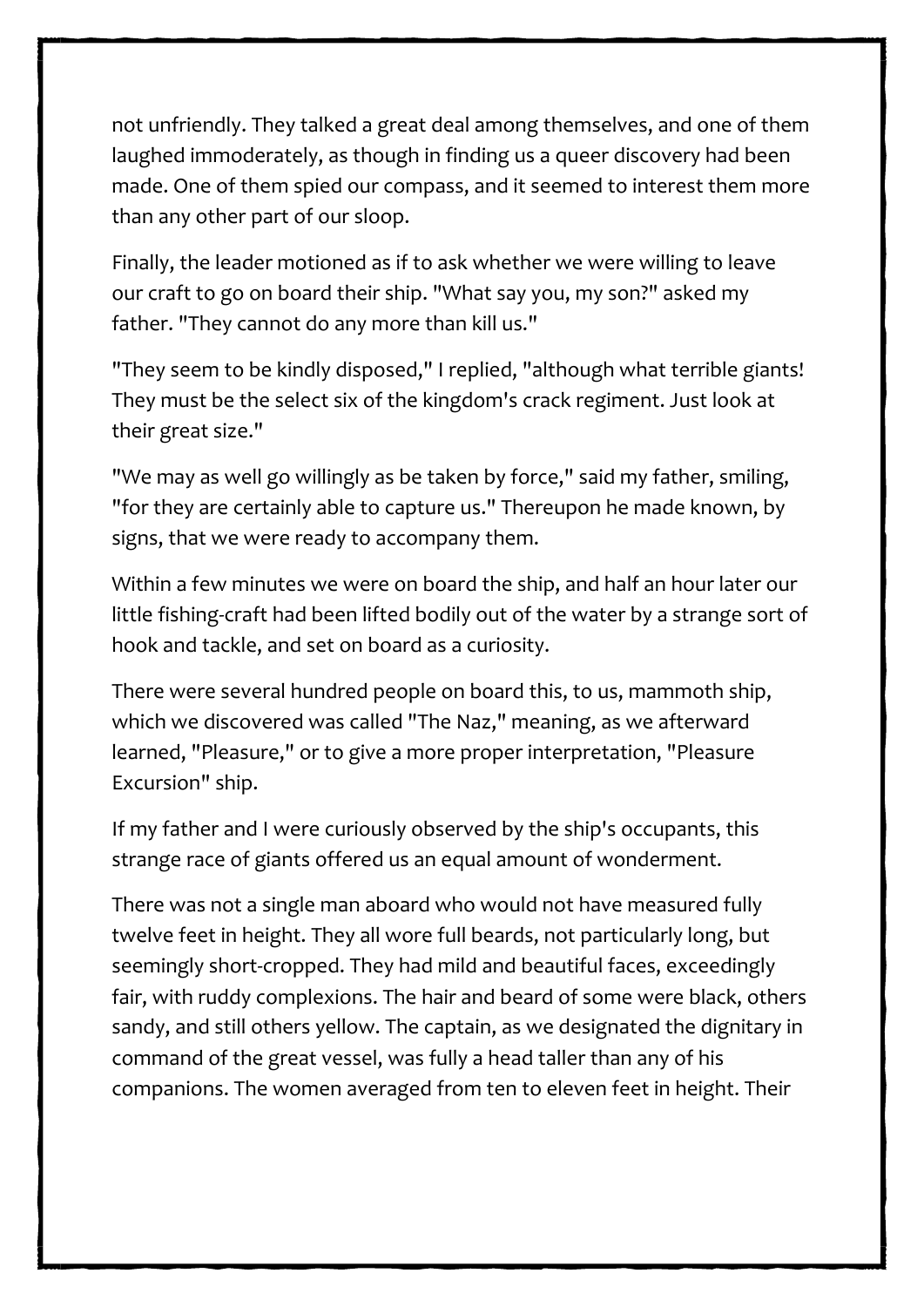not unfriendly. They talked a great deal among themselves, and one of them laughed immoderately, as though in finding us a queer discovery had been made. One of them spied our compass, and it seemed to interest them more than any other part of our sloop.

Finally, the leader motioned as if to ask whether we were willing to leave our craft to go on board their ship. "What say you, my son?" asked my father. "They cannot do any more than kill us."

"They seem to be kindly disposed," I replied, "although what terrible giants! They must be the select six of the kingdom's crack regiment. Just look at their great size."

"We may as well go willingly as be taken by force," said my father, smiling, "for they are certainly able to capture us." Thereupon he made known, by signs, that we were ready to accompany them.

Within a few minutes we were on board the ship, and half an hour later our little fishing-craft had been lifted bodily out of the water by a strange sort of hook and tackle, and set on board as a curiosity.

There were several hundred people on board this, to us, mammoth ship, which we discovered was called "The Naz," meaning, as we afterward learned, "Pleasure," or to give a more proper interpretation, "Pleasure Excursion" ship.

If my father and I were curiously observed by the ship's occupants, this strange race of giants offered us an equal amount of wonderment.

There was not a single man aboard who would not have measured fully twelve feet in height. They all wore full beards, not particularly long, but seemingly short-cropped. They had mild and beautiful faces, exceedingly fair, with ruddy complexions. The hair and beard of some were black, others sandy, and still others yellow. The captain, as we designated the dignitary in command of the great vessel, was fully a head taller than any of his companions. The women averaged from ten to eleven feet in height. Their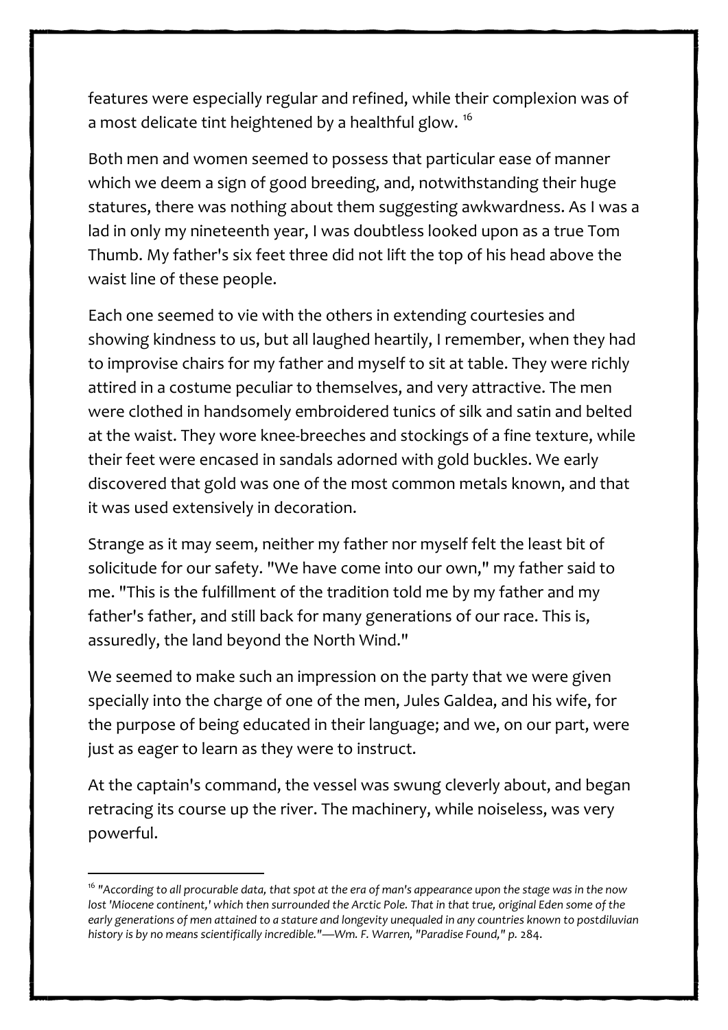features were especially regular and refined, while their complexion was of a most delicate tint heightened by a healthful glow. [16]

Both men and women seemed to possess that particular ease of manner which we deem a sign of good breeding, and, notwithstanding their huge statures, there was nothing about them suggesting awkwardness. As I was a lad in only my nineteenth year, I was doubtless looked upon as a true Tom Thumb. My father's six feet three did not lift the top of his head above the waist line of these people.

Each one seemed to vie with the others in extending courtesies and showing kindness to us, but all laughed heartily, I remember, when they had to improvise chairs for my father and myself to sit at table. They were richly attired in a costume peculiar to themselves, and very attractive. The men were clothed in handsomely embroidered tunics of silk and satin and belted at the waist. They wore knee-breeches and stockings of a fine texture, while their feet were encased in sandals adorned with gold buckles. We early discovered that gold was one of the most common metals known, and that it was used extensively in decoration.

Strange as it may seem, neither my father nor myself felt the least bit of solicitude for our safety. "We have come into our own," my father said to me. "This is the fulfillment of the tradition told me by my father and my father's father, and still back for many generations of our race. This is, assuredly, the land beyond the North Wind."

We seemed to make such an impression on the party that we were given specially into the charge of one of the men, Jules Galdea, and his wife, for the purpose of being educated in their language; and we, on our part, were just as eager to learn as they were to instruct.

At the captain's command, the vessel was swung cleverly about, and began retracing its course up the river. The machinery, while noiseless, was very powerful.

---

[16] *"According to all procurable data, that spot at the era of man's appearance upon the stage was in the now lost 'Miocene continent,' which then surrounded the Arctic Pole. That in that true, original Eden some of the early generations of men attained to a stature and longevity unequaled in any countries known to postdiluvian history is by no means scientifically incredible."—Wm. F. Warren, "Paradise Found," p.* 284.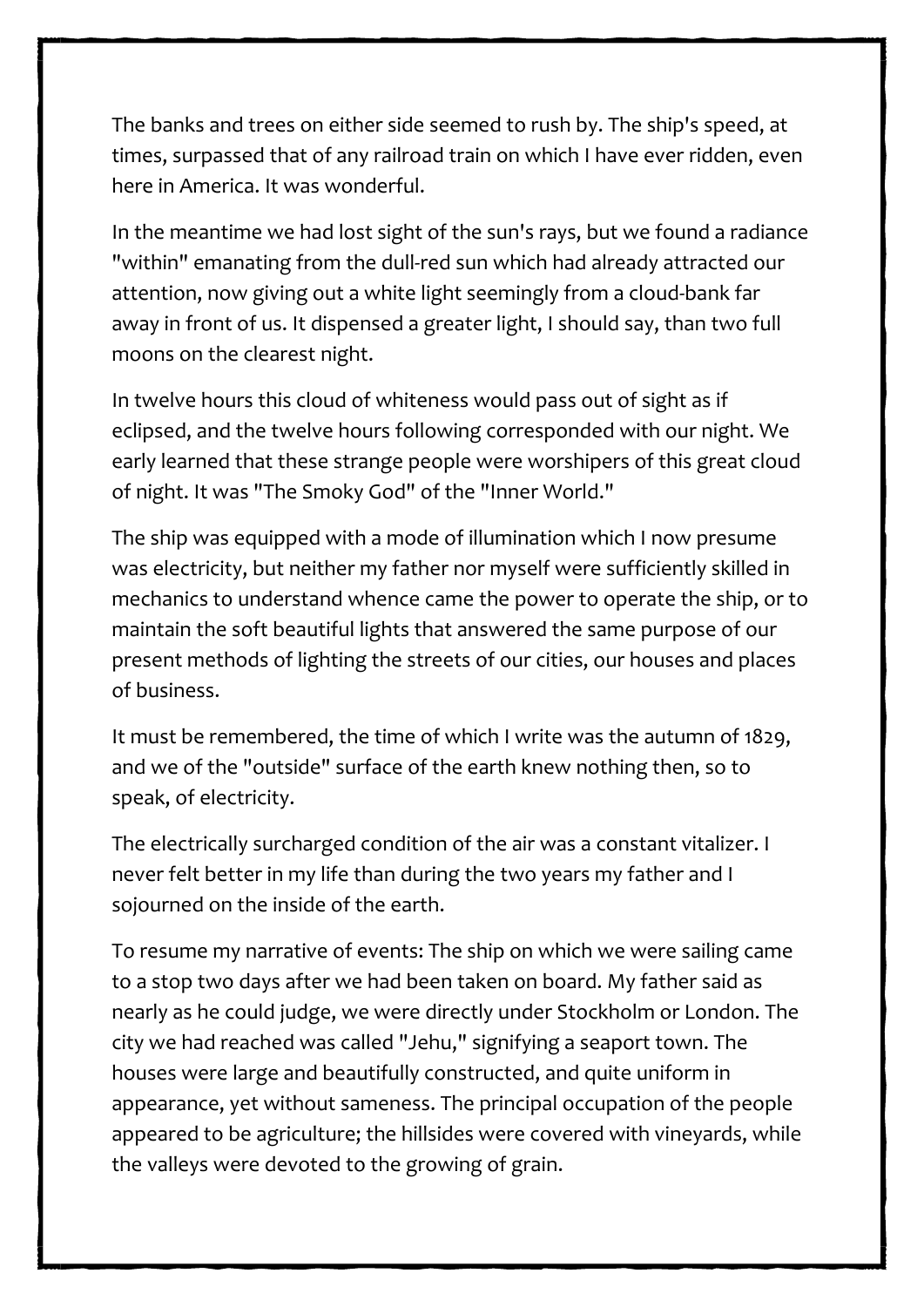The banks and trees on either side seemed to rush by. The ship's speed, at times, surpassed that of any railroad train on which I have ever ridden, even here in America. It was wonderful.

In the meantime we had lost sight of the sun's rays, but we found a radiance "within" emanating from the dull-red sun which had already attracted our attention, now giving out a white light seemingly from a cloud-bank far away in front of us. It dispensed a greater light, I should say, than two full moons on the clearest night.

In twelve hours this cloud of whiteness would pass out of sight as if eclipsed, and the twelve hours following corresponded with our night. We early learned that these strange people were worshipers of this great cloud of night. It was "The Smoky God" of the "Inner World."

The ship was equipped with a mode of illumination which I now presume was electricity, but neither my father nor myself were sufficiently skilled in mechanics to understand whence came the power to operate the ship, or to maintain the soft beautiful lights that answered the same purpose of our present methods of lighting the streets of our cities, our houses and places of business.

It must be remembered, the time of which I write was the autumn of 1829, and we of the "outside" surface of the earth knew nothing then, so to speak, of electricity.

The electrically surcharged condition of the air was a constant vitalizer. I never felt better in my life than during the two years my father and I sojourned on the inside of the earth.

To resume my narrative of events: The ship on which we were sailing came to a stop two days after we had been taken on board. My father said as nearly as he could judge, we were directly under Stockholm or London. The city we had reached was called "Jehu," signifying a seaport town. The houses were large and beautifully constructed, and quite uniform in appearance, yet without sameness. The principal occupation of the people appeared to be agriculture; the hillsides were covered with vineyards, while the valleys were devoted to the growing of grain.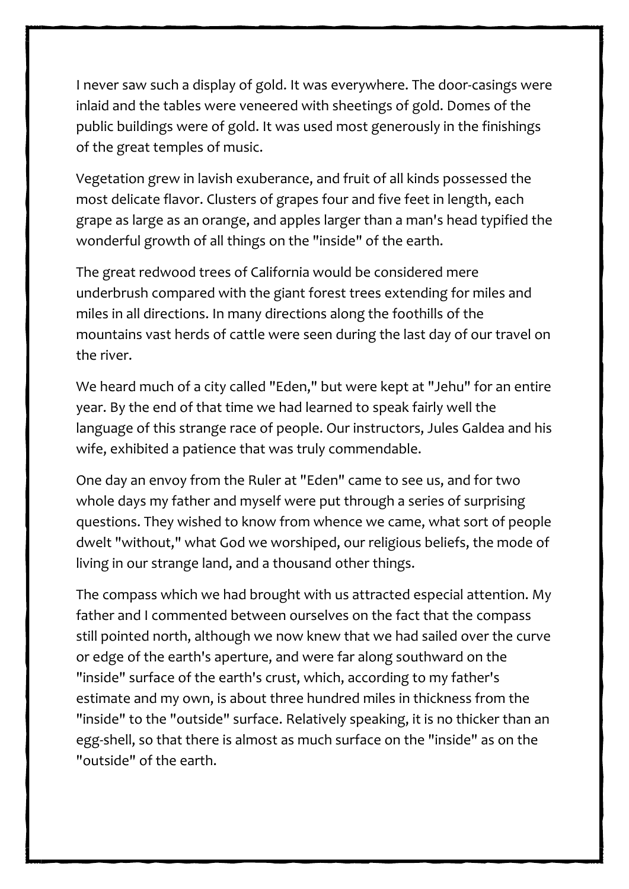I never saw such a display of gold. It was everywhere. The door-casings were inlaid and the tables were veneered with sheetings of gold. Domes of the public buildings were of gold. It was used most generously in the finishings of the great temples of music.

Vegetation grew in lavish exuberance, and fruit of all kinds possessed the most delicate flavor. Clusters of grapes four and five feet in length, each grape as large as an orange, and apples larger than a man's head typified the wonderful growth of all things on the "inside" of the earth.

The great redwood trees of California would be considered mere underbrush compared with the giant forest trees extending for miles and miles in all directions. In many directions along the foothills of the mountains vast herds of cattle were seen during the last day of our travel on the river.

We heard much of a city called "Eden," but were kept at "Jehu" for an entire year. By the end of that time we had learned to speak fairly well the language of this strange race of people. Our instructors, Jules Galdea and his wife, exhibited a patience that was truly commendable.

One day an envoy from the Ruler at "Eden" came to see us, and for two whole days my father and myself were put through a series of surprising questions. They wished to know from whence we came, what sort of people dwelt "without," what God we worshiped, our religious beliefs, the mode of living in our strange land, and a thousand other things.

The compass which we had brought with us attracted especial attention. My father and I commented between ourselves on the fact that the compass still pointed north, although we now knew that we had sailed over the curve or edge of the earth's aperture, and were far along southward on the "inside" surface of the earth's crust, which, according to my father's estimate and my own, is about three hundred miles in thickness from the "inside" to the "outside" surface. Relatively speaking, it is no thicker than an egg-shell, so that there is almost as much surface on the "inside" as on the "outside" of the earth.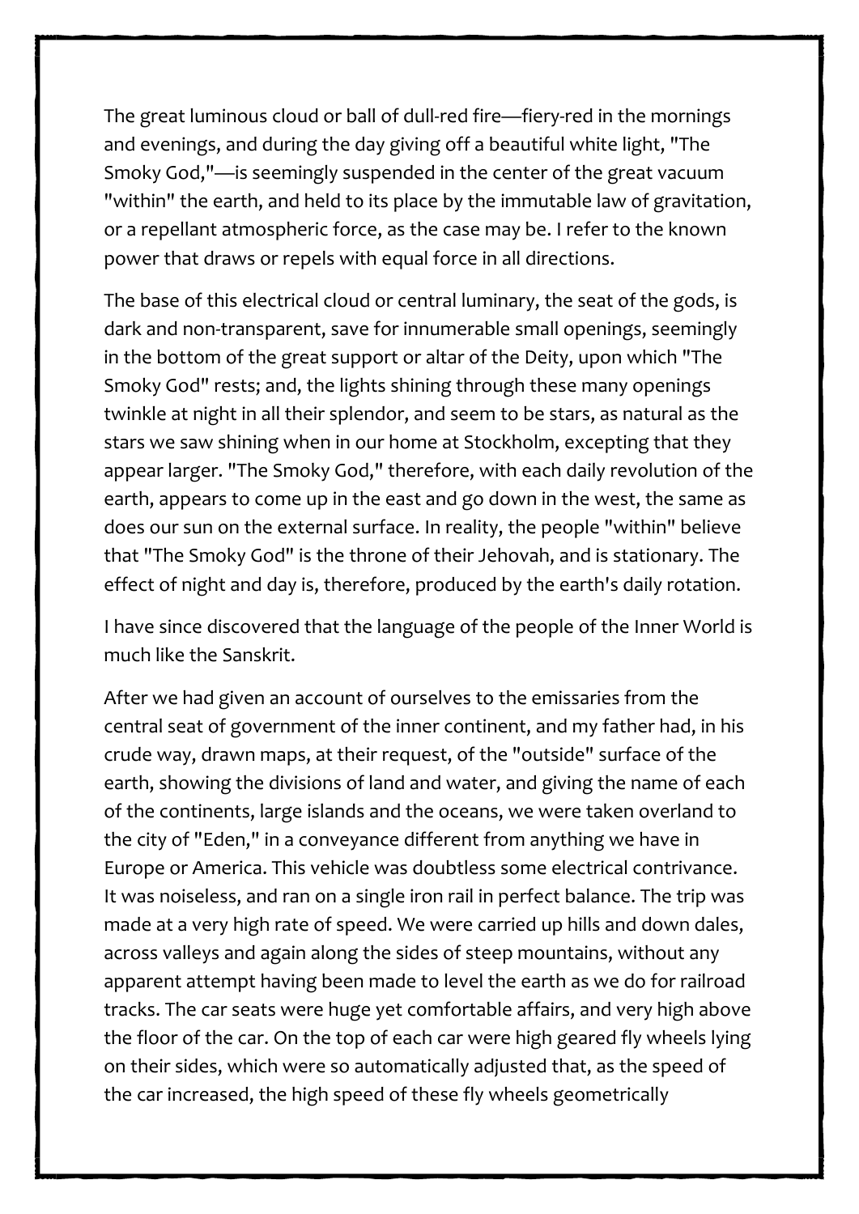The great luminous cloud or ball of dull-red fire—fiery-red in the mornings and evenings, and during the day giving off a beautiful white light, "The Smoky God,"—is seemingly suspended in the center of the great vacuum "within" the earth, and held to its place by the immutable law of gravitation, or a repellant atmospheric force, as the case may be. I refer to the known power that draws or repels with equal force in all directions.

The base of this electrical cloud or central luminary, the seat of the gods, is dark and non-transparent, save for innumerable small openings, seemingly in the bottom of the great support or altar of the Deity, upon which "The Smoky God" rests; and, the lights shining through these many openings twinkle at night in all their splendor, and seem to be stars, as natural as the stars we saw shining when in our home at Stockholm, excepting that they appear larger. "The Smoky God," therefore, with each daily revolution of the earth, appears to come up in the east and go down in the west, the same as does our sun on the external surface. In reality, the people "within" believe that "The Smoky God" is the throne of their Jehovah, and is stationary. The effect of night and day is, therefore, produced by the earth's daily rotation.

I have since discovered that the language of the people of the Inner World is much like the Sanskrit.

After we had given an account of ourselves to the emissaries from the central seat of government of the inner continent, and my father had, in his crude way, drawn maps, at their request, of the "outside" surface of the earth, showing the divisions of land and water, and giving the name of each of the continents, large islands and the oceans, we were taken overland to the city of "Eden," in a conveyance different from anything we have in Europe or America. This vehicle was doubtless some electrical contrivance. It was noiseless, and ran on a single iron rail in perfect balance. The trip was made at a very high rate of speed. We were carried up hills and down dales, across valleys and again along the sides of steep mountains, without any apparent attempt having been made to level the earth as we do for railroad tracks. The car seats were huge yet comfortable affairs, and very high above the floor of the car. On the top of each car were high geared fly wheels lying on their sides, which were so automatically adjusted that, as the speed of the car increased, the high speed of these fly wheels geometrically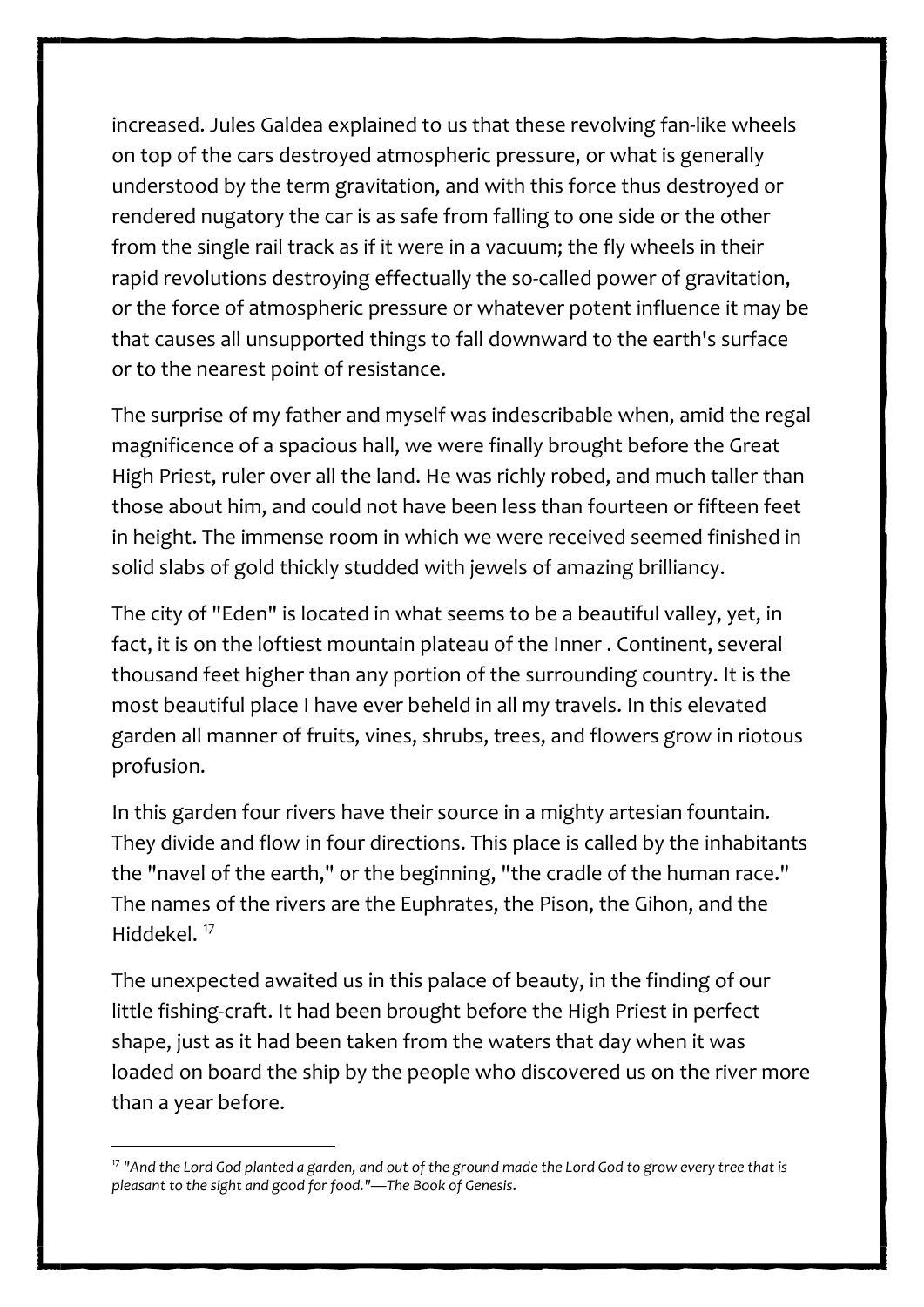increased. Jules Galdea explained to us that these revolving fan-like wheels on top of the cars destroyed atmospheric pressure, or what is generally understood by the term gravitation, and with this force thus destroyed or rendered nugatory the car is as safe from falling to one side or the other from the single rail track as if it were in a vacuum; the fly wheels in their rapid revolutions destroying effectually the so-called power of gravitation, or the force of atmospheric pressure or whatever potent influence it may be that causes all unsupported things to fall downward to the earth's surface or to the nearest point of resistance.

The surprise of my father and myself was indescribable when, amid the regal magnificence of a spacious hall, we were finally brought before the Great High Priest, ruler over all the land. He was richly robed, and much taller than those about him, and could not have been less than fourteen or fifteen feet in height. The immense room in which we were received seemed finished in solid slabs of gold thickly studded with jewels of amazing brilliancy.

The city of "Eden" is located in what seems to be a beautiful valley, yet, in fact, it is on the loftiest mountain plateau of the Inner . Continent, several thousand feet higher than any portion of the surrounding country. It is the most beautiful place I have ever beheld in all my travels. In this elevated garden all manner of fruits, vines, shrubs, trees, and flowers grow in riotous profusion.

In this garden four rivers have their source in a mighty artesian fountain. They divide and flow in four directions. This place is called by the inhabitants the "navel of the earth," or the beginning, "the cradle of the human race." The names of the rivers are the Euphrates, the Pison, the Gihon, and the Hiddekel. [17]

The unexpected awaited us in this palace of beauty, in the finding of our little fishing-craft. It had been brought before the High Priest in perfect shape, just as it had been taken from the waters that day when it was loaded on board the ship by the people who discovered us on the river more than a year before.

---

[17] *"And the Lord God planted a garden, and out of the ground made the Lord God to grow every tree that is pleasant to the sight and good for food."—The Book of Genesis.*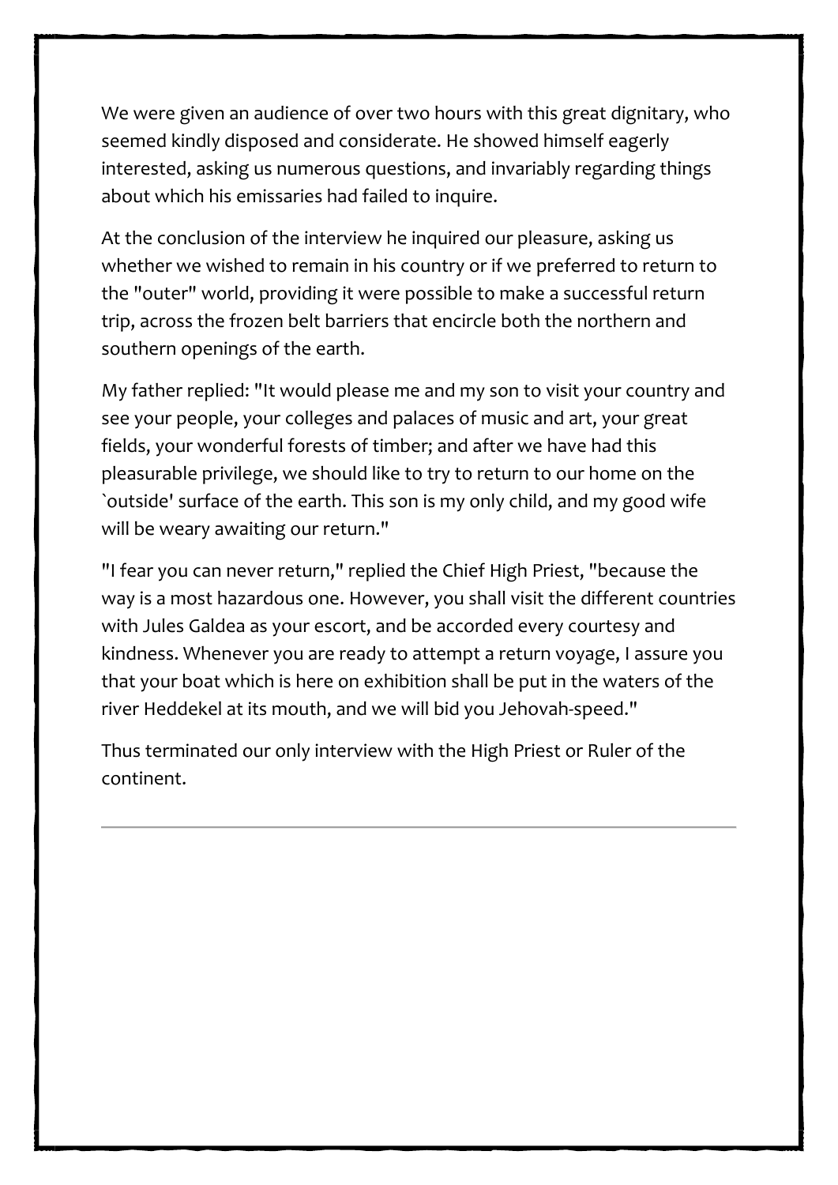We were given an audience of over two hours with this great dignitary, who seemed kindly disposed and considerate. He showed himself eagerly interested, asking us numerous questions, and invariably regarding things about which his emissaries had failed to inquire.

At the conclusion of the interview he inquired our pleasure, asking us whether we wished to remain in his country or if we preferred to return to the "outer" world, providing it were possible to make a successful return trip, across the frozen belt barriers that encircle both the northern and southern openings of the earth.

My father replied: "It would please me and my son to visit your country and see your people, your colleges and palaces of music and art, your great fields, your wonderful forests of timber; and after we have had this pleasurable privilege, we should like to try to return to our home on the `outside' surface of the earth. This son is my only child, and my good wife will be weary awaiting our return."

"I fear you can never return," replied the Chief High Priest, "because the way is a most hazardous one. However, you shall visit the different countries with Jules Galdea as your escort, and be accorded every courtesy and kindness. Whenever you are ready to attempt a return voyage, I assure you that your boat which is here on exhibition shall be put in the waters of the river Heddekel at its mouth, and we will bid you Jehovah-speed."

Thus terminated our only interview with the High Priest or Ruler of the continent.

---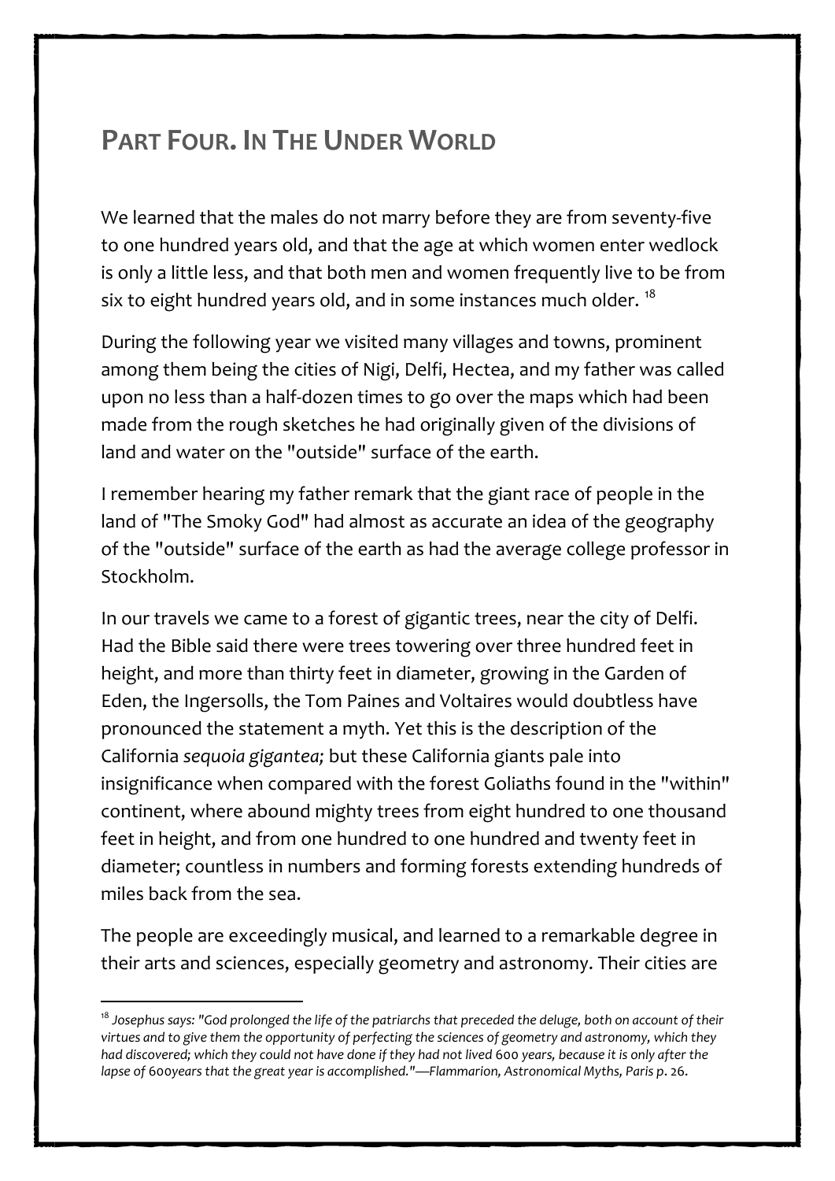# Part Four. In The Under World

We learned that the males do not marry before they are from seventy-five to one hundred years old, and that the age at which women enter wedlock is only a little less, and that both men and women frequently live to be from six to eight hundred years old, and in some instances much older. [18]

During the following year we visited many villages and towns, prominent among them being the cities of Nigi, Delfi, Hectea, and my father was called upon no less than a half-dozen times to go over the maps which had been made from the rough sketches he had originally given of the divisions of land and water on the "outside" surface of the earth.

I remember hearing my father remark that the giant race of people in the land of "The Smoky God" had almost as accurate an idea of the geography of the "outside" surface of the earth as had the average college professor in Stockholm.

In our travels we came to a forest of gigantic trees, near the city of Delfi. Had the Bible said there were trees towering over three hundred feet in height, and more than thirty feet in diameter, growing in the Garden of Eden, the Ingersolls, the Tom Paines and Voltaires would doubtless have pronounced the statement a myth. Yet this is the description of the California *sequoia gigantea;* but these California giants pale into insignificance when compared with the forest Goliaths found in the "within" continent, where abound mighty trees from eight hundred to one thousand feet in height, and from one hundred to one hundred and twenty feet in diameter; countless in numbers and forming forests extending hundreds of miles back from the sea.

The people are exceedingly musical, and learned to a remarkable degree in their arts and sciences, especially geometry and astronomy. Their cities are

---

[18] *Josephus says: "God prolonged the life of the patriarchs that preceded the deluge, both on account of their virtues and to give them the opportunity of perfecting the sciences of geometry and astronomy, which they had discovered; which they could not have done if they had not lived* 600 *years, because it is only after the lapse of* 600*years that the great year is accomplished."—Flammarion, Astronomical Myths, Paris p.* 26.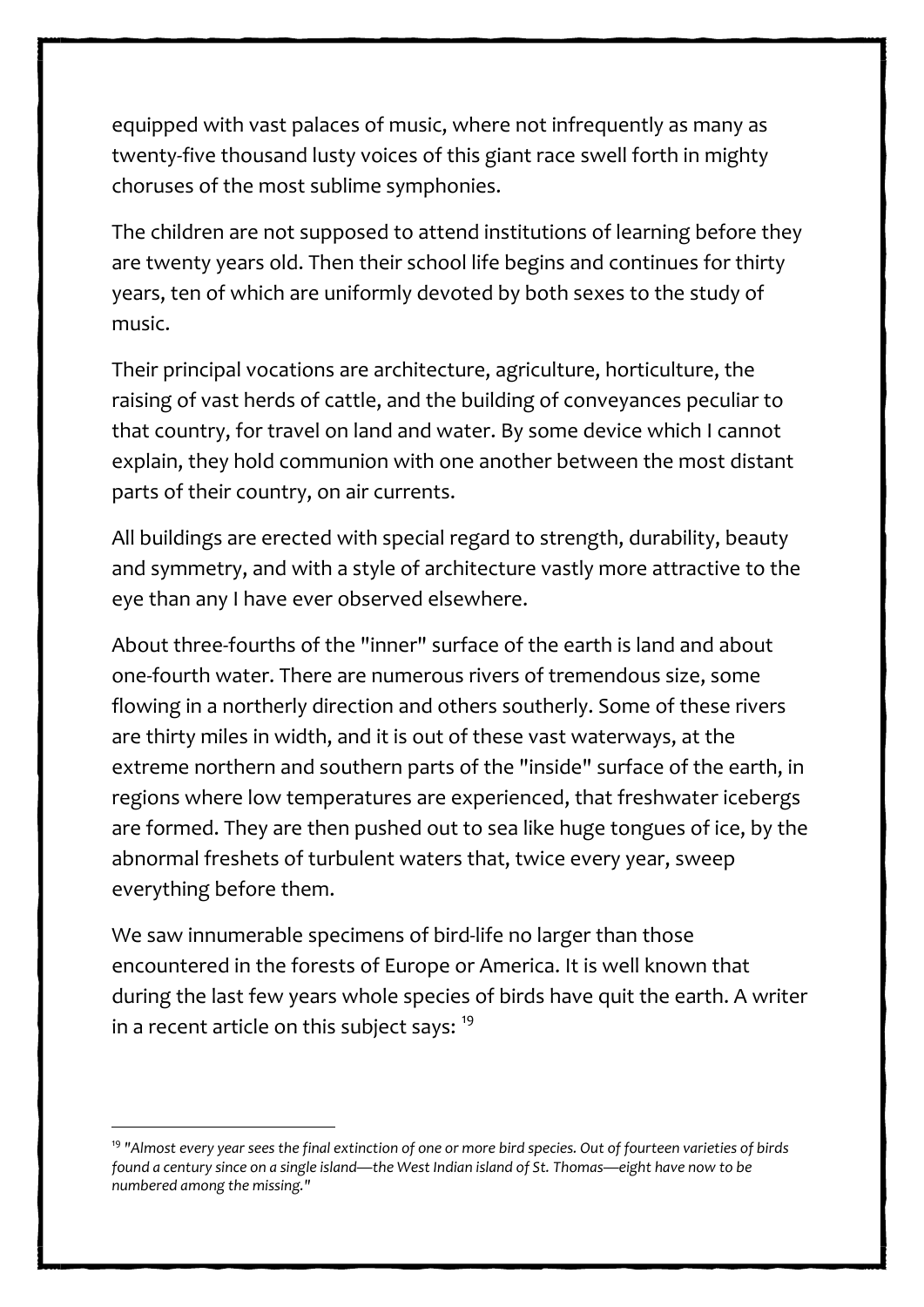equipped with vast palaces of music, where not infrequently as many as twenty-five thousand lusty voices of this giant race swell forth in mighty choruses of the most sublime symphonies.

The children are not supposed to attend institutions of learning before they are twenty years old. Then their school life begins and continues for thirty years, ten of which are uniformly devoted by both sexes to the study of music.

Their principal vocations are architecture, agriculture, horticulture, the raising of vast herds of cattle, and the building of conveyances peculiar to that country, for travel on land and water. By some device which I cannot explain, they hold communion with one another between the most distant parts of their country, on air currents.

All buildings are erected with special regard to strength, durability, beauty and symmetry, and with a style of architecture vastly more attractive to the eye than any I have ever observed elsewhere.

About three-fourths of the "inner" surface of the earth is land and about one-fourth water. There are numerous rivers of tremendous size, some flowing in a northerly direction and others southerly. Some of these rivers are thirty miles in width, and it is out of these vast waterways, at the extreme northern and southern parts of the "inside" surface of the earth, in regions where low temperatures are experienced, that freshwater icebergs are formed. They are then pushed out to sea like huge tongues of ice, by the abnormal freshets of turbulent waters that, twice every year, sweep everything before them.

We saw innumerable specimens of bird-life no larger than those encountered in the forests of Europe or America. It is well known that during the last few years whole species of birds have quit the earth. A writer in a recent article on this subject says: [19]

---

[19] *"Almost every year sees the final extinction of one or more bird species. Out of fourteen varieties of birds found a century since on a single island—the West Indian island of St. Thomas—eight have now to be numbered among the missing."*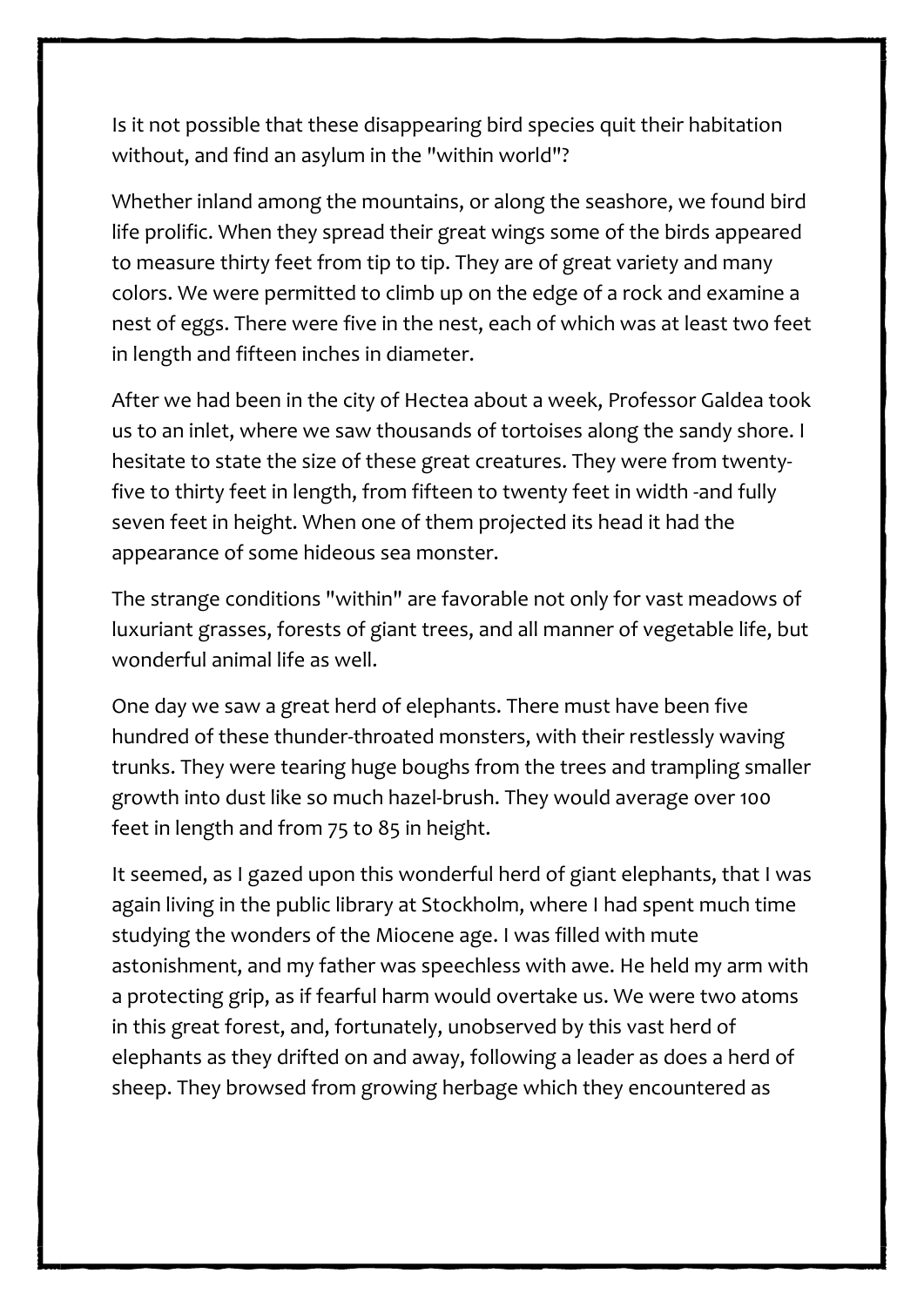Is it not possible that these disappearing bird species quit their habitation without, and find an asylum in the "within world"?

Whether inland among the mountains, or along the seashore, we found bird life prolific. When they spread their great wings some of the birds appeared to measure thirty feet from tip to tip. They are of great variety and many colors. We were permitted to climb up on the edge of a rock and examine a nest of eggs. There were five in the nest, each of which was at least two feet in length and fifteen inches in diameter.

After we had been in the city of Hectea about a week, Professor Galdea took us to an inlet, where we saw thousands of tortoises along the sandy shore. I hesitate to state the size of these great creatures. They were from twenty-five to thirty feet in length, from fifteen to twenty feet in width -and fully seven feet in height. When one of them projected its head it had the appearance of some hideous sea monster.

The strange conditions "within" are favorable not only for vast meadows of luxuriant grasses, forests of giant trees, and all manner of vegetable life, but wonderful animal life as well.

One day we saw a great herd of elephants. There must have been five hundred of these thunder-throated monsters, with their restlessly waving trunks. They were tearing huge boughs from the trees and trampling smaller growth into dust like so much hazel-brush. They would average over 100 feet in length and from 75 to 85 in height.

It seemed, as I gazed upon this wonderful herd of giant elephants, that I was again living in the public library at Stockholm, where I had spent much time studying the wonders of the Miocene age. I was filled with mute astonishment, and my father was speechless with awe. He held my arm with a protecting grip, as if fearful harm would overtake us. We were two atoms in this great forest, and, fortunately, unobserved by this vast herd of elephants as they drifted on and away, following a leader as does a herd of sheep. They browsed from growing herbage which they encountered as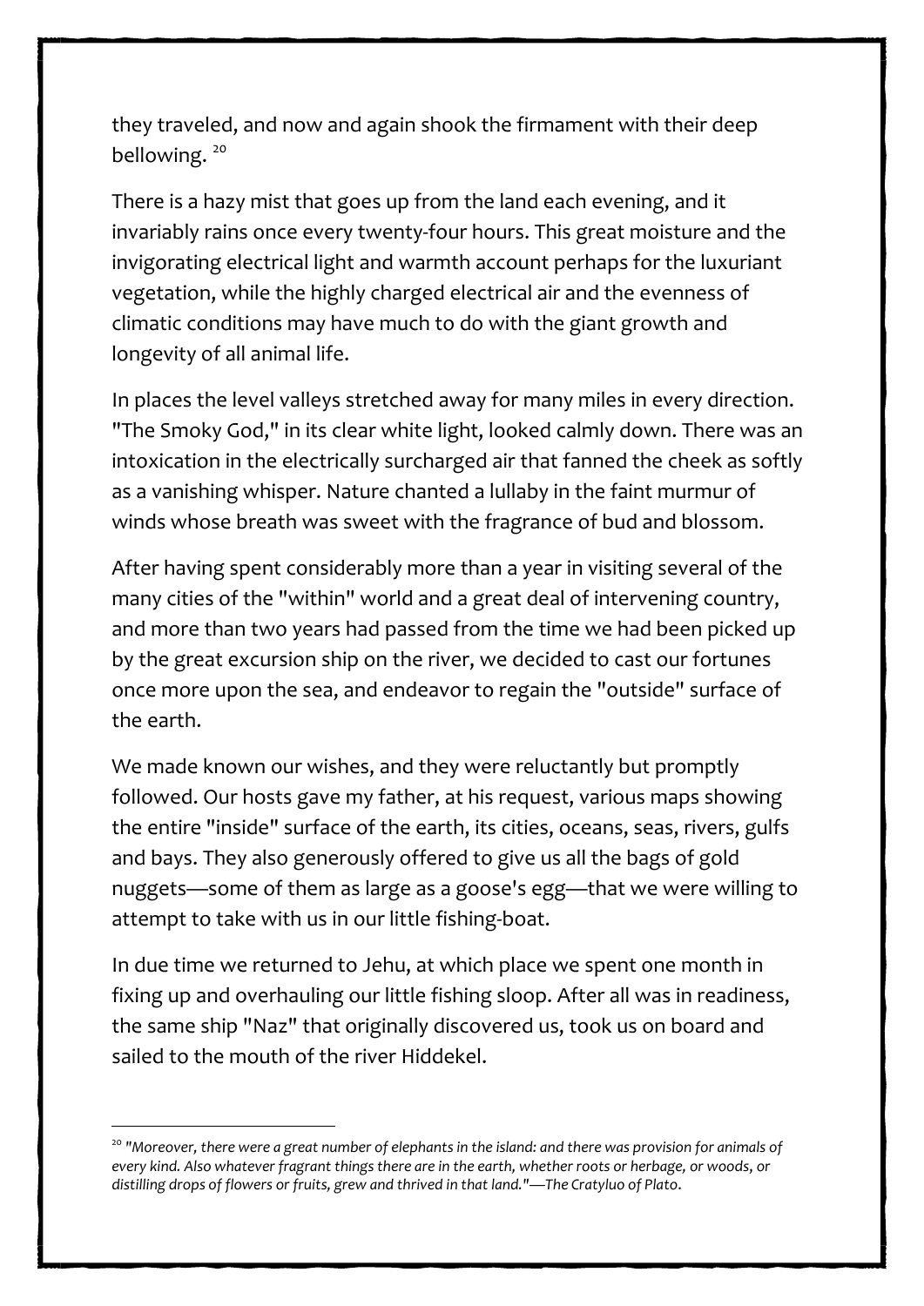they traveled, and now and again shook the firmament with their deep bellowing. [20]

There is a hazy mist that goes up from the land each evening, and it invariably rains once every twenty-four hours. This great moisture and the invigorating electrical light and warmth account perhaps for the luxuriant vegetation, while the highly charged electrical air and the evenness of climatic conditions may have much to do with the giant growth and longevity of all animal life.

In places the level valleys stretched away for many miles in every direction. "The Smoky God," in its clear white light, looked calmly down. There was an intoxication in the electrically surcharged air that fanned the cheek as softly as a vanishing whisper. Nature chanted a lullaby in the faint murmur of winds whose breath was sweet with the fragrance of bud and blossom.

After having spent considerably more than a year in visiting several of the many cities of the "within" world and a great deal of intervening country, and more than two years had passed from the time we had been picked up by the great excursion ship on the river, we decided to cast our fortunes once more upon the sea, and endeavor to regain the "outside" surface of the earth.

We made known our wishes, and they were reluctantly but promptly followed. Our hosts gave my father, at his request, various maps showing the entire "inside" surface of the earth, its cities, oceans, seas, rivers, gulfs and bays. They also generously offered to give us all the bags of gold nuggets—some of them as large as a goose's egg—that we were willing to attempt to take with us in our little fishing-boat.

In due time we returned to Jehu, at which place we spent one month in fixing up and overhauling our little fishing sloop. After all was in readiness, the same ship "Naz" that originally discovered us, took us on board and sailed to the mouth of the river Hiddekel.

---

[20] *"Moreover, there were a great number of elephants in the island: and there was provision for animals of every kind. Also whatever fragrant things there are in the earth, whether roots or herbage, or woods, or distilling drops of flowers or fruits, grew and thrived in that land."—The Cratyluo of Plato.*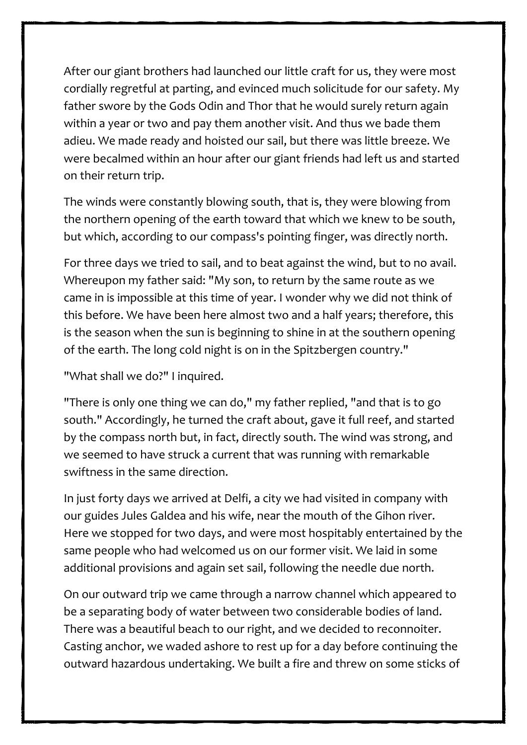After our giant brothers had launched our little craft for us, they were most cordially regretful at parting, and evinced much solicitude for our safety. My father swore by the Gods Odin and Thor that he would surely return again within a year or two and pay them another visit. And thus we bade them adieu. We made ready and hoisted our sail, but there was little breeze. We were becalmed within an hour after our giant friends had left us and started on their return trip.

The winds were constantly blowing south, that is, they were blowing from the northern opening of the earth toward that which we knew to be south, but which, according to our compass's pointing finger, was directly north.

For three days we tried to sail, and to beat against the wind, but to no avail. Whereupon my father said: "My son, to return by the same route as we came in is impossible at this time of year. I wonder why we did not think of this before. We have been here almost two and a half years; therefore, this is the season when the sun is beginning to shine in at the southern opening of the earth. The long cold night is on in the Spitzbergen country."

"What shall we do?" I inquired.

"There is only one thing we can do," my father replied, "and that is to go south." Accordingly, he turned the craft about, gave it full reef, and started by the compass north but, in fact, directly south. The wind was strong, and we seemed to have struck a current that was running with remarkable swiftness in the same direction.

In just forty days we arrived at Delfi, a city we had visited in company with our guides Jules Galdea and his wife, near the mouth of the Gihon river. Here we stopped for two days, and were most hospitably entertained by the same people who had welcomed us on our former visit. We laid in some additional provisions and again set sail, following the needle due north.

On our outward trip we came through a narrow channel which appeared to be a separating body of water between two considerable bodies of land. There was a beautiful beach to our right, and we decided to reconnoiter. Casting anchor, we waded ashore to rest up for a day before continuing the outward hazardous undertaking. We built a fire and threw on some sticks of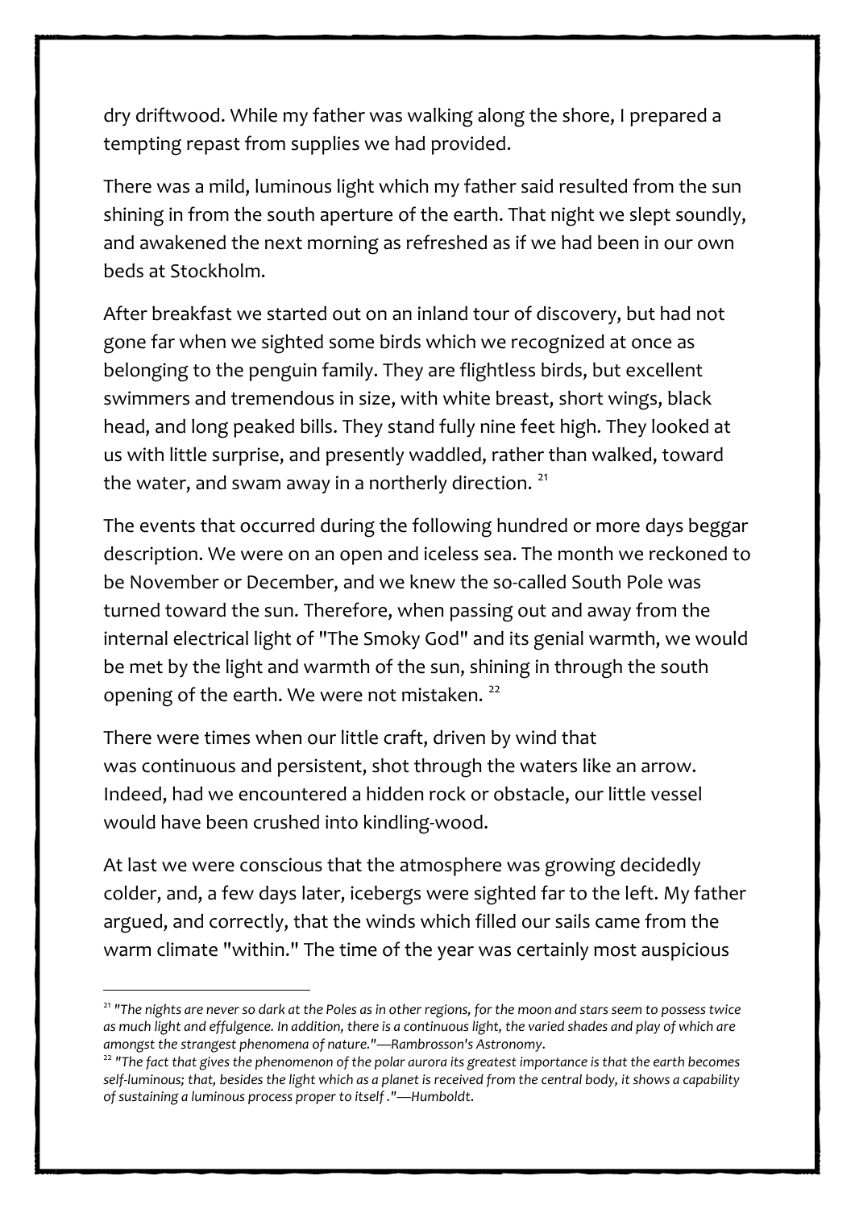dry driftwood. While my father was walking along the shore, I prepared a tempting repast from supplies we had provided.

There was a mild, luminous light which my father said resulted from the sun shining in from the south aperture of the earth. That night we slept soundly, and awakened the next morning as refreshed as if we had been in our own beds at Stockholm.

After breakfast we started out on an inland tour of discovery, but had not gone far when we sighted some birds which we recognized at once as belonging to the penguin family. They are flightless birds, but excellent swimmers and tremendous in size, with white breast, short wings, black head, and long peaked bills. They stand fully nine feet high. They looked at us with little surprise, and presently waddled, rather than walked, toward the water, and swam away in a northerly direction. [21]

The events that occurred during the following hundred or more days beggar description. We were on an open and iceless sea. The month we reckoned to be November or December, and we knew the so-called South Pole was turned toward the sun. Therefore, when passing out and away from the internal electrical light of "The Smoky God" and its genial warmth, we would be met by the light and warmth of the sun, shining in through the south opening of the earth. We were not mistaken. [22]

There were times when our little craft, driven by wind that was continuous and persistent, shot through the waters like an arrow. Indeed, had we encountered a hidden rock or obstacle, our little vessel would have been crushed into kindling-wood.

At last we were conscious that the atmosphere was growing decidedly colder, and, a few days later, icebergs were sighted far to the left. My father argued, and correctly, that the winds which filled our sails came from the warm climate "within." The time of the year was certainly most auspicious

---

[21] *"The nights are never so dark at the Poles as in other regions, for the moon and stars seem to possess twice as much light and effulgence. In addition, there is a continuous light, the varied shades and play of which are amongst the strangest phenomena of nature."—Rambrosson's Astronomy.*

[22] *"The fact that gives the phenomenon of the polar aurora its greatest importance is that the earth becomes self-luminous; that, besides the light which as a planet is received from the central body, it shows a capability of sustaining a luminous process proper to itself ."—Humboldt.*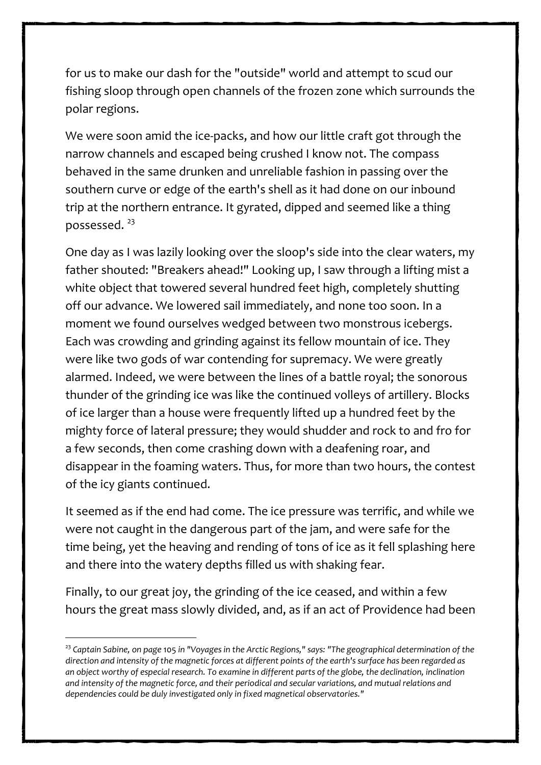for us to make our dash for the "outside" world and attempt to scud our fishing sloop through open channels of the frozen zone which surrounds the polar regions.

We were soon amid the ice-packs, and how our little craft got through the narrow channels and escaped being crushed I know not. The compass behaved in the same drunken and unreliable fashion in passing over the southern curve or edge of the earth's shell as it had done on our inbound trip at the northern entrance. It gyrated, dipped and seemed like a thing possessed. [23]

One day as I was lazily looking over the sloop's side into the clear waters, my father shouted: "Breakers ahead!" Looking up, I saw through a lifting mist a white object that towered several hundred feet high, completely shutting off our advance. We lowered sail immediately, and none too soon. In a moment we found ourselves wedged between two monstrous icebergs. Each was crowding and grinding against its fellow mountain of ice. They were like two gods of war contending for supremacy. We were greatly alarmed. Indeed, we were between the lines of a battle royal; the sonorous thunder of the grinding ice was like the continued volleys of artillery. Blocks of ice larger than a house were frequently lifted up a hundred feet by the mighty force of lateral pressure; they would shudder and rock to and fro for a few seconds, then come crashing down with a deafening roar, and disappear in the foaming waters. Thus, for more than two hours, the contest of the icy giants continued.

It seemed as if the end had come. The ice pressure was terrific, and while we were not caught in the dangerous part of the jam, and were safe for the time being, yet the heaving and rending of tons of ice as it fell splashing here and there into the watery depths filled us with shaking fear.

Finally, to our great joy, the grinding of the ice ceased, and within a few hours the great mass slowly divided, and, as if an act of Providence had been

---

[23] *Captain Sabine, on page 105 in "Voyages in the Arctic Regions," says: "The geographical determination of the direction and intensity of the magnetic forces at different points of the earth's surface has been regarded as an object worthy of especial research. To examine in different parts of the globe, the declination, inclination and intensity of the magnetic force, and their periodical and secular variations, and mutual relations and dependencies could be duly investigated only in fixed magnetical observatories."*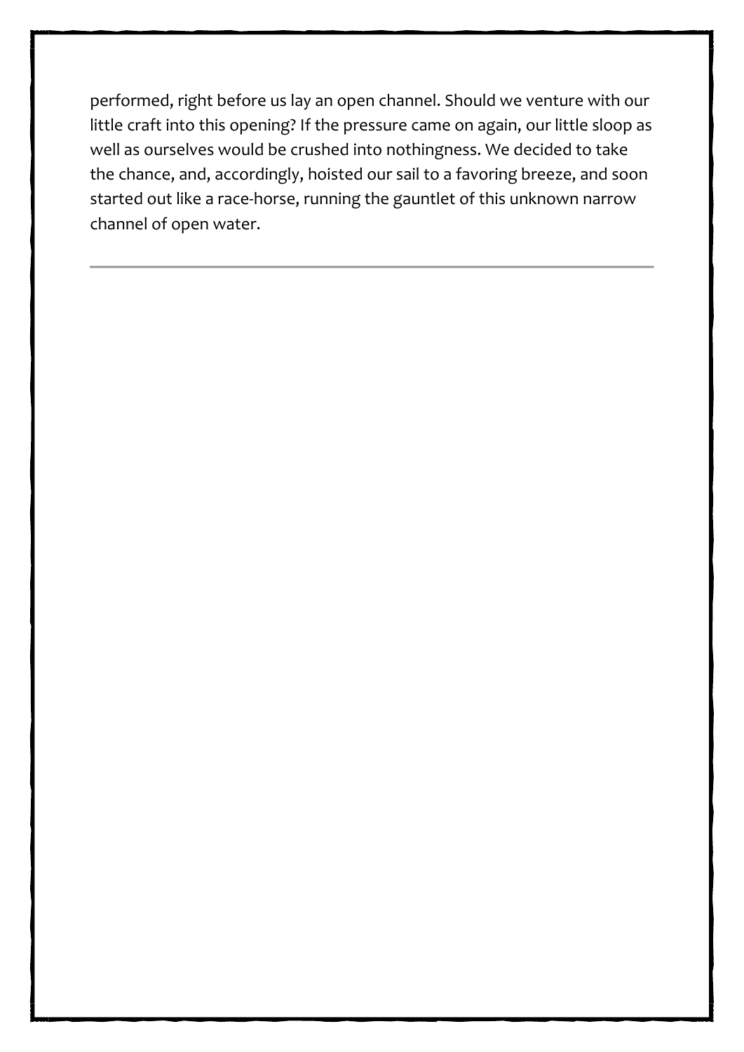performed, right before us lay an open channel. Should we venture with our little craft into this opening? If the pressure came on again, our little sloop as well as ourselves would be crushed into nothingness. We decided to take the chance, and, accordingly, hoisted our sail to a favoring breeze, and soon started out like a race-horse, running the gauntlet of this unknown narrow channel of open water.

---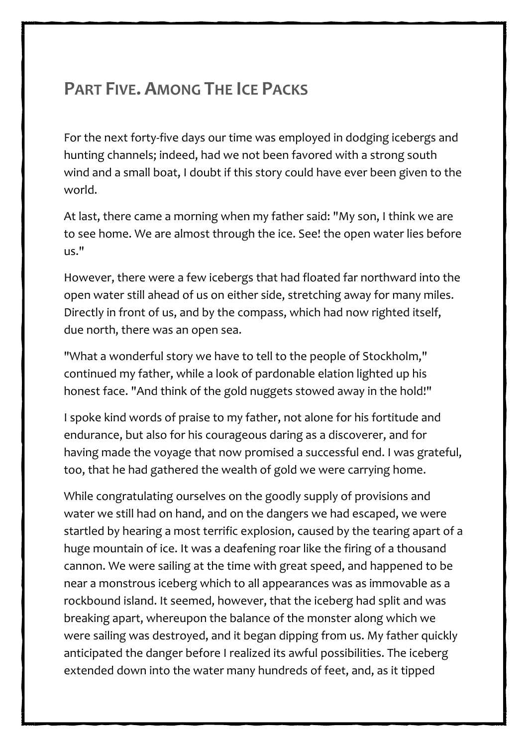## Part Five. Among The Ice Packs

For the next forty-five days our time was employed in dodging icebergs and hunting channels; indeed, had we not been favored with a strong south wind and a small boat, I doubt if this story could have ever been given to the world.

At last, there came a morning when my father said: "My son, I think we are to see home. We are almost through the ice. See! the open water lies before us."

However, there were a few icebergs that had floated far northward into the open water still ahead of us on either side, stretching away for many miles. Directly in front of us, and by the compass, which had now righted itself, due north, there was an open sea.

"What a wonderful story we have to tell to the people of Stockholm," continued my father, while a look of pardonable elation lighted up his honest face. "And think of the gold nuggets stowed away in the hold!"

I spoke kind words of praise to my father, not alone for his fortitude and endurance, but also for his courageous daring as a discoverer, and for having made the voyage that now promised a successful end. I was grateful, too, that he had gathered the wealth of gold we were carrying home.

While congratulating ourselves on the goodly supply of provisions and water we still had on hand, and on the dangers we had escaped, we were startled by hearing a most terrific explosion, caused by the tearing apart of a huge mountain of ice. It was a deafening roar like the firing of a thousand cannon. We were sailing at the time with great speed, and happened to be near a monstrous iceberg which to all appearances was as immovable as a rockbound island. It seemed, however, that the iceberg had split and was breaking apart, whereupon the balance of the monster along which we were sailing was destroyed, and it began dipping from us. My father quickly anticipated the danger before I realized its awful possibilities. The iceberg extended down into the water many hundreds of feet, and, as it tipped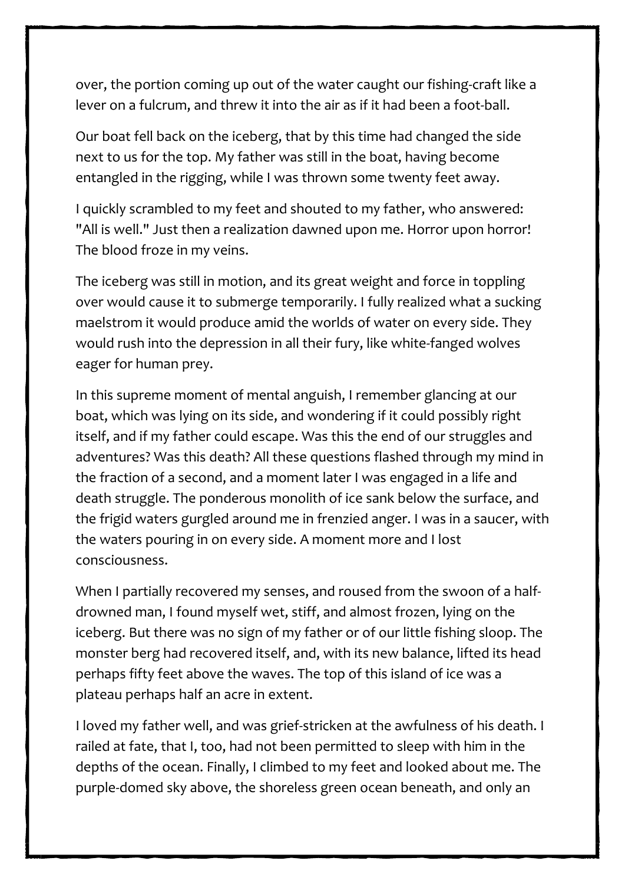over, the portion coming up out of the water caught our fishing-craft like a lever on a fulcrum, and threw it into the air as if it had been a foot-ball.

Our boat fell back on the iceberg, that by this time had changed the side next to us for the top. My father was still in the boat, having become entangled in the rigging, while I was thrown some twenty feet away.

I quickly scrambled to my feet and shouted to my father, who answered: "All is well." Just then a realization dawned upon me. Horror upon horror! The blood froze in my veins.

The iceberg was still in motion, and its great weight and force in toppling over would cause it to submerge temporarily. I fully realized what a sucking maelstrom it would produce amid the worlds of water on every side. They would rush into the depression in all their fury, like white-fanged wolves eager for human prey.

In this supreme moment of mental anguish, I remember glancing at our boat, which was lying on its side, and wondering if it could possibly right itself, and if my father could escape. Was this the end of our struggles and adventures? Was this death? All these questions flashed through my mind in the fraction of a second, and a moment later I was engaged in a life and death struggle. The ponderous monolith of ice sank below the surface, and the frigid waters gurgled around me in frenzied anger. I was in a saucer, with the waters pouring in on every side. A moment more and I lost consciousness.

When I partially recovered my senses, and roused from the swoon of a half-drowned man, I found myself wet, stiff, and almost frozen, lying on the iceberg. But there was no sign of my father or of our little fishing sloop. The monster berg had recovered itself, and, with its new balance, lifted its head perhaps fifty feet above the waves. The top of this island of ice was a plateau perhaps half an acre in extent.

I loved my father well, and was grief-stricken at the awfulness of his death. I railed at fate, that I, too, had not been permitted to sleep with him in the depths of the ocean. Finally, I climbed to my feet and looked about me. The purple-domed sky above, the shoreless green ocean beneath, and only an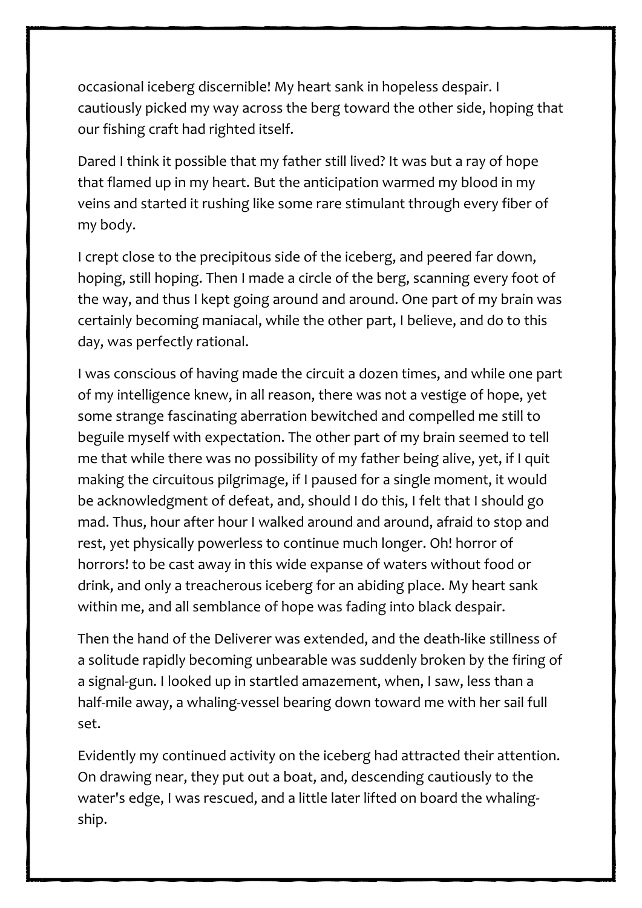occasional iceberg discernible! My heart sank in hopeless despair. I cautiously picked my way across the berg toward the other side, hoping that our fishing craft had righted itself.

Dared I think it possible that my father still lived? It was but a ray of hope that flamed up in my heart. But the anticipation warmed my blood in my veins and started it rushing like some rare stimulant through every fiber of my body.

I crept close to the precipitous side of the iceberg, and peered far down, hoping, still hoping. Then I made a circle of the berg, scanning every foot of the way, and thus I kept going around and around. One part of my brain was certainly becoming maniacal, while the other part, I believe, and do to this day, was perfectly rational.

I was conscious of having made the circuit a dozen times, and while one part of my intelligence knew, in all reason, there was not a vestige of hope, yet some strange fascinating aberration bewitched and compelled me still to beguile myself with expectation. The other part of my brain seemed to tell me that while there was no possibility of my father being alive, yet, if I quit making the circuitous pilgrimage, if I paused for a single moment, it would be acknowledgment of defeat, and, should I do this, I felt that I should go mad. Thus, hour after hour I walked around and around, afraid to stop and rest, yet physically powerless to continue much longer. Oh! horror of horrors! to be cast away in this wide expanse of waters without food or drink, and only a treacherous iceberg for an abiding place. My heart sank within me, and all semblance of hope was fading into black despair.

Then the hand of the Deliverer was extended, and the death-like stillness of a solitude rapidly becoming unbearable was suddenly broken by the firing of a signal-gun. I looked up in startled amazement, when, I saw, less than a half-mile away, a whaling-vessel bearing down toward me with her sail full set.

Evidently my continued activity on the iceberg had attracted their attention. On drawing near, they put out a boat, and, descending cautiously to the water's edge, I was rescued, and a little later lifted on board the whaling-ship.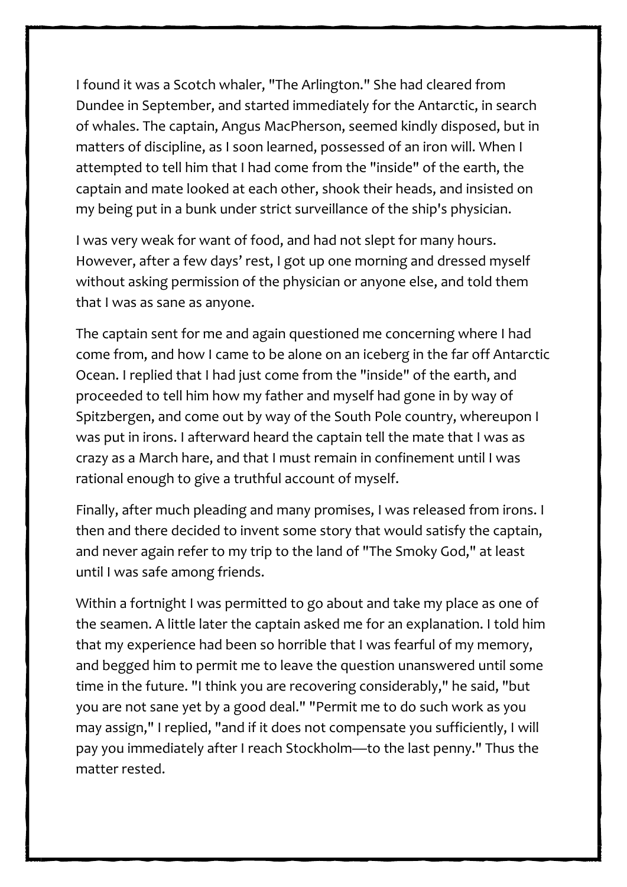I found it was a Scotch whaler, "The Arlington." She had cleared from Dundee in September, and started immediately for the Antarctic, in search of whales. The captain, Angus MacPherson, seemed kindly disposed, but in matters of discipline, as I soon learned, possessed of an iron will. When I attempted to tell him that I had come from the "inside" of the earth, the captain and mate looked at each other, shook their heads, and insisted on my being put in a bunk under strict surveillance of the ship's physician.

I was very weak for want of food, and had not slept for many hours. However, after a few days' rest, I got up one morning and dressed myself without asking permission of the physician or anyone else, and told them that I was as sane as anyone.

The captain sent for me and again questioned me concerning where I had come from, and how I came to be alone on an iceberg in the far off Antarctic Ocean. I replied that I had just come from the "inside" of the earth, and proceeded to tell him how my father and myself had gone in by way of Spitzbergen, and come out by way of the South Pole country, whereupon I was put in irons. I afterward heard the captain tell the mate that I was as crazy as a March hare, and that I must remain in confinement until I was rational enough to give a truthful account of myself.

Finally, after much pleading and many promises, I was released from irons. I then and there decided to invent some story that would satisfy the captain, and never again refer to my trip to the land of "The Smoky God," at least until I was safe among friends.

Within a fortnight I was permitted to go about and take my place as one of the seamen. A little later the captain asked me for an explanation. I told him that my experience had been so horrible that I was fearful of my memory, and begged him to permit me to leave the question unanswered until some time in the future. "I think you are recovering considerably," he said, "but you are not sane yet by a good deal." "Permit me to do such work as you may assign," I replied, "and if it does not compensate you sufficiently, I will pay you immediately after I reach Stockholm—to the last penny." Thus the matter rested.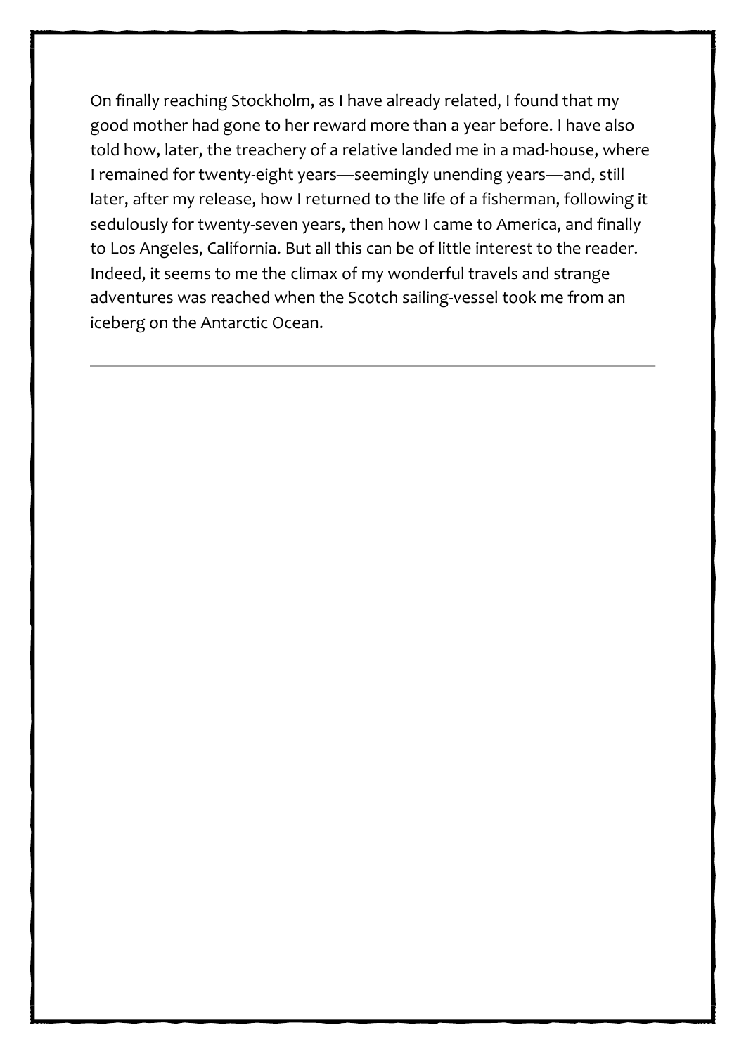On finally reaching Stockholm, as I have already related, I found that my good mother had gone to her reward more than a year before. I have also told how, later, the treachery of a relative landed me in a mad-house, where I remained for twenty-eight years—seemingly unending years—and, still later, after my release, how I returned to the life of a fisherman, following it sedulously for twenty-seven years, then how I came to America, and finally to Los Angeles, California. But all this can be of little interest to the reader. Indeed, it seems to me the climax of my wonderful travels and strange adventures was reached when the Scotch sailing-vessel took me from an iceberg on the Antarctic Ocean.

---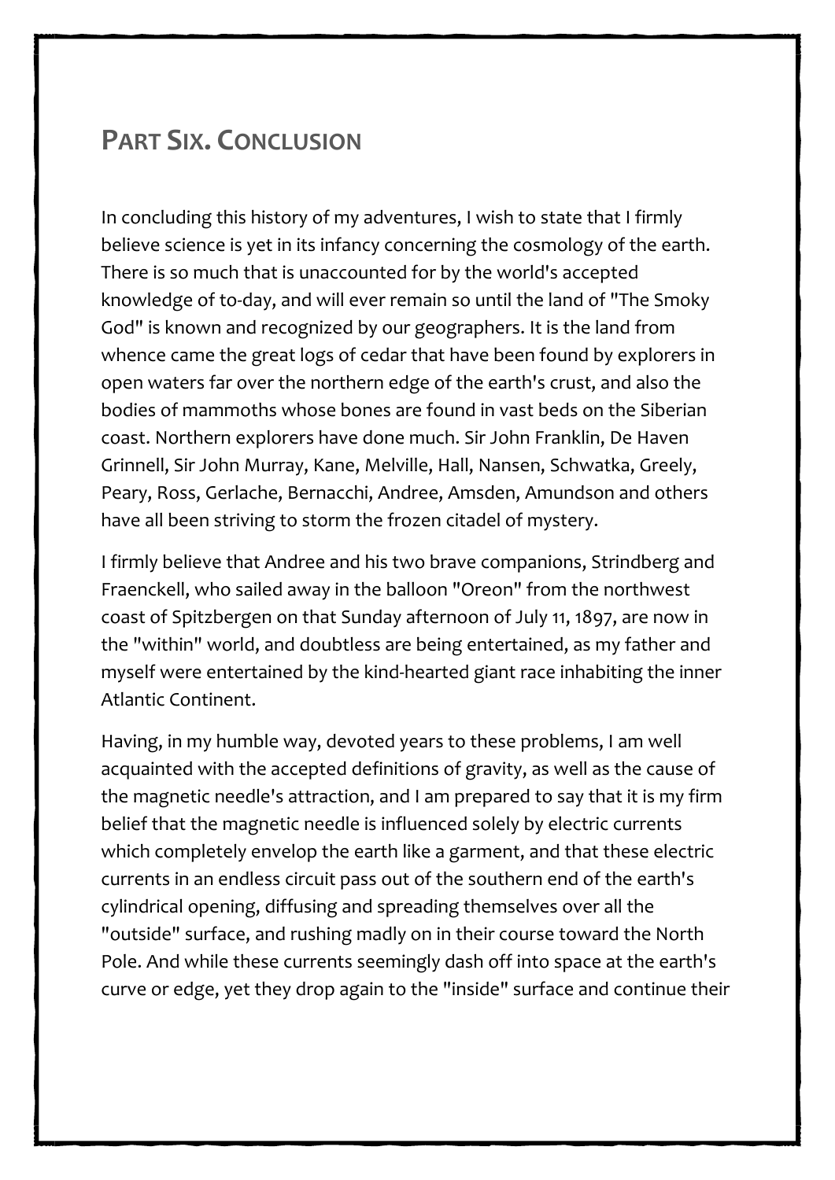## Part Six. Conclusion

In concluding this history of my adventures, I wish to state that I firmly believe science is yet in its infancy concerning the cosmology of the earth. There is so much that is unaccounted for by the world's accepted knowledge of to-day, and will ever remain so until the land of "The Smoky God" is known and recognized by our geographers. It is the land from whence came the great logs of cedar that have been found by explorers in open waters far over the northern edge of the earth's crust, and also the bodies of mammoths whose bones are found in vast beds on the Siberian coast. Northern explorers have done much. Sir John Franklin, De Haven Grinnell, Sir John Murray, Kane, Melville, Hall, Nansen, Schwatka, Greely, Peary, Ross, Gerlache, Bernacchi, Andree, Amsden, Amundson and others have all been striving to storm the frozen citadel of mystery.

I firmly believe that Andree and his two brave companions, Strindberg and Fraenckell, who sailed away in the balloon "Oreon" from the northwest coast of Spitzbergen on that Sunday afternoon of July 11, 1897, are now in the "within" world, and doubtless are being entertained, as my father and myself were entertained by the kind-hearted giant race inhabiting the inner Atlantic Continent.

Having, in my humble way, devoted years to these problems, I am well acquainted with the accepted definitions of gravity, as well as the cause of the magnetic needle's attraction, and I am prepared to say that it is my firm belief that the magnetic needle is influenced solely by electric currents which completely envelop the earth like a garment, and that these electric currents in an endless circuit pass out of the southern end of the earth's cylindrical opening, diffusing and spreading themselves over all the "outside" surface, and rushing madly on in their course toward the North Pole. And while these currents seemingly dash off into space at the earth's curve or edge, yet they drop again to the "inside" surface and continue their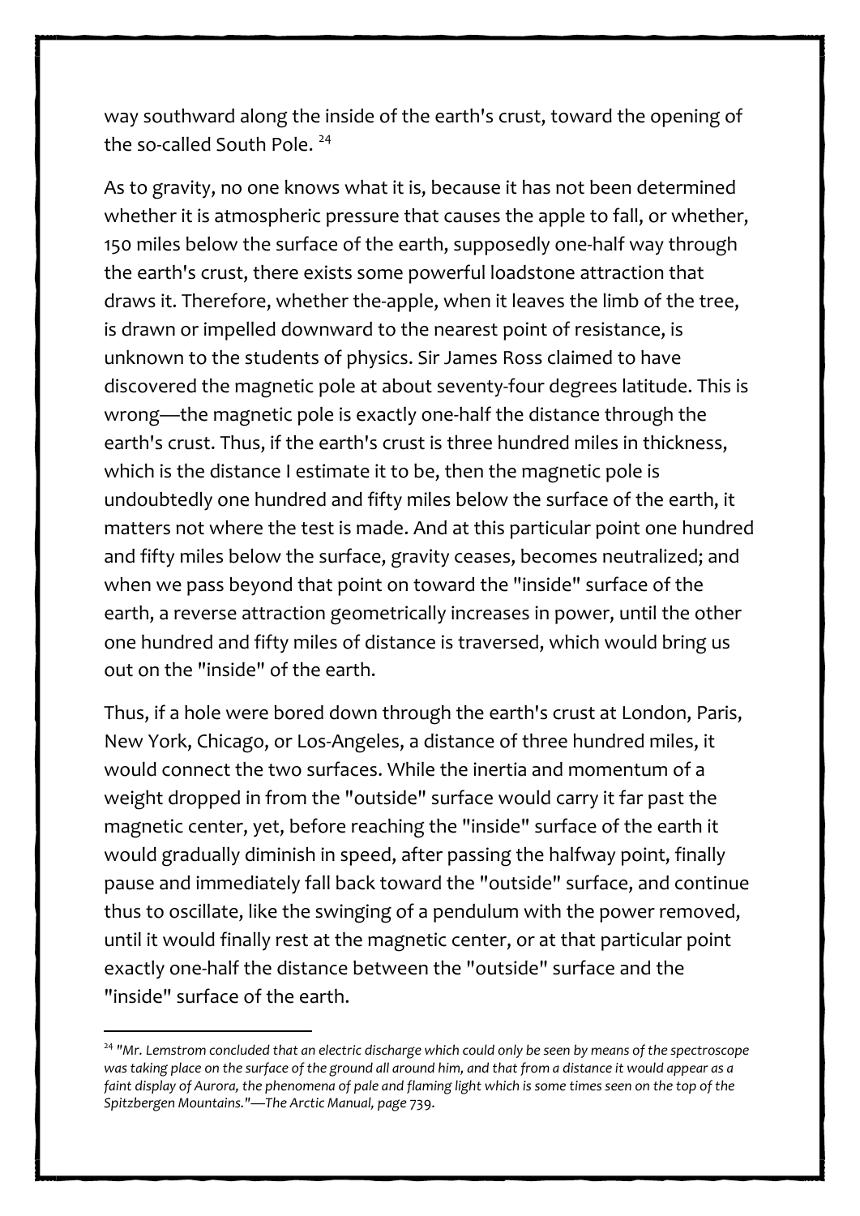way southward along the inside of the earth's crust, toward the opening of the so-called South Pole. [24]

As to gravity, no one knows what it is, because it has not been determined whether it is atmospheric pressure that causes the apple to fall, or whether, 150 miles below the surface of the earth, supposedly one-half way through the earth's crust, there exists some powerful loadstone attraction that draws it. Therefore, whether the-apple, when it leaves the limb of the tree, is drawn or impelled downward to the nearest point of resistance, is unknown to the students of physics. Sir James Ross claimed to have discovered the magnetic pole at about seventy-four degrees latitude. This is wrong—the magnetic pole is exactly one-half the distance through the earth's crust. Thus, if the earth's crust is three hundred miles in thickness, which is the distance I estimate it to be, then the magnetic pole is undoubtedly one hundred and fifty miles below the surface of the earth, it matters not where the test is made. And at this particular point one hundred and fifty miles below the surface, gravity ceases, becomes neutralized; and when we pass beyond that point on toward the "inside" surface of the earth, a reverse attraction geometrically increases in power, until the other one hundred and fifty miles of distance is traversed, which would bring us out on the "inside" of the earth.

Thus, if a hole were bored down through the earth's crust at London, Paris, New York, Chicago, or Los-Angeles, a distance of three hundred miles, it would connect the two surfaces. While the inertia and momentum of a weight dropped in from the "outside" surface would carry it far past the magnetic center, yet, before reaching the "inside" surface of the earth it would gradually diminish in speed, after passing the halfway point, finally pause and immediately fall back toward the "outside" surface, and continue thus to oscillate, like the swinging of a pendulum with the power removed, until it would finally rest at the magnetic center, or at that particular point exactly one-half the distance between the "outside" surface and the "inside" surface of the earth.

---

[24] *"Mr. Lemstrom concluded that an electric discharge which could only be seen by means of the spectroscope was taking place on the surface of the ground all around him, and that from a distance it would appear as a faint display of Aurora, the phenomena of pale and flaming light which is some times seen on the top of the Spitzbergen Mountains."—The Arctic Manual, page 739.*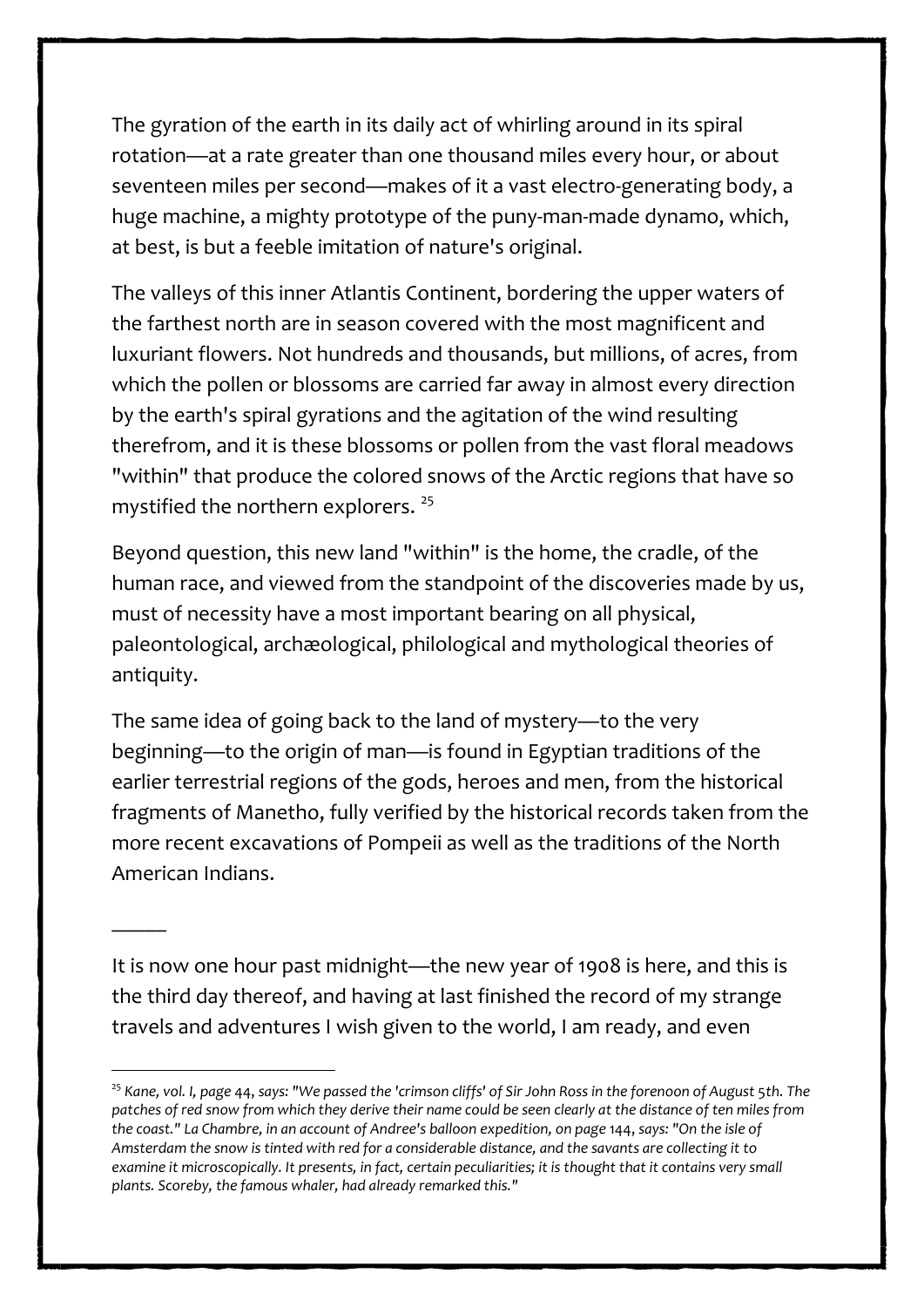The gyration of the earth in its daily act of whirling around in its spiral rotation—at a rate greater than one thousand miles every hour, or about seventeen miles per second—makes of it a vast electro-generating body, a huge machine, a mighty prototype of the puny-man-made dynamo, which, at best, is but a feeble imitation of nature's original.

The valleys of this inner Atlantis Continent, bordering the upper waters of the farthest north are in season covered with the most magnificent and luxuriant flowers. Not hundreds and thousands, but millions, of acres, from which the pollen or blossoms are carried far away in almost every direction by the earth's spiral gyrations and the agitation of the wind resulting therefrom, and it is these blossoms or pollen from the vast floral meadows "within" that produce the colored snows of the Arctic regions that have so mystified the northern explorers. [25]

Beyond question, this new land "within" is the home, the cradle, of the human race, and viewed from the standpoint of the discoveries made by us, must of necessity have a most important bearing on all physical, paleontological, archæological, philological and mythological theories of antiquity.

The same idea of going back to the land of mystery—to the very beginning—to the origin of man—is found in Egyptian traditions of the earlier terrestrial regions of the gods, heroes and men, from the historical fragments of Manetho, fully verified by the historical records taken from the more recent excavations of Pompeii as well as the traditions of the North American Indians.

———

It is now one hour past midnight—the new year of 1908 is here, and this is the third day thereof, and having at last finished the record of my strange travels and adventures I wish given to the world, I am ready, and even

---

[25] *Kane, vol. I, page 44, says: "We passed the 'crimson cliffs' of Sir John Ross in the forenoon of August 5th. The patches of red snow from which they derive their name could be seen clearly at the distance of ten miles from the coast." La Chambre, in an account of Andree's balloon expedition, on page 144, says: "On the isle of Amsterdam the snow is tinted with red for a considerable distance, and the savants are collecting it to examine it microscopically. It presents, in fact, certain peculiarities; it is thought that it contains very small plants. Scoreby, the famous whaler, had already remarked this."*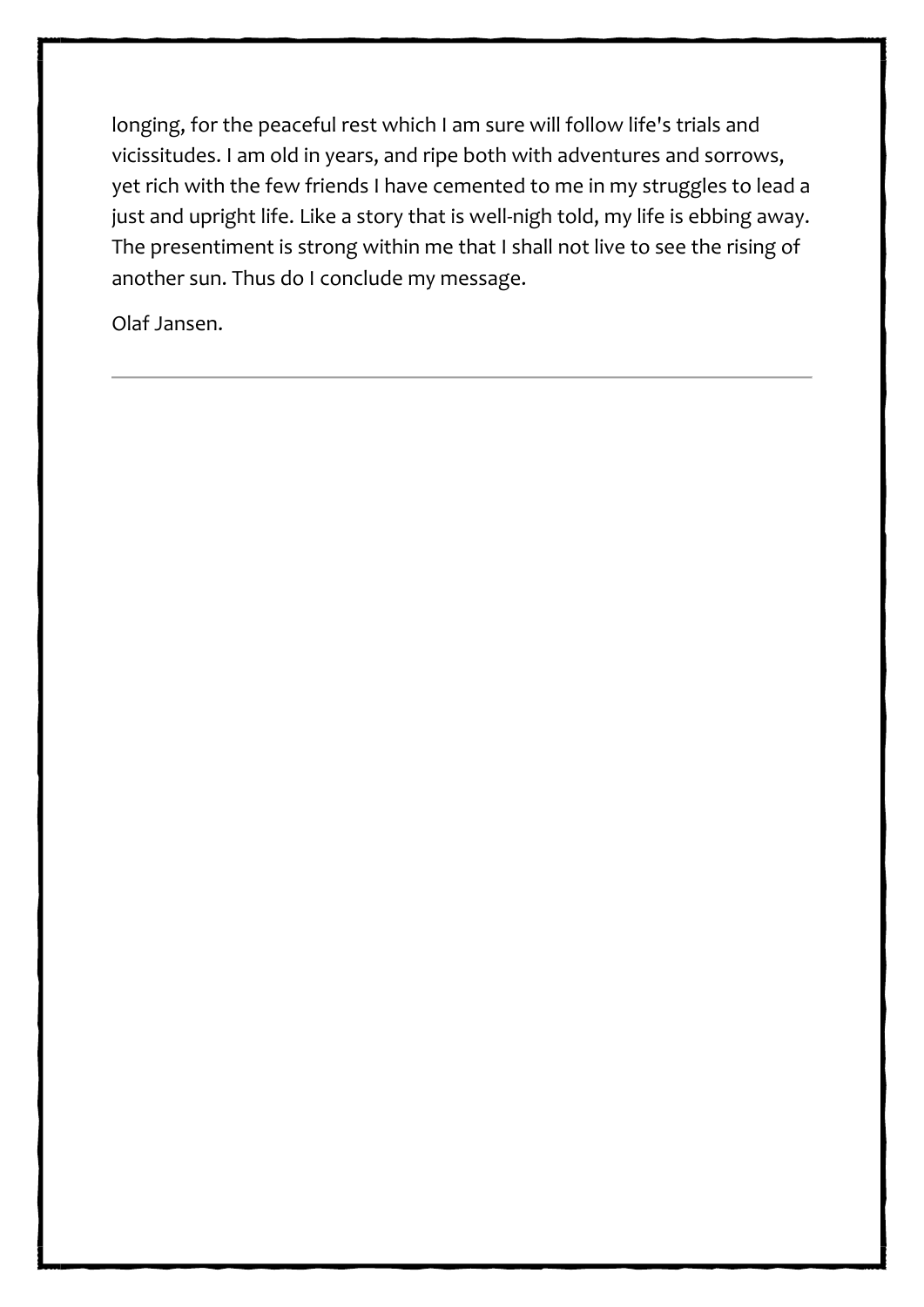longing, for the peaceful rest which I am sure will follow life's trials and vicissitudes. I am old in years, and ripe both with adventures and sorrows, yet rich with the few friends I have cemented to me in my struggles to lead a just and upright life. Like a story that is well-nigh told, my life is ebbing away. The presentiment is strong within me that I shall not live to see the rising of another sun. Thus do I conclude my message.

Olaf Jansen.

---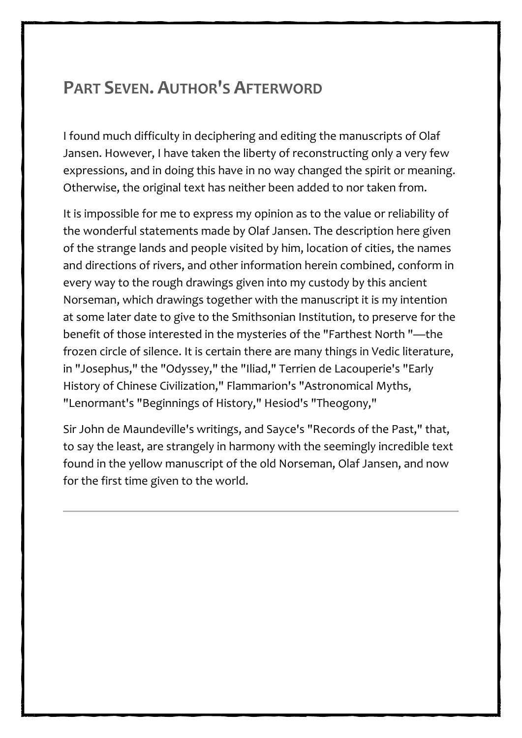## PART SEVEN. AUTHOR'S AFTERWORD

I found much difficulty in deciphering and editing the manuscripts of Olaf Jansen. However, I have taken the liberty of reconstructing only a very few expressions, and in doing this have in no way changed the spirit or meaning. Otherwise, the original text has neither been added to nor taken from.

It is impossible for me to express my opinion as to the value or reliability of the wonderful statements made by Olaf Jansen. The description here given of the strange lands and people visited by him, location of cities, the names and directions of rivers, and other information herein combined, conform in every way to the rough drawings given into my custody by this ancient Norseman, which drawings together with the manuscript it is my intention at some later date to give to the Smithsonian Institution, to preserve for the benefit of those interested in the mysteries of the "Farthest North "—the frozen circle of silence. It is certain there are many things in Vedic literature, in "Josephus," the "Odyssey," the "Iliad," Terrien de Lacouperie's "Early History of Chinese Civilization," Flammarion's "Astronomical Myths, "Lenormant's "Beginnings of History," Hesiod's "Theogony,"

Sir John de Maundeville's writings, and Sayce's "Records of the Past," that, to say the least, are strangely in harmony with the seemingly incredible text found in the yellow manuscript of the old Norseman, Olaf Jansen, and now for the first time given to the world.

---